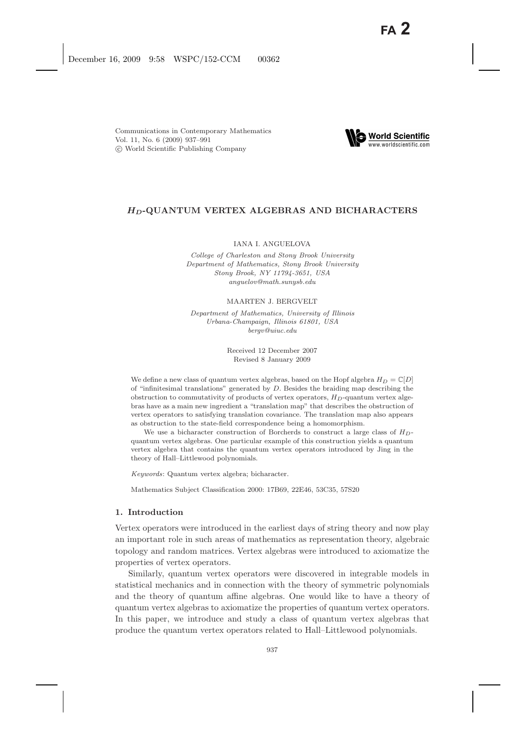# $H_D$-QUANTUM VERTEX ALGEBRAS AND BICHARACTERS

IANA I. ANGUELOVA

*College of Charleston and Stony Brook University*
*Department of Mathematics, Stony Brook University*
*Stony Brook, NY 11794-3651, USA*
*anguelov@math.sunysb.edu*

MAARTEN J. BERGVELT

*Department of Mathematics, University of Illinois*
*Urbana-Champaign, Illinois 61801, USA*
*bergv@uiuc.edu*

Received 12 December 2007
Revised 8 January 2009

We define a new class of quantum vertex algebras, based on the Hopf algebra $H_D = \mathbb{C}[D]$ of "infinitesimal translations" generated by $D$. Besides the braiding map describing the obstruction to commutativity of products of vertex operators, $H_D$-quantum vertex algebras have as a main new ingredient a "translation map" that describes the obstruction of vertex operators to satisfying translation covariance. The translation map also appears as obstruction to the state-field correspondence being a homomorphism.

We use a bicharacter construction of Borcherds to construct a large class of $H_D$-quantum vertex algebras. One particular example of this construction yields a quantum vertex algebra that contains the quantum vertex operators introduced by Jing in the theory of Hall–Littlewood polynomials.

*Keywords*: Quantum vertex algebra; bicharacter.

Mathematics Subject Classification 2000: 17B69, 22E46, 53C35, 57S20

## 1. Introduction

Vertex operators were introduced in the earliest days of string theory and now play an important role in such areas of mathematics as representation theory, algebraic topology and random matrices. Vertex algebras were introduced to axiomatize the properties of vertex operators.

Similarly, quantum vertex operators were discovered in integrable models in statistical mechanics and in connection with the theory of symmetric polynomials and the theory of quantum affine algebras. One would like to have a theory of quantum vertex algebras to axiomatize the properties of quantum vertex operators. In this paper, we introduce and study a class of quantum vertex algebras that produce the quantum vertex operators related to Hall–Littlewood polynomials.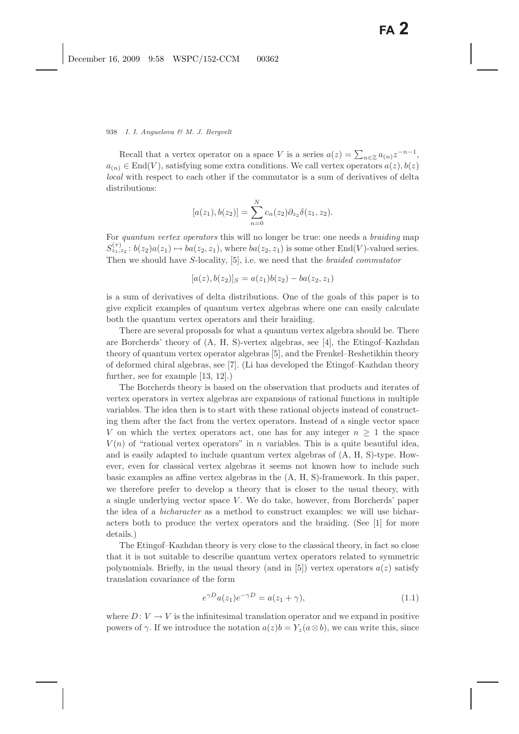Recall that a vertex operator on a space $V$ is a series $a(z) = \sum_{n\in\mathbb{Z}} a_{(n)} z^{-n-1}$, $a_{(n)} \in \mathrm{End}(V)$, satisfying some extra conditions. We call vertex operators $a(z), b(z)$ *local* with respect to each other if the commutator is a sum of derivatives of delta distributions:

$$[a(z_1), b(z_2)] = \sum_{n=0}^{N} c_n(z_2)\partial_{z_2}\delta(z_1, z_2).$$

For *quantum vertex operators* this will no longer be true: one needs a *braiding* map $S^{(\tau)}_{z_1,z_2} : b(z_2)a(z_1) \mapsto ba(z_2, z_1)$, where $ba(z_2, z_1)$ is some other $\mathrm{End}(V)$-valued series. Then we should have $S$-locality, [5], i.e. we need that the *braided commutator*

$$[a(z), b(z_2)]_S = a(z_1)b(z_2) - ba(z_2, z_1)$$

is a sum of derivatives of delta distributions. One of the goals of this paper is to give explicit examples of quantum vertex algebras where one can easily calculate both the quantum vertex operators and their braiding.

There are several proposals for what a quantum vertex algebra should be. There are Borcherds' theory of (A, H, S)-vertex algebras, see [4], the Etingof–Kazhdan theory of quantum vertex operator algebras [5], and the Frenkel–Reshetikhin theory of deformed chiral algebras, see [7]. (Li has developed the Etingof–Kazhdan theory further, see for example [13, 12].)

The Borcherds theory is based on the observation that products and iterates of vertex operators in vertex algebras are expansions of rational functions in multiple variables. The idea then is to start with these rational objects instead of constructing them after the fact from the vertex operators. Instead of a single vector space $V$ on which the vertex operators act, one has for any integer $n \geq 1$ the space $V(n)$ of "rational vertex operators" in $n$ variables. This is a quite beautiful idea, and is easily adapted to include quantum vertex algebras of (A, H, S)-type. However, even for classical vertex algebras it seems not known how to include such basic examples as affine vertex algebras in the (A, H, S)-framework. In this paper, we therefore prefer to develop a theory that is closer to the usual theory, with a single underlying vector space $V$. We do take, however, from Borcherds' paper the idea of a *bicharacter* as a method to construct examples: we will use bicharacters both to produce the vertex operators and the braiding. (See [1] for more details.)

The Etingof–Kazhdan theory is very close to the classical theory, in fact so close that it is not suitable to describe quantum vertex operators related to symmetric polynomials. Briefly, in the usual theory (and in [5]) vertex operators $a(z)$ satisfy translation covariance of the form

$$e^{\gamma D} a(z_1) e^{-\gamma D} = a(z_1 + \gamma), \tag{1.1}$$

where $D: V \to V$ is the infinitesimal translation operator and we expand in positive powers of $\gamma$. If we introduce the notation $a(z)b = Y_z(a \otimes b)$, we can write this, since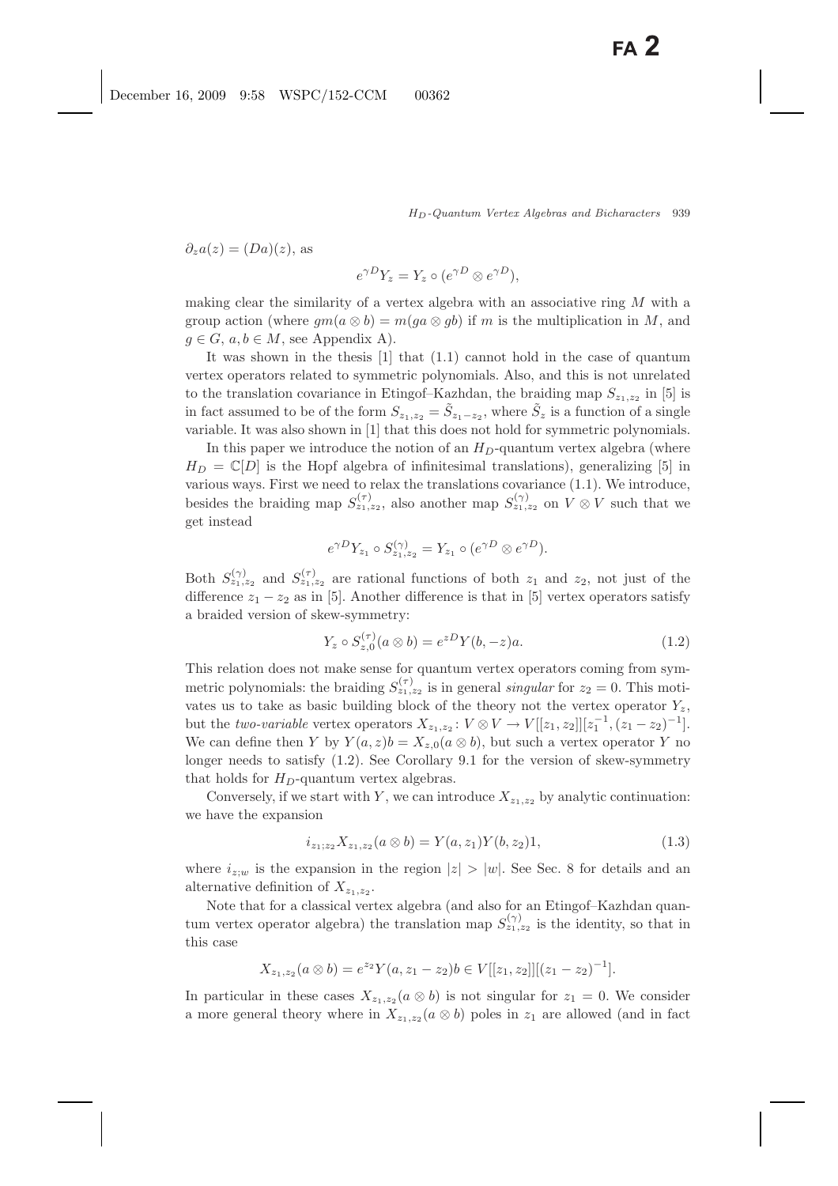$\partial_z a(z) = (Da)(z)$, as

$$e^{\gamma D} Y_z = Y_z \circ (e^{\gamma D} \otimes e^{\gamma D}),$$

making clear the similarity of a vertex algebra with an associative ring $M$ with a group action (where $gm(a \otimes b) = m(ga \otimes gb)$ if $m$ is the multiplication in $M$, and $g \in G$, $a, b \in M$, see Appendix A).

It was shown in the thesis [1] that (1.1) cannot hold in the case of quantum vertex operators related to symmetric polynomials. Also, and this is not unrelated to the translation covariance in Etingof–Kazhdan, the braiding map $S_{z_1,z_2}$ in [5] is in fact assumed to be of the form $S_{z_1,z_2} = \tilde{S}_{z_1-z_2}$, where $\tilde{S}_z$ is a function of a single variable. It was also shown in [1] that this does not hold for symmetric polynomials.

In this paper we introduce the notion of an $H_D$-quantum vertex algebra (where $H_D = \mathbb{C}[D]$ is the Hopf algebra of infinitesimal translations), generalizing [5] in various ways. First we need to relax the translations covariance (1.1). We introduce, besides the braiding map $S^{(\tau)}_{z_1,z_2}$, also another map $S^{(\gamma)}_{z_1,z_2}$ on $V \otimes V$ such that we get instead

$$e^{\gamma D} Y_{z_1} \circ S^{(\gamma)}_{z_1,z_2} = Y_{z_1} \circ (e^{\gamma D} \otimes e^{\gamma D}).$$

Both $S^{(\gamma)}_{z_1,z_2}$ and $S^{(\tau)}_{z_1,z_2}$ are rational functions of both $z_1$ and $z_2$, not just of the difference $z_1 - z_2$ as in [5]. Another difference is that in [5] vertex operators satisfy a braided version of skew-symmetry:

$$Y_z \circ S^{(\tau)}_{z,0}(a \otimes b) = e^{zD} Y(b, -z)a. \tag{1.2}$$

This relation does not make sense for quantum vertex operators coming from symmetric polynomials: the braiding $S^{(\tau)}_{z_1,z_2}$ is in general *singular* for $z_2 = 0$. This motivates us to take as basic building block of the theory not the vertex operator $Y_z$, but the *two-variable* vertex operators $X_{z_1,z_2}\colon V \otimes V \to V[[z_1, z_2]][z_1^{-1}, (z_1 - z_2)^{-1}]$. We can define then $Y$ by $Y(a, z)b = X_{z,0}(a \otimes b)$, but such a vertex operator $Y$ no longer needs to satisfy (1.2). See Corollary 9.1 for the version of skew-symmetry that holds for $H_D$-quantum vertex algebras.

Conversely, if we start with $Y$, we can introduce $X_{z_1,z_2}$ by analytic continuation: we have the expansion

$$i_{z_1;z_2} X_{z_1,z_2}(a \otimes b) = Y(a, z_1)Y(b, z_2)1, \tag{1.3}$$

where $i_{z;w}$ is the expansion in the region $|z| > |w|$. See Sec. 8 for details and an alternative definition of $X_{z_1,z_2}$.

Note that for a classical vertex algebra (and also for an Etingof–Kazhdan quantum vertex operator algebra) the translation map $S^{(\gamma)}_{z_1,z_2}$ is the identity, so that in this case

$$X_{z_1,z_2}(a \otimes b) = e^{z_2} Y(a, z_1 - z_2)b \in V[[z_1, z_2]][(z_1 - z_2)^{-1}].$$

In particular in these cases $X_{z_1,z_2}(a \otimes b)$ is not singular for $z_1 = 0$. We consider a more general theory where in $X_{z_1,z_2}(a \otimes b)$ poles in $z_1$ are allowed (and in fact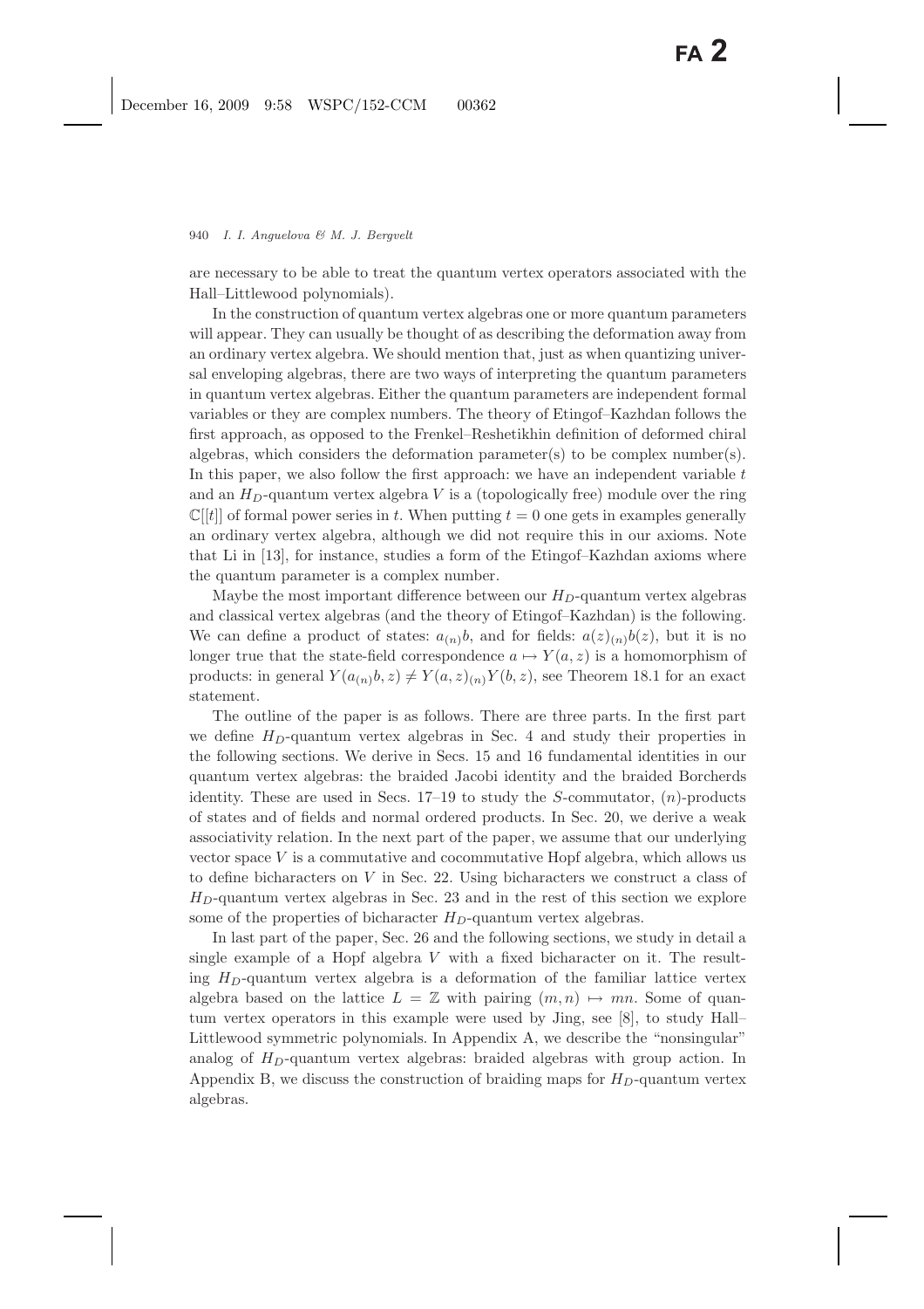are necessary to be able to treat the quantum vertex operators associated with the Hall–Littlewood polynomials).

In the construction of quantum vertex algebras one or more quantum parameters will appear. They can usually be thought of as describing the deformation away from an ordinary vertex algebra. We should mention that, just as when quantizing universal enveloping algebras, there are two ways of interpreting the quantum parameters in quantum vertex algebras. Either the quantum parameters are independent formal variables or they are complex numbers. The theory of Etingof–Kazhdan follows the first approach, as opposed to the Frenkel–Reshetikhin definition of deformed chiral algebras, which considers the deformation parameter(s) to be complex number(s). In this paper, we also follow the first approach: we have an independent variable $t$ and an $H_D$-quantum vertex algebra $V$ is a (topologically free) module over the ring $\mathbb{C}[[t]]$ of formal power series in $t$. When putting $t = 0$ one gets in examples generally an ordinary vertex algebra, although we did not require this in our axioms. Note that Li in [13], for instance, studies a form of the Etingof–Kazhdan axioms where the quantum parameter is a complex number.

Maybe the most important difference between our $H_D$-quantum vertex algebras and classical vertex algebras (and the theory of Etingof–Kazhdan) is the following. We can define a product of states: $a_{(n)}b$, and for fields: $a(z)_{(n)}b(z)$, but it is no longer true that the state-field correspondence $a \mapsto Y(a, z)$ is a homomorphism of products: in general $Y(a_{(n)}b, z) \neq Y(a, z)_{(n)}Y(b, z)$, see Theorem 18.1 for an exact statement.

The outline of the paper is as follows. There are three parts. In the first part we define $H_D$-quantum vertex algebras in Sec. 4 and study their properties in the following sections. We derive in Secs. 15 and 16 fundamental identities in our quantum vertex algebras: the braided Jacobi identity and the braided Borcherds identity. These are used in Secs. 17–19 to study the $S$-commutator, $(n)$-products of states and of fields and normal ordered products. In Sec. 20, we derive a weak associativity relation. In the next part of the paper, we assume that our underlying vector space $V$ is a commutative and cocommutative Hopf algebra, which allows us to define bicharacters on $V$ in Sec. 22. Using bicharacters we construct a class of $H_D$-quantum vertex algebras in Sec. 23 and in the rest of this section we explore some of the properties of bicharacter $H_D$-quantum vertex algebras.

In last part of the paper, Sec. 26 and the following sections, we study in detail a single example of a Hopf algebra $V$ with a fixed bicharacter on it. The resulting $H_D$-quantum vertex algebra is a deformation of the familiar lattice vertex algebra based on the lattice $L = \mathbb{Z}$ with pairing $(m, n) \mapsto mn$. Some of quantum vertex operators in this example were used by Jing, see [8], to study Hall–Littlewood symmetric polynomials. In Appendix A, we describe the "nonsingular" analog of $H_D$-quantum vertex algebras: braided algebras with group action. In Appendix B, we discuss the construction of braiding maps for $H_D$-quantum vertex algebras.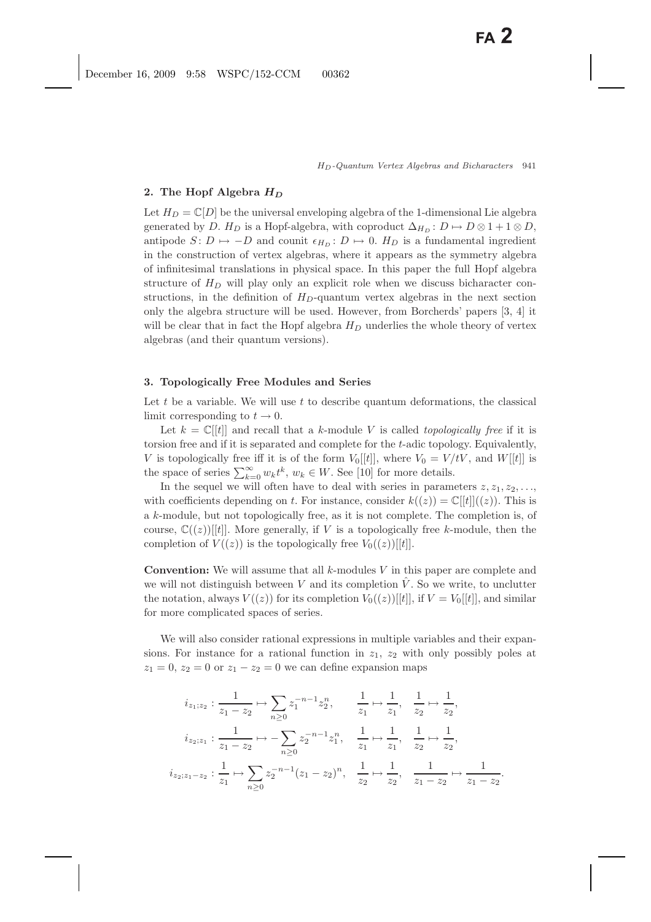## 2. The Hopf Algebra $H_D$

Let $H_D = \mathbb{C}[D]$ be the universal enveloping algebra of the 1-dimensional Lie algebra generated by $D$. $H_D$ is a Hopf-algebra, with coproduct $\Delta_{H_D}\colon D \mapsto D \otimes 1 + 1 \otimes D$, antipode $S\colon D \mapsto -D$ and counit $\epsilon_{H_D}\colon D \mapsto 0$. $H_D$ is a fundamental ingredient in the construction of vertex algebras, where it appears as the symmetry algebra of infinitesimal translations in physical space. In this paper the full Hopf algebra structure of $H_D$ will play only an explicit role when we discuss bicharacter constructions, in the definition of $H_D$-quantum vertex algebras in the next section only the algebra structure will be used. However, from Borcherds' papers [3, 4] it will be clear that in fact the Hopf algebra $H_D$ underlies the whole theory of vertex algebras (and their quantum versions).

## 3. Topologically Free Modules and Series

Let $t$ be a variable. We will use $t$ to describe quantum deformations, the classical limit corresponding to $t \to 0$.

Let $k = \mathbb{C}[[t]]$ and recall that a $k$-module $V$ is called *topologically free* if it is torsion free and if it is separated and complete for the $t$-adic topology. Equivalently, $V$ is topologically free iff it is of the form $V_0[[t]]$, where $V_0 = V/tV$, and $W[[t]]$ is the space of series $\sum_{k=0}^{\infty} w_k t^k$, $w_k \in W$. See [10] for more details.

In the sequel we will often have to deal with series in parameters $z, z_1, z_2, \ldots,$ with coefficients depending on $t$. For instance, consider $k((z)) = \mathbb{C}[[t]]((z))$. This is a $k$-module, but not topologically free, as it is not complete. The completion is, of course, $\mathbb{C}((z))[[t]]$. More generally, if $V$ is a topologically free $k$-module, then the completion of $V((z))$ is the topologically free $V_0((z))[[t]]$.

**Convention:** We will assume that all $k$-modules $V$ in this paper are complete and we will not distinguish between $V$ and its completion $\hat{V}$. So we write, to unclutter the notation, always $V((z))$ for its completion $V_0((z))[[t]]$, if $V = V_0[[t]]$, and similar for more complicated spaces of series.

We will also consider rational expressions in multiple variables and their expansions. For instance for a rational function in $z_1$, $z_2$ with only possibly poles at $z_1 = 0$, $z_2 = 0$ or $z_1 - z_2 = 0$ we can define expansion maps

$$
\begin{aligned}
i_{z_1;z_2} &: \frac{1}{z_1 - z_2} \mapsto \sum_{n \geq 0} z_1^{-n-1} z_2^n, \qquad \frac{1}{z_1} \mapsto \frac{1}{z_1}, \quad \frac{1}{z_2} \mapsto \frac{1}{z_2}, \\
i_{z_2;z_1} &: \frac{1}{z_1 - z_2} \mapsto -\sum_{n \geq 0} z_2^{-n-1} z_1^n, \quad \frac{1}{z_1} \mapsto \frac{1}{z_1}, \quad \frac{1}{z_2} \mapsto \frac{1}{z_2}, \\
i_{z_2;z_1 - z_2} &: \frac{1}{z_1} \mapsto \sum_{n \geq 0} z_2^{-n-1} (z_1 - z_2)^n, \quad \frac{1}{z_2} \mapsto \frac{1}{z_2}, \quad \frac{1}{z_1 - z_2} \mapsto \frac{1}{z_1 - z_2}.
\end{aligned}
$$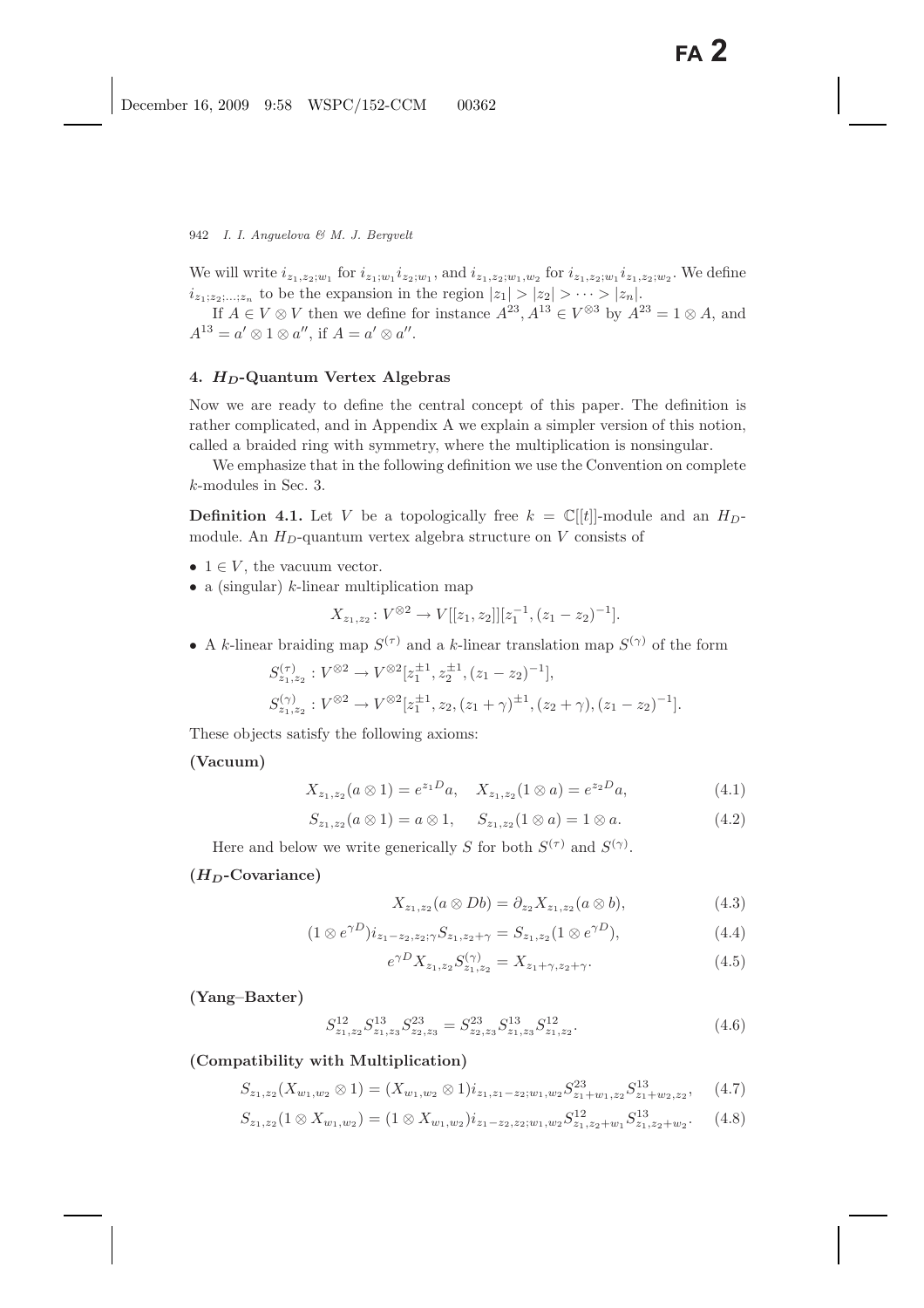We will write $i_{z_1,z_2;w_1}$ for $i_{z_1;w_1}i_{z_2;w_1}$, and $i_{z_1,z_2;w_1,w_2}$ for $i_{z_1,z_2;w_1}i_{z_1,z_2;w_2}$. We define $i_{z_1;z_2;\ldots;z_n}$ to be the expansion in the region $|z_1| > |z_2| > \cdots > |z_n|$.

If $A \in V \otimes V$ then we define for instance $A^{23}, A^{13} \in V^{\otimes 3}$ by $A^{23} = 1 \otimes A$, and $A^{13} = a' \otimes 1 \otimes a''$, if $A = a' \otimes a''$.

## 4. $H_D$-Quantum Vertex Algebras

Now we are ready to define the central concept of this paper. The definition is rather complicated, and in Appendix A we explain a simpler version of this notion, called a braided ring with symmetry, where the multiplication is nonsingular.

We emphasize that in the following definition we use the Convention on complete $k$-modules in Sec. 3.

**Definition 4.1.** Let $V$ be a topologically free $k = \mathbb{C}[[t]]$-module and an $H_D$-module. An $H_D$-quantum vertex algebra structure on $V$ consists of

- $1 \in V$, the vacuum vector.
- a (singular) $k$-linear multiplication map

$$X_{z_1,z_2} \colon V^{\otimes 2} \to V[[z_1, z_2]][z_1^{-1}, (z_1 - z_2)^{-1}].$$

- A $k$-linear braiding map $S^{(\tau)}$ and a $k$-linear translation map $S^{(\gamma)}$ of the form

$$S^{(\tau)}_{z_1,z_2} : V^{\otimes 2} \to V^{\otimes 2}[z_1^{\pm 1}, z_2^{\pm 1}, (z_1 - z_2)^{-1}],$$

$$S^{(\gamma)}_{z_1,z_2} : V^{\otimes 2} \to V^{\otimes 2}[z_1^{\pm 1}, z_2, (z_1 + \gamma)^{\pm 1}, (z_2 + \gamma), (z_1 - z_2)^{-1}].$$

These objects satisfy the following axioms:

**(Vacuum)**

$$X_{z_1,z_2}(a \otimes 1) = e^{z_1 D}a, \quad X_{z_1,z_2}(1 \otimes a) = e^{z_2 D}a, \tag{4.1}$$

$$S_{z_1,z_2}(a \otimes 1) = a \otimes 1, \quad S_{z_1,z_2}(1 \otimes a) = 1 \otimes a. \tag{4.2}$$

Here and below we write generically $S$ for both $S^{(\tau)}$ and $S^{(\gamma)}$.

**($H_D$-Covariance)**

$$X_{z_1,z_2}(a \otimes Db) = \partial_{z_2} X_{z_1,z_2}(a \otimes b), \tag{4.3}$$

$$(1 \otimes e^{\gamma D}) i_{z_1 - z_2, z_2;\gamma} S_{z_1,z_2+\gamma} = S_{z_1,z_2}(1 \otimes e^{\gamma D}), \tag{4.4}$$

$$e^{\gamma D} X_{z_1,z_2} S^{(\gamma)}_{z_1,z_2} = X_{z_1+\gamma,z_2+\gamma}. \tag{4.5}$$

**(Yang–Baxter)**

$$S^{12}_{z_1,z_2} S^{13}_{z_1,z_3} S^{23}_{z_2,z_3} = S^{23}_{z_2,z_3} S^{13}_{z_1,z_3} S^{12}_{z_1,z_2}. \tag{4.6}$$

**(Compatibility with Multiplication)**

$$S_{z_1,z_2}(X_{w_1,w_2} \otimes 1) = (X_{w_1,w_2} \otimes 1) i_{z_1,z_1-z_2;w_1,w_2} S^{23}_{z_1+w_1,z_2} S^{13}_{z_1+w_2,z_2}, \tag{4.7}$$

$$S_{z_1,z_2}(1 \otimes X_{w_1,w_2}) = (1 \otimes X_{w_1,w_2}) i_{z_1-z_2,z_2;w_1,w_2} S^{12}_{z_1,z_2+w_1} S^{13}_{z_1,z_2+w_2}. \tag{4.8}$$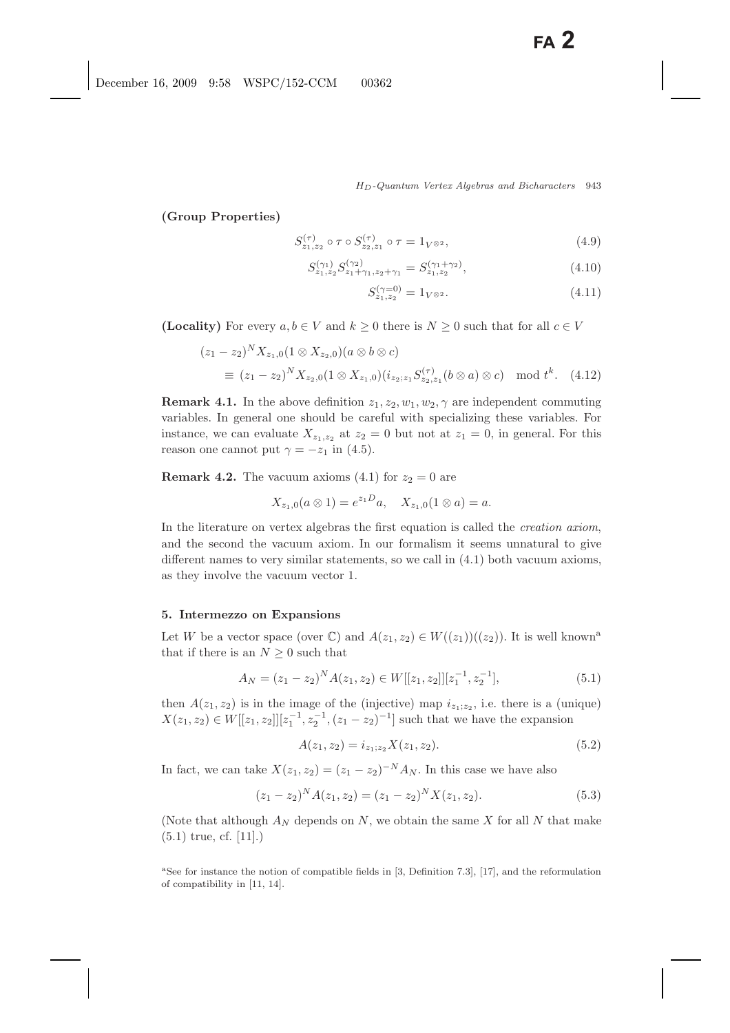**(Group Properties)**

$$S^{(\tau)}_{z_1,z_2} \circ \tau \circ S^{(\tau)}_{z_2,z_1} \circ \tau = 1_{V^{\otimes 2}}, \tag{4.9}$$

$$S^{(\gamma_1)}_{z_1,z_2} S^{(\gamma_2)}_{z_1+\gamma_1,z_2+\gamma_1} = S^{(\gamma_1+\gamma_2)}_{z_1,z_2}, \tag{4.10}$$

$$S^{(\gamma=0)}_{z_1,z_2} = 1_{V^{\otimes 2}}. \tag{4.11}$$

**(Locality)** For every $a, b \in V$ and $k \geq 0$ there is $N \geq 0$ such that for all $c \in V$

$$\begin{aligned}(z_1 - z_2)^N & X_{z_1,0}(1 \otimes X_{z_2,0})(a \otimes b \otimes c) \\ & \equiv (z_1 - z_2)^N X_{z_2,0}(1 \otimes X_{z_1,0})(i_{z_2;z_1} S^{(\tau)}_{z_2,z_1}(b \otimes a) \otimes c) \mod t^k. \end{aligned} \tag{4.12}$$

**Remark 4.1.** In the above definition $z_1, z_2, w_1, w_2, \gamma$ are independent commuting variables. In general one should be careful with specializing these variables. For instance, we can evaluate $X_{z_1,z_2}$ at $z_2 = 0$ but not at $z_1 = 0$, in general. For this reason one cannot put $\gamma = -z_1$ in (4.5).

**Remark 4.2.** The vacuum axioms (4.1) for $z_2 = 0$ are

$$X_{z_1,0}(a \otimes 1) = e^{z_1 D} a, \quad X_{z_1,0}(1 \otimes a) = a.$$

In the literature on vertex algebras the first equation is called the *creation axiom*, and the second the vacuum axiom. In our formalism it seems unnatural to give different names to very similar statements, so we call in (4.1) both vacuum axioms, as they involve the vacuum vector 1.

## 5. Intermezzo on Expansions

Let $W$ be a vector space (over $\mathbb{C}$) and $A(z_1, z_2) \in W((z_1))((z_2))$. It is well known[a] that if there is an $N \geq 0$ such that

$$A_N = (z_1 - z_2)^N A(z_1, z_2) \in W[[z_1, z_2]][z_1^{-1}, z_2^{-1}], \tag{5.1}$$

then $A(z_1, z_2)$ is in the image of the (injective) map $i_{z_1;z_2}$, i.e. there is a (unique) $X(z_1, z_2) \in W[[z_1, z_2]][z_1^{-1}, z_2^{-1}, (z_1 - z_2)^{-1}]$ such that we have the expansion

$$A(z_1, z_2) = i_{z_1;z_2} X(z_1, z_2). \tag{5.2}$$

In fact, we can take $X(z_1, z_2) = (z_1 - z_2)^{-N} A_N$. In this case we have also

$$(z_1 - z_2)^N A(z_1, z_2) = (z_1 - z_2)^N X(z_1, z_2). \tag{5.3}$$

(Note that although $A_N$ depends on $N$, we obtain the same $X$ for all $N$ that make (5.1) true, cf. [11].)

[a] See for instance the notion of compatible fields in [3, Definition 7.3], [17], and the reformulation of compatibility in [11, 14].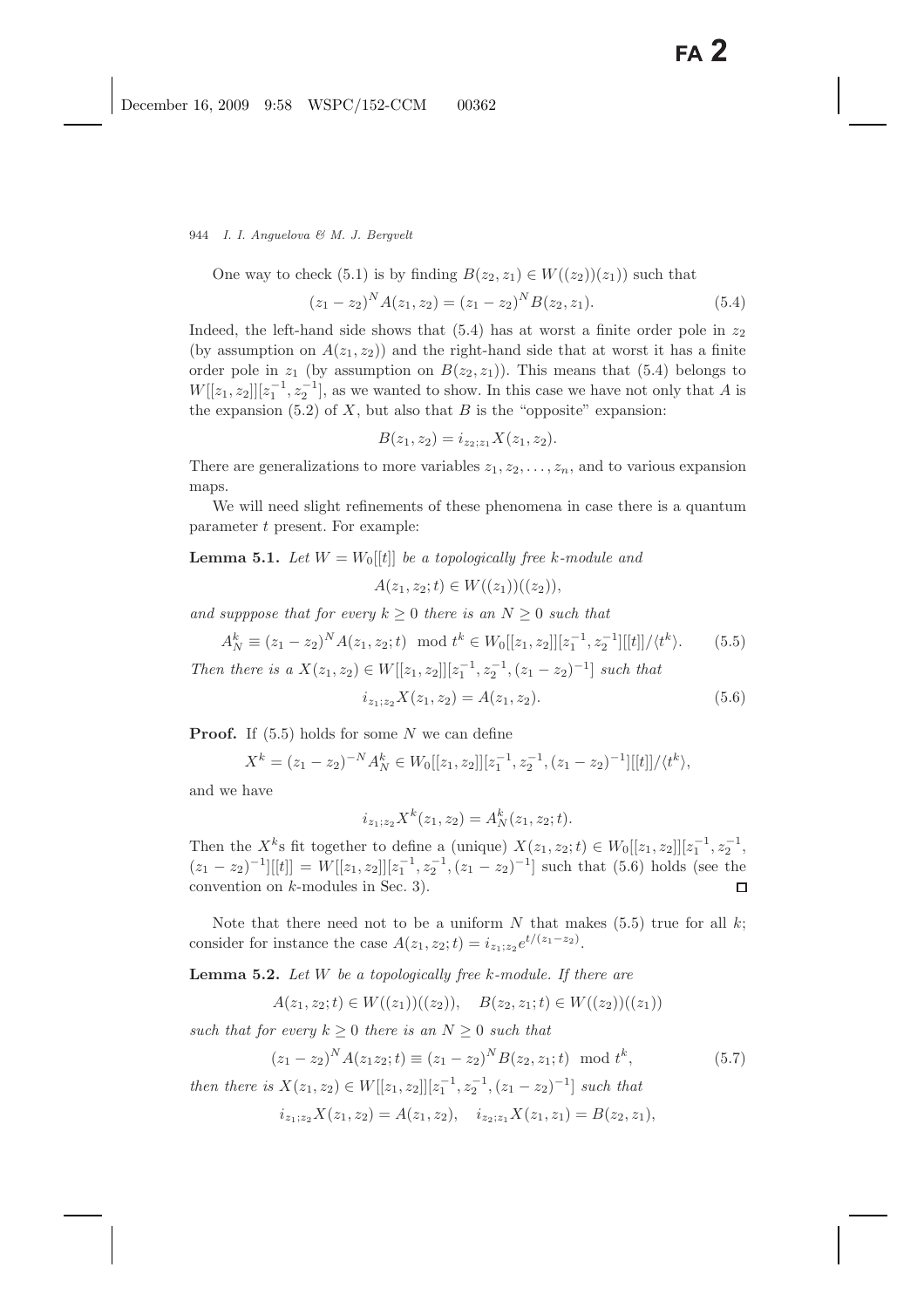One way to check (5.1) is by finding $B(z_2, z_1) \in W((z_2))(z_1))$ such that

$$(z_1 - z_2)^N A(z_1, z_2) = (z_1 - z_2)^N B(z_2, z_1). \tag{5.4}$$

Indeed, the left-hand side shows that (5.4) has at worst a finite order pole in $z_2$ (by assumption on $A(z_1, z_2)$) and the right-hand side that at worst it has a finite order pole in $z_1$ (by assumption on $B(z_2, z_1)$). This means that (5.4) belongs to $W[[z_1, z_2]][z_1^{-1}, z_2^{-1}]$, as we wanted to show. In this case we have not only that $A$ is the expansion (5.2) of $X$, but also that $B$ is the "opposite" expansion:

$$B(z_1, z_2) = i_{z_2;z_1} X(z_1, z_2).$$

There are generalizations to more variables $z_1, z_2, \ldots, z_n$, and to various expansion maps.

We will need slight refinements of these phenomena in case there is a quantum parameter $t$ present. For example:

**Lemma 5.1.** *Let $W = W_0[[t]]$ be a topologically free $k$-module and*

$$A(z_1, z_2; t) \in W((z_1))((z_2)),$$

*and supppose that for every $k \geq 0$ there is an $N \geq 0$ such that*

$$A_N^k \equiv (z_1 - z_2)^N A(z_1, z_2; t) \mod t^k \in W_0[[z_1, z_2]][z_1^{-1}, z_2^{-1}][[t]]/\langle t^k \rangle. \tag{5.5}$$

*Then there is a $X(z_1, z_2) \in W[[z_1, z_2]][z_1^{-1}, z_2^{-1}, (z_1 - z_2)^{-1}]$ such that*

$$i_{z_1;z_2} X(z_1, z_2) = A(z_1, z_2). \tag{5.6}$$

**Proof.** If (5.5) holds for some $N$ we can define

$$X^k = (z_1 - z_2)^{-N} A_N^k \in W_0[[z_1, z_2]][z_1^{-1}, z_2^{-1}, (z_1 - z_2)^{-1}][[t]]/\langle t^k \rangle,$$

and we have

$$i_{z_1;z_2} X^k(z_1, z_2) = A_N^k(z_1, z_2; t).$$

Then the $X^k$s fit together to define a (unique) $X(z_1, z_2; t) \in W_0[[z_1, z_2]][z_1^{-1}, z_2^{-1}, (z_1 - z_2)^{-1}][[t]] = W[[z_1, z_2]][z_1^{-1}, z_2^{-1}, (z_1 - z_2)^{-1}]$ such that (5.6) holds (see the convention on $k$-modules in Sec. 3). $\square$

Note that there need not to be a uniform $N$ that makes (5.5) true for all $k$; consider for instance the case $A(z_1, z_2; t) = i_{z_1;z_2} e^{t/(z_1 - z_2)}$.

**Lemma 5.2.** *Let $W$ be a topologically free $k$-module. If there are*

$$A(z_1, z_2; t) \in W((z_1))((z_2)), \quad B(z_2, z_1; t) \in W((z_2))((z_1))$$

*such that for every $k \geq 0$ there is an $N \geq 0$ such that*

$$(z_1 - z_2)^N A(z_1 z_2; t) \equiv (z_1 - z_2)^N B(z_2, z_1; t) \mod t^k, \tag{5.7}$$

*then there is $X(z_1, z_2) \in W[[z_1, z_2]][z_1^{-1}, z_2^{-1}, (z_1 - z_2)^{-1}]$ such that*

$$i_{z_1;z_2} X(z_1, z_2) = A(z_1, z_2), \quad i_{z_2;z_1} X(z_1, z_1) = B(z_2, z_1),$$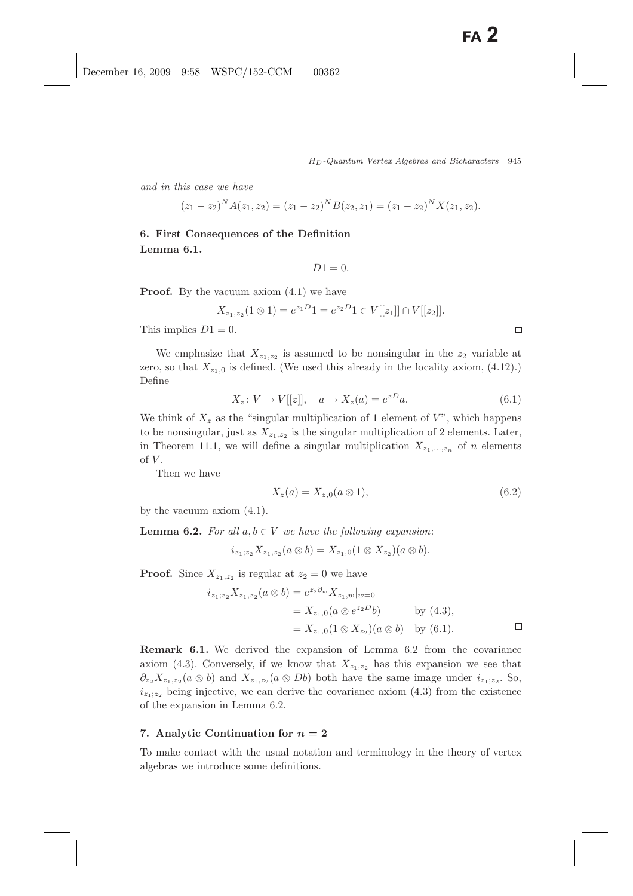*and in this case we have*

$$(z_1 - z_2)^N A(z_1, z_2) = (z_1 - z_2)^N B(z_2, z_1) = (z_1 - z_2)^N X(z_1, z_2).$$

## 6. First Consequences of the Definition

**Lemma 6.1.**

$$D1 = 0.$$

**Proof.** By the vacuum axiom (4.1) we have

$$X_{z_1,z_2}(1 \otimes 1) = e^{z_1 D}1 = e^{z_2 D}1 \in V[[z_1]] \cap V[[z_2]].$$

This implies $D1 = 0$. □

We emphasize that $X_{z_1,z_2}$ is assumed to be nonsingular in the $z_2$ variable at zero, so that $X_{z_1,0}$ is defined. (We used this already in the locality axiom, (4.12).) Define

$$X_z \colon V \to V[[z]], \quad a \mapsto X_z(a) = e^{zD}a. \tag{6.1}$$

We think of $X_z$ as the "singular multiplication of 1 element of $V$", which happens to be nonsingular, just as $X_{z_1,z_2}$ is the singular multiplication of 2 elements. Later, in Theorem 11.1, we will define a singular multiplication $X_{z_1,\ldots,z_n}$ of $n$ elements of $V$.

Then we have

$$X_z(a) = X_{z,0}(a \otimes 1), \tag{6.2}$$

by the vacuum axiom (4.1).

**Lemma 6.2.** *For all $a, b \in V$ we have the following expansion*:

$$i_{z_1;z_2} X_{z_1,z_2}(a \otimes b) = X_{z_1,0}(1 \otimes X_{z_2})(a \otimes b).$$

**Proof.** Since $X_{z_1,z_2}$ is regular at $z_2 = 0$ we have

$$\begin{aligned}
i_{z_1;z_2} X_{z_1,z_2}(a \otimes b) &= e^{z_2 \partial_w} X_{z_1,w}|_{w=0} \\
&= X_{z_1,0}(a \otimes e^{z_2 D} b) \qquad \text{by (4.3)}, \\
&= X_{z_1,0}(1 \otimes X_{z_2})(a \otimes b) \quad \text{by (6.1)}.
\end{aligned}$$

□

**Remark 6.1.** We derived the expansion of Lemma 6.2 from the covariance axiom (4.3). Conversely, if we know that $X_{z_1,z_2}$ has this expansion we see that $\partial_{z_2} X_{z_1,z_2}(a \otimes b)$ and $X_{z_1,z_2}(a \otimes Db)$ both have the same image under $i_{z_1;z_2}$. So, $i_{z_1;z_2}$ being injective, we can derive the covariance axiom (4.3) from the existence of the expansion in Lemma 6.2.

## 7. Analytic Continuation for $n = 2$

To make contact with the usual notation and terminology in the theory of vertex algebras we introduce some definitions.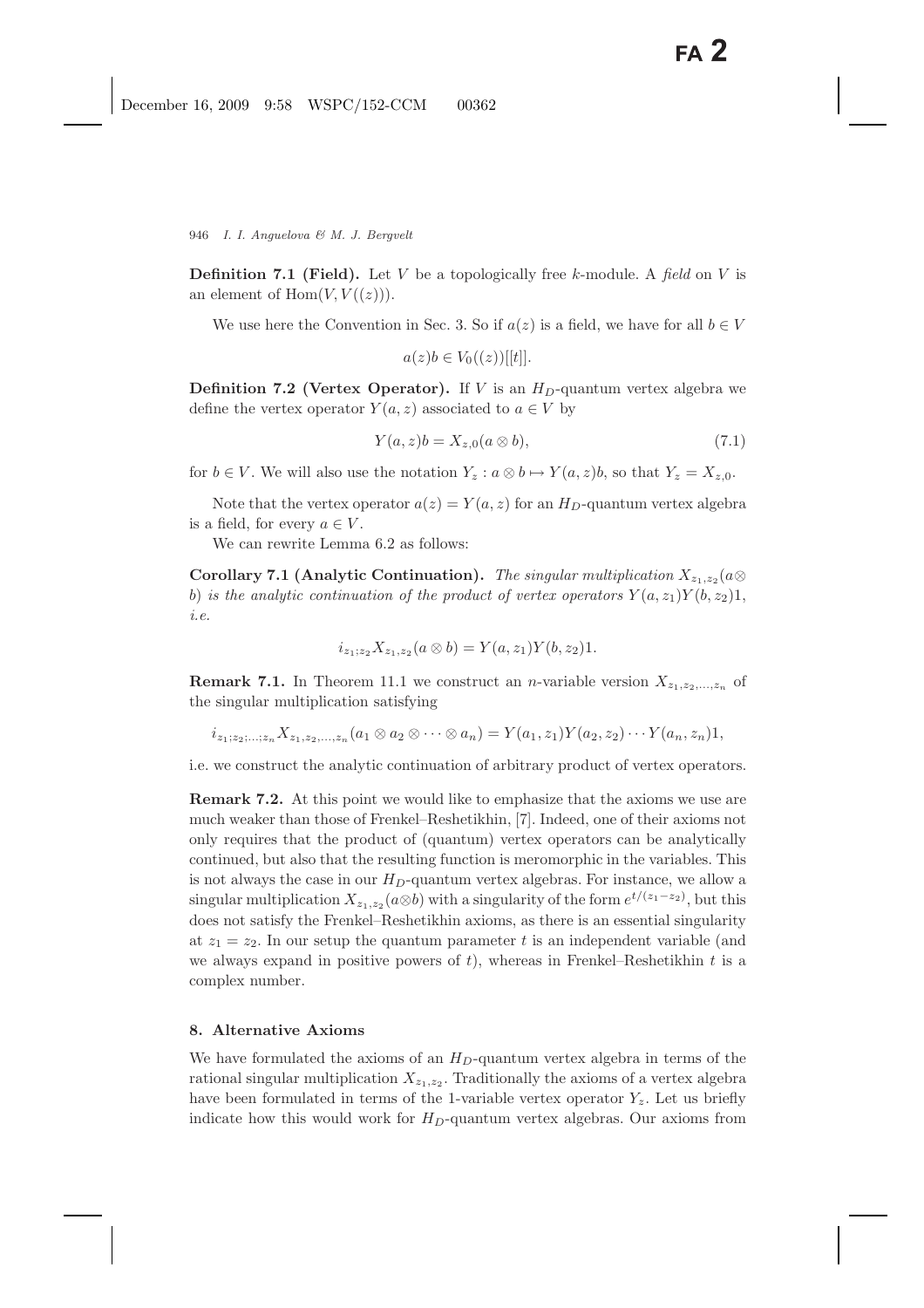**Definition 7.1 (Field).** Let $V$ be a topologically free $k$-module. A *field* on $V$ is an element of $\mathrm{Hom}(V, V((z)))$.

We use here the Convention in Sec. 3. So if $a(z)$ is a field, we have for all $b \in V$

$$a(z)b \in V_0((z))[[t]].$$

**Definition 7.2 (Vertex Operator).** If $V$ is an $H_D$-quantum vertex algebra we define the vertex operator $Y(a, z)$ associated to $a \in V$ by

$$Y(a, z)b = X_{z,0}(a \otimes b), \tag{7.1}$$

for $b \in V$. We will also use the notation $Y_z : a \otimes b \mapsto Y(a, z)b$, so that $Y_z = X_{z,0}$.

Note that the vertex operator $a(z) = Y(a, z)$ for an $H_D$-quantum vertex algebra is a field, for every $a \in V$.

We can rewrite Lemma 6.2 as follows:

**Corollary 7.1 (Analytic Continuation).** *The singular multiplication $X_{z_1,z_2}(a \otimes b)$ is the analytic continuation of the product of vertex operators $Y(a, z_1)Y(b, z_2)1$, i.e.*

$$i_{z_1;z_2} X_{z_1,z_2}(a \otimes b) = Y(a, z_1)Y(b, z_2)1.$$

**Remark 7.1.** In Theorem 11.1 we construct an $n$-variable version $X_{z_1,z_2,\ldots,z_n}$ of the singular multiplication satisfying

$$i_{z_1;z_2;\ldots;z_n} X_{z_1,z_2,\ldots,z_n}(a_1 \otimes a_2 \otimes \cdots \otimes a_n) = Y(a_1, z_1)Y(a_2, z_2) \cdots Y(a_n, z_n)1,$$

i.e. we construct the analytic continuation of arbitrary product of vertex operators.

**Remark 7.2.** At this point we would like to emphasize that the axioms we use are much weaker than those of Frenkel–Reshetikhin, [7]. Indeed, one of their axioms not only requires that the product of (quantum) vertex operators can be analytically continued, but also that the resulting function is meromorphic in the variables. This is not always the case in our $H_D$-quantum vertex algebras. For instance, we allow a singular multiplication $X_{z_1,z_2}(a \otimes b)$ with a singularity of the form $e^{t/(z_1 - z_2)}$, but this does not satisfy the Frenkel–Reshetikhin axioms, as there is an essential singularity at $z_1 = z_2$. In our setup the quantum parameter $t$ is an independent variable (and we always expand in positive powers of $t$), whereas in Frenkel–Reshetikhin $t$ is a complex number.

## 8. Alternative Axioms

We have formulated the axioms of an $H_D$-quantum vertex algebra in terms of the rational singular multiplication $X_{z_1,z_2}$. Traditionally the axioms of a vertex algebra have been formulated in terms of the 1-variable vertex operator $Y_z$. Let us briefly indicate how this would work for $H_D$-quantum vertex algebras. Our axioms from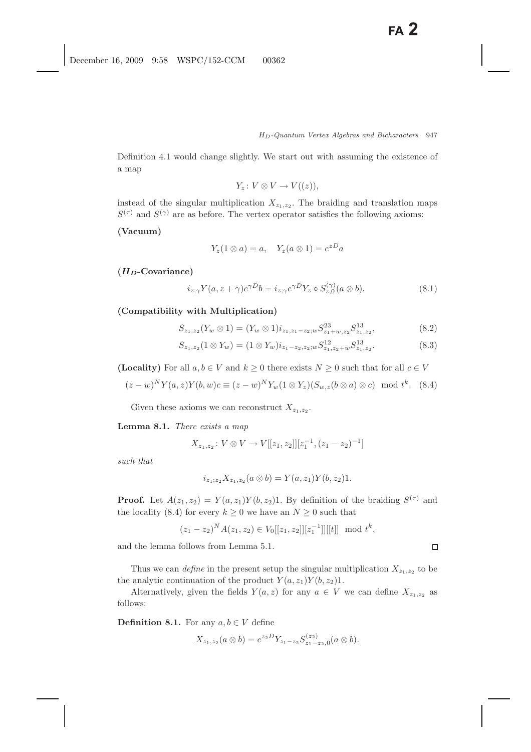Definition 4.1 would change slightly. We start out with assuming the existence of a map

$$Y_z \colon V \otimes V \to V((z)),$$

instead of the singular multiplication $X_{z_1,z_2}$. The braiding and translation maps $S^{(\tau)}$ and $S^{(\gamma)}$ are as before. The vertex operator satisfies the following axioms:

**(Vacuum)**

$$Y_z(1 \otimes a) = a, \quad Y_z(a \otimes 1) = e^{zD}a$$

**($H_D$-Covariance)**

$$i_{z;\gamma} Y(a, z+\gamma) e^{\gamma D} b = i_{z;\gamma} e^{\gamma D} Y_z \circ S^{(\gamma)}_{z,0}(a \otimes b). \tag{8.1}$$

**(Compatibility with Multiplication)**

$$S_{z_1,z_2}(Y_w \otimes 1) = (Y_w \otimes 1) i_{z_1,z_1-z_2;w} S^{23}_{z_1+w,z_2} S^{13}_{z_1,z_2}, \tag{8.2}$$

$$S_{z_1,z_2}(1 \otimes Y_w) = (1 \otimes Y_w) i_{z_1-z_2,z_2;w} S^{12}_{z_1,z_2+w} S^{13}_{z_1,z_2}. \tag{8.3}$$

**(Locality)** For all $a, b \in V$ and $k \geq 0$ there exists $N \geq 0$ such that for all $c \in V$

$$(z-w)^N Y(a,z) Y(b,w) c \equiv (z-w)^N Y_w(1 \otimes Y_z)(S_{w,z}(b \otimes a) \otimes c) \mod t^k. \tag{8.4}$$

Given these axioms we can reconstruct $X_{z_1,z_2}$.

**Lemma 8.1.** *There exists a map*

$$X_{z_1,z_2} \colon V \otimes V \to V[[z_1, z_2]][z_1^{-1}, (z_1 - z_2)^{-1}]$$

*such that*

$$i_{z_1;z_2} X_{z_1,z_2}(a \otimes b) = Y(a, z_1) Y(b, z_2) 1.$$

**Proof.** Let $A(z_1, z_2) = Y(a, z_1) Y(b, z_2) 1$. By definition of the braiding $S^{(\tau)}$ and the locality (8.4) for every $k \geq 0$ we have an $N \geq 0$ such that

$$(z_1 - z_2)^N A(z_1, z_2) \in V_0[[z_1, z_2]][z_1^{-1}]][[t]] \mod t^k,$$

and the lemma follows from Lemma 5.1. $\square$

Thus we can *define* in the present setup the singular multiplication $X_{z_1,z_2}$ to be the analytic continuation of the product $Y(a, z_1) Y(b, z_2) 1$.

Alternatively, given the fields $Y(a, z)$ for any $a \in V$ we can define $X_{z_1,z_2}$ as follows:

**Definition 8.1.** For any $a, b \in V$ define

$$X_{z_1,z_2}(a \otimes b) = e^{z_2 D} Y_{z_1 - z_2} S^{(z_2)}_{z_1 - z_2, 0}(a \otimes b).$$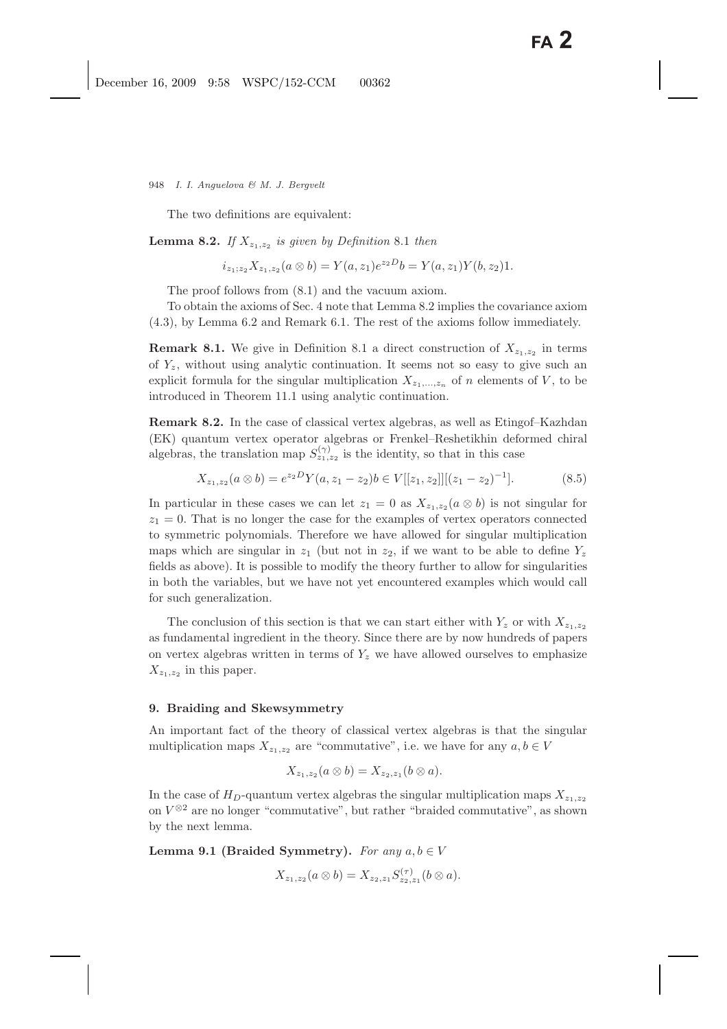The two definitions are equivalent:

**Lemma 8.2.** *If $X_{z_1,z_2}$ is given by Definition* 8.1 *then*

$$i_{z_1;z_2} X_{z_1,z_2}(a \otimes b) = Y(a, z_1)e^{z_2 D}b = Y(a, z_1)Y(b, z_2)1.$$

The proof follows from (8.1) and the vacuum axiom.

To obtain the axioms of Sec. 4 note that Lemma 8.2 implies the covariance axiom (4.3), by Lemma 6.2 and Remark 6.1. The rest of the axioms follow immediately.

**Remark 8.1.** We give in Definition 8.1 a direct construction of $X_{z_1,z_2}$ in terms of $Y_z$, without using analytic continuation. It seems not so easy to give such an explicit formula for the singular multiplication $X_{z_1,\dots,z_n}$ of $n$ elements of $V$, to be introduced in Theorem 11.1 using analytic continuation.

**Remark 8.2.** In the case of classical vertex algebras, as well as Etingof–Kazhdan (EK) quantum vertex operator algebras or Frenkel–Reshetikhin deformed chiral algebras, the translation map $S^{(\gamma)}_{z_1,z_2}$ is the identity, so that in this case

$$X_{z_1,z_2}(a \otimes b) = e^{z_2 D} Y(a, z_1 - z_2)b \in V[[z_1, z_2]][(z_1 - z_2)^{-1}]. \tag{8.5}$$

In particular in these cases we can let $z_1 = 0$ as $X_{z_1,z_2}(a \otimes b)$ is not singular for $z_1 = 0$. That is no longer the case for the examples of vertex operators connected to symmetric polynomials. Therefore we have allowed for singular multiplication maps which are singular in $z_1$ (but not in $z_2$, if we want to be able to define $Y_z$ fields as above). It is possible to modify the theory further to allow for singularities in both the variables, but we have not yet encountered examples which would call for such generalization.

The conclusion of this section is that we can start either with $Y_z$ or with $X_{z_1,z_2}$ as fundamental ingredient in the theory. Since there are by now hundreds of papers on vertex algebras written in terms of $Y_z$ we have allowed ourselves to emphasize $X_{z_1,z_2}$ in this paper.

## 9. Braiding and Skewsymmetry

An important fact of the theory of classical vertex algebras is that the singular multiplication maps $X_{z_1,z_2}$ are "commutative", i.e. we have for any $a, b \in V$

$$X_{z_1,z_2}(a \otimes b) = X_{z_2,z_1}(b \otimes a).$$

In the case of $H_D$-quantum vertex algebras the singular multiplication maps $X_{z_1,z_2}$ on $V^{\otimes 2}$ are no longer "commutative", but rather "braided commutative", as shown by the next lemma.

**Lemma 9.1 (Braided Symmetry).** *For any $a, b \in V$*

$$X_{z_1,z_2}(a \otimes b) = X_{z_2,z_1} S^{(\tau)}_{z_2,z_1}(b \otimes a).$$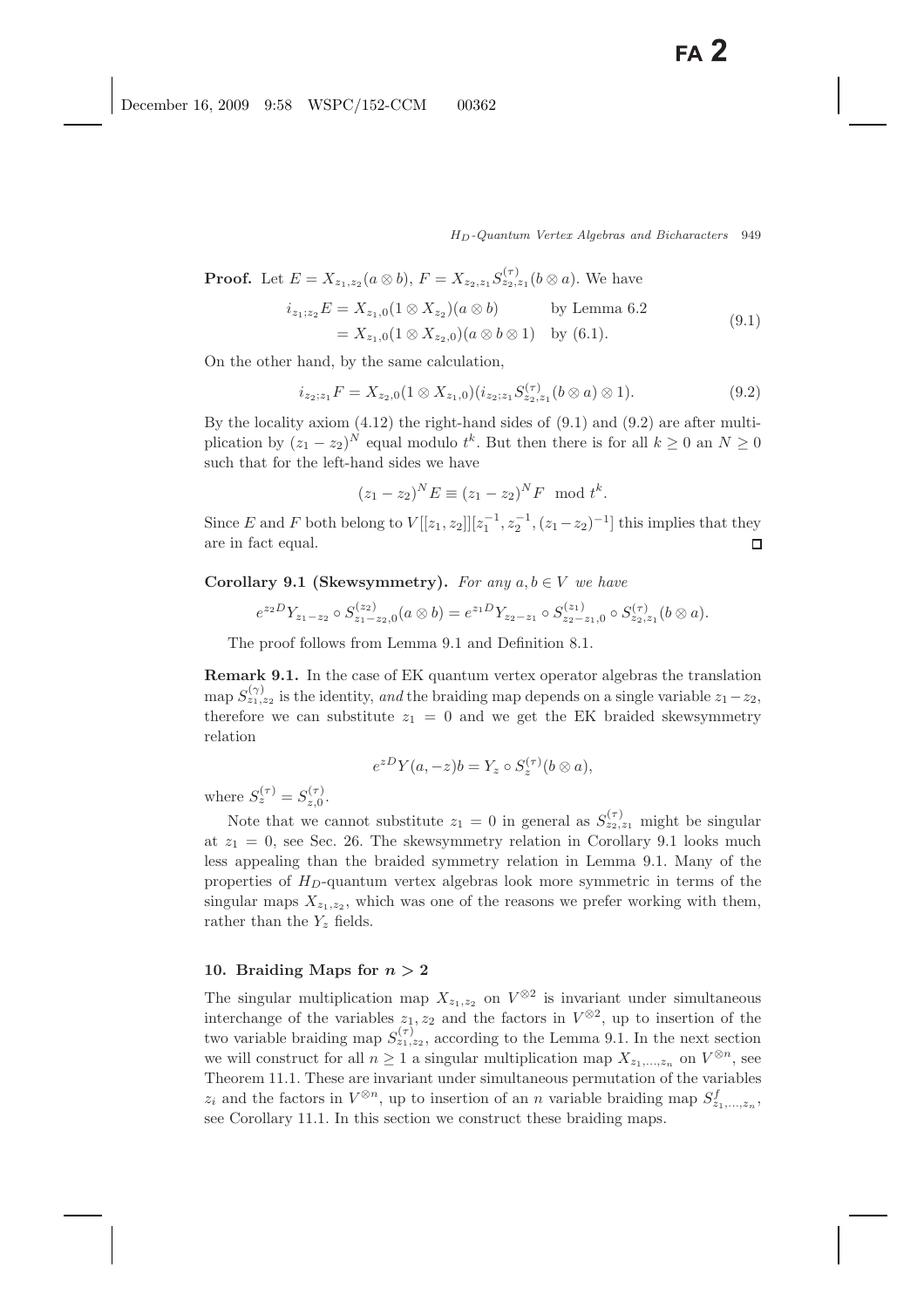**Proof.** Let $E = X_{z_1,z_2}(a \otimes b)$, $F = X_{z_2,z_1} S^{(\tau)}_{z_2,z_1}(b \otimes a)$. We have

$$
\begin{aligned}
i_{z_1;z_2} E &= X_{z_1,0}(1 \otimes X_{z_2})(a \otimes b) && \text{by Lemma 6.2} \\
&= X_{z_1,0}(1 \otimes X_{z_2,0})(a \otimes b \otimes 1) && \text{by (6.1).}
\end{aligned}
\tag{9.1}
$$

On the other hand, by the same calculation,

$$
i_{z_2;z_1} F = X_{z_2,0}(1 \otimes X_{z_1,0})(i_{z_2;z_1} S^{(\tau)}_{z_2,z_1}(b \otimes a) \otimes 1). \tag{9.2}
$$

By the locality axiom (4.12) the right-hand sides of (9.1) and (9.2) are after multiplication by $(z_1 - z_2)^N$ equal modulo $t^k$. But then there is for all $k \geq 0$ an $N \geq 0$ such that for the left-hand sides we have

$$
(z_1 - z_2)^N E \equiv (z_1 - z_2)^N F \mod t^k.
$$

Since $E$ and $F$ both belong to $V[[z_1, z_2]][z_1^{-1}, z_2^{-1}, (z_1 - z_2)^{-1}]$ this implies that they are in fact equal. $\square$

**Corollary 9.1 (Skewsymmetry).** *For any $a, b \in V$ we have*

$$
e^{z_2 D} Y_{z_1 - z_2} \circ S^{(z_2)}_{z_1 - z_2, 0}(a \otimes b) = e^{z_1 D} Y_{z_2 - z_1} \circ S^{(z_1)}_{z_2 - z_1, 0} \circ S^{(\tau)}_{z_2, z_1}(b \otimes a).
$$

The proof follows from Lemma 9.1 and Definition 8.1.

**Remark 9.1.** In the case of EK quantum vertex operator algebras the translation map $S^{(\gamma)}_{z_1,z_2}$ is the identity, *and* the braiding map depends on a single variable $z_1 - z_2$, therefore we can substitute $z_1 = 0$ and we get the EK braided skewsymmetry relation

$$
e^{zD} Y(a, -z) b = Y_z \circ S^{(\tau)}_z(b \otimes a),
$$

where $S^{(\tau)}_z = S^{(\tau)}_{z,0}$.

Note that we cannot substitute $z_1 = 0$ in general as $S^{(\tau)}_{z_2,z_1}$ might be singular at $z_1 = 0$, see Sec. 26. The skewsymmetry relation in Corollary 9.1 looks much less appealing than the braided symmetry relation in Lemma 9.1. Many of the properties of $H_D$-quantum vertex algebras look more symmetric in terms of the singular maps $X_{z_1,z_2}$, which was one of the reasons we prefer working with them, rather than the $Y_z$ fields.

## 10. Braiding Maps for $n > 2$

The singular multiplication map $X_{z_1,z_2}$ on $V^{\otimes 2}$ is invariant under simultaneous interchange of the variables $z_1, z_2$ and the factors in $V^{\otimes 2}$, up to insertion of the two variable braiding map $S^{(\tau)}_{z_1,z_2}$, according to the Lemma 9.1. In the next section we will construct for all $n \geq 1$ a singular multiplication map $X_{z_1,\ldots,z_n}$ on $V^{\otimes n}$, see Theorem 11.1. These are invariant under simultaneous permutation of the variables $z_i$ and the factors in $V^{\otimes n}$, up to insertion of an $n$ variable braiding map $S^f_{z_1,\ldots,z_n}$, see Corollary 11.1. In this section we construct these braiding maps.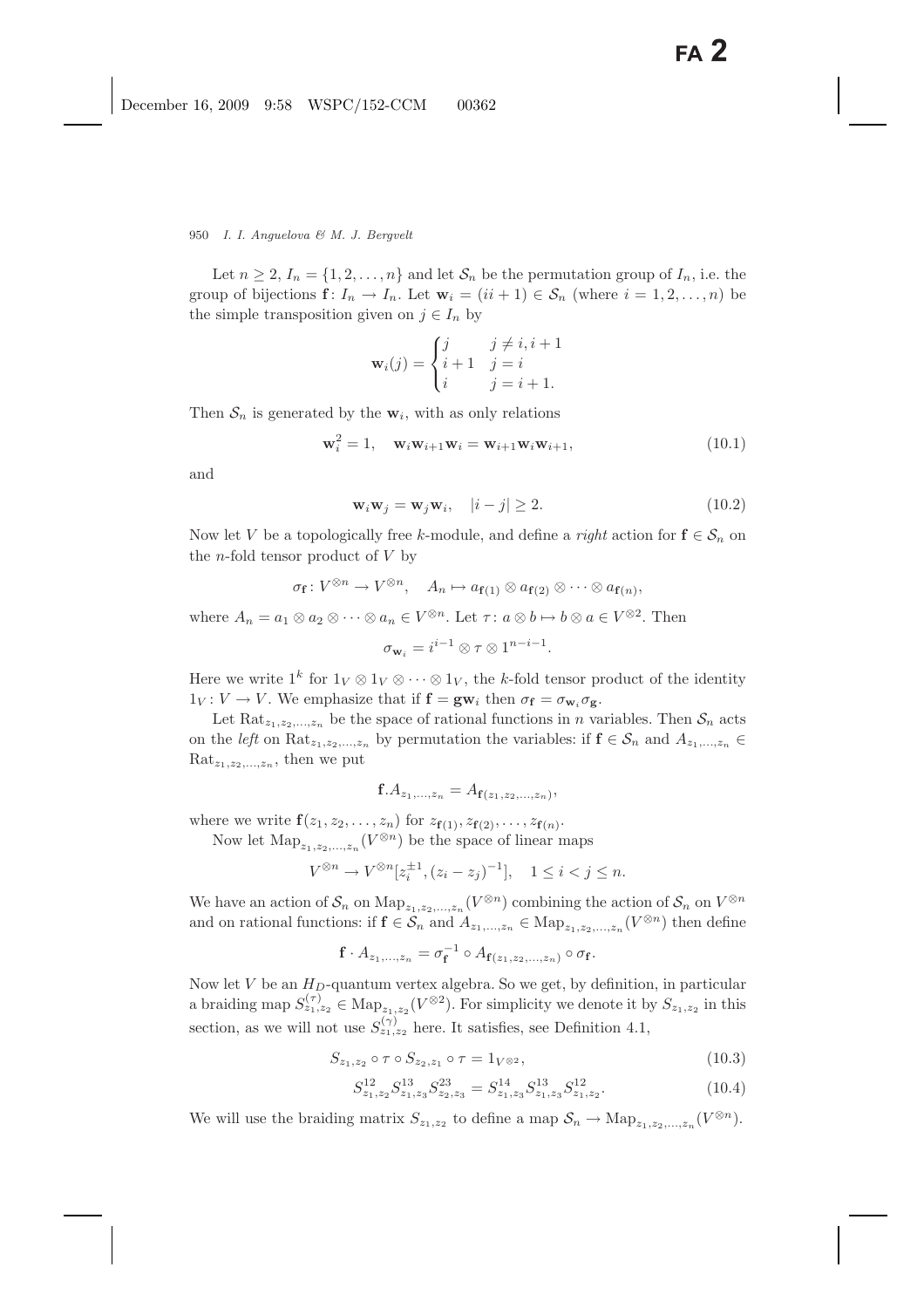Let $n \geq 2$, $I_n = \{1, 2, \ldots, n\}$ and let $\mathcal{S}_n$ be the permutation group of $I_n$, i.e. the group of bijections $\mathbf{f}\colon I_n \to I_n$. Let $\mathbf{w}_i = (ii+1) \in \mathcal{S}_n$ (where $i = 1, 2, \ldots, n$) be the simple transposition given on $j \in I_n$ by

$$\mathbf{w}_i(j) = \begin{cases} j & j \neq i, i+1 \\ i+1 & j = i \\ i & j = i+1. \end{cases}$$

Then $\mathcal{S}_n$ is generated by the $\mathbf{w}_i$, with as only relations

$$\mathbf{w}_i^2 = 1, \quad \mathbf{w}_i \mathbf{w}_{i+1} \mathbf{w}_i = \mathbf{w}_{i+1} \mathbf{w}_i \mathbf{w}_{i+1}, \tag{10.1}$$

and

$$\mathbf{w}_i \mathbf{w}_j = \mathbf{w}_j \mathbf{w}_i, \quad |i - j| \geq 2. \tag{10.2}$$

Now let $V$ be a topologically free $k$-module, and define a *right* action for $\mathbf{f} \in \mathcal{S}_n$ on the $n$-fold tensor product of $V$ by

$$\sigma_{\mathbf{f}}\colon V^{\otimes n} \to V^{\otimes n}, \quad A_n \mapsto a_{\mathbf{f}(1)} \otimes a_{\mathbf{f}(2)} \otimes \cdots \otimes a_{\mathbf{f}(n)},$$

where $A_n = a_1 \otimes a_2 \otimes \cdots \otimes a_n \in V^{\otimes n}$. Let $\tau\colon a \otimes b \mapsto b \otimes a \in V^{\otimes 2}$. Then

$$\sigma_{\mathbf{w}_i} = i^{i-1} \otimes \tau \otimes 1^{n-i-1}.$$

Here we write $1^k$ for $1_V \otimes 1_V \otimes \cdots \otimes 1_V$, the $k$-fold tensor product of the identity $1_V\colon V \to V$. We emphasize that if $\mathbf{f} = \mathbf{g}\mathbf{w}_i$ then $\sigma_{\mathbf{f}} = \sigma_{\mathbf{w}_i} \sigma_{\mathbf{g}}$.

Let $\mathrm{Rat}_{z_1, z_2, \ldots, z_n}$ be the space of rational functions in $n$ variables. Then $\mathcal{S}_n$ acts on the *left* on $\mathrm{Rat}_{z_1, z_2, \ldots, z_n}$ by permutation the variables: if $\mathbf{f} \in \mathcal{S}_n$ and $A_{z_1, \ldots, z_n} \in \mathrm{Rat}_{z_1, z_2, \ldots, z_n}$, then we put

$$\mathbf{f}.A_{z_1, \ldots, z_n} = A_{\mathbf{f}(z_1, z_2, \ldots, z_n)},$$

where we write $\mathbf{f}(z_1, z_2, \ldots, z_n)$ for $z_{\mathbf{f}(1)}, z_{\mathbf{f}(2)}, \ldots, z_{\mathbf{f}(n)}$.

Now let $\mathrm{Map}_{z_1, z_2, \ldots, z_n}(V^{\otimes n})$ be the space of linear maps

$$V^{\otimes n} \to V^{\otimes n}[z_i^{\pm 1}, (z_i - z_j)^{-1}], \quad 1 \leq i < j \leq n.$$

We have an action of $\mathcal{S}_n$ on $\mathrm{Map}_{z_1, z_2, \ldots, z_n}(V^{\otimes n})$ combining the action of $\mathcal{S}_n$ on $V^{\otimes n}$ and on rational functions: if $\mathbf{f} \in \mathcal{S}_n$ and $A_{z_1, \ldots, z_n} \in \mathrm{Map}_{z_1, z_2, \ldots, z_n}(V^{\otimes n})$ then define

$$\mathbf{f} \cdot A_{z_1, \ldots, z_n} = \sigma_{\mathbf{f}}^{-1} \circ A_{\mathbf{f}(z_1, z_2, \ldots, z_n)} \circ \sigma_{\mathbf{f}}.$$

Now let $V$ be an $H_D$-quantum vertex algebra. So we get, by definition, in particular a braiding map $S^{(\tau)}_{z_1, z_2} \in \mathrm{Map}_{z_1, z_2}(V^{\otimes 2})$. For simplicity we denote it by $S_{z_1, z_2}$ in this section, as we will not use $S^{(\gamma)}_{z_1, z_2}$ here. It satisfies, see Definition 4.1,

$$S_{z_1, z_2} \circ \tau \circ S_{z_2, z_1} \circ \tau = 1_{V^{\otimes 2}}, \tag{10.3}$$

$$S^{12}_{z_1, z_2} S^{13}_{z_1, z_3} S^{23}_{z_2, z_3} = S^{14}_{z_1, z_3} S^{13}_{z_1, z_3} S^{12}_{z_1, z_2}. \tag{10.4}$$

We will use the braiding matrix $S_{z_1, z_2}$ to define a map $\mathcal{S}_n \to \mathrm{Map}_{z_1, z_2, \ldots, z_n}(V^{\otimes n})$.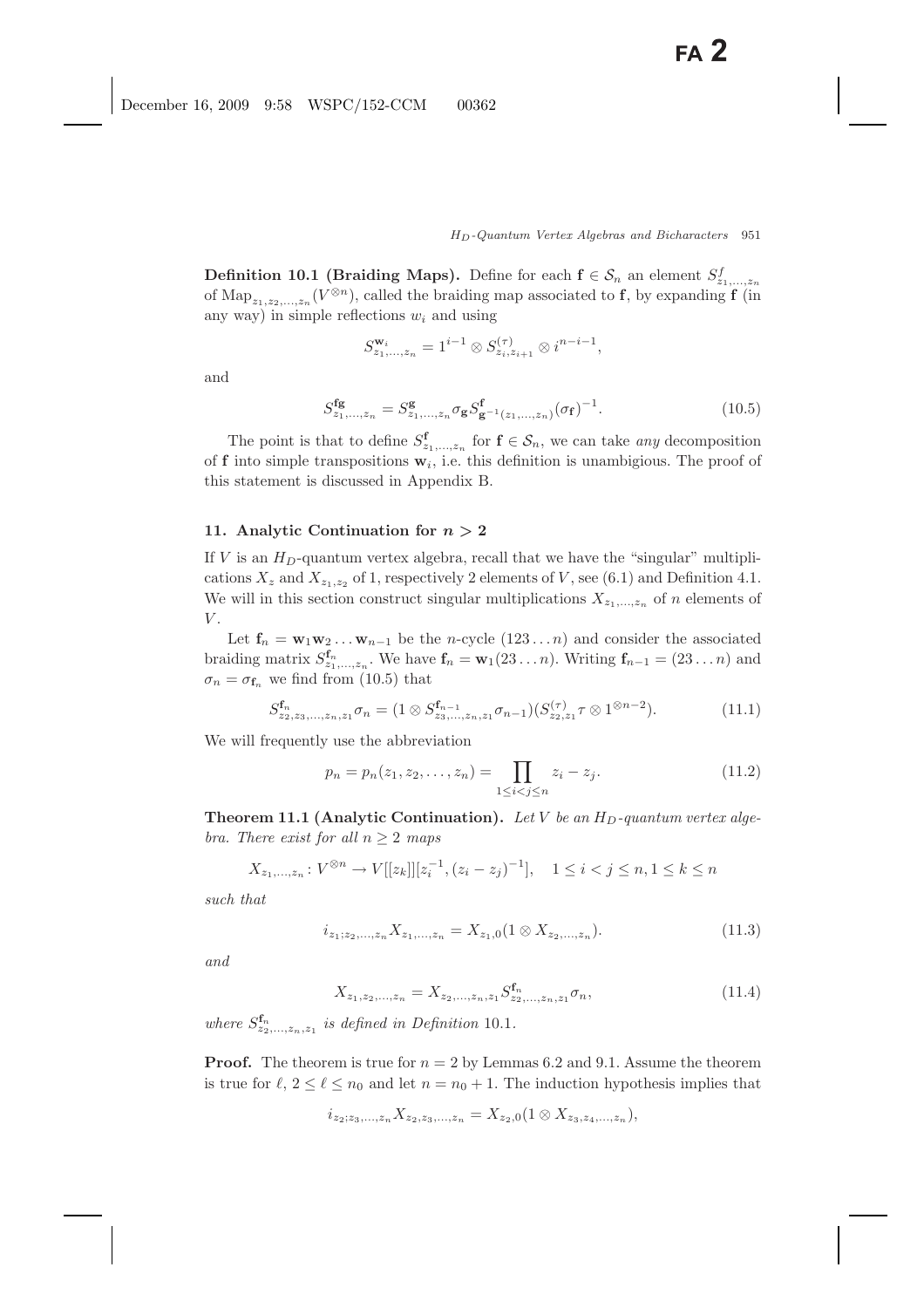**Definition 10.1 (Braiding Maps).** Define for each $\mathbf{f} \in \mathcal{S}_n$ an element $S^{f}_{z_1,\dots,z_n}$ of $\mathrm{Map}_{z_1,z_2,\dots,z_n}(V^{\otimes n})$, called the braiding map associated to $\mathbf{f}$, by expanding $\mathbf{f}$ (in any way) in simple reflections $w_i$ and using

$$S^{\mathbf{w}_i}_{z_1,\dots,z_n} = 1^{i-1} \otimes S^{(\tau)}_{z_i,z_{i+1}} \otimes i^{n-i-1},$$

and

$$S^{\mathbf{fg}}_{z_1,\dots,z_n} = S^{\mathbf{g}}_{z_1,\dots,z_n} \sigma_{\mathbf{g}} S^{\mathbf{f}}_{\mathbf{g}^{-1}(z_1,\dots,z_n)} (\sigma_{\mathbf{f}})^{-1}. \tag{10.5}$$

The point is that to define $S^{\mathbf{f}}_{z_1,\dots,z_n}$ for $\mathbf{f} \in \mathcal{S}_n$, we can take *any* decomposition of $\mathbf{f}$ into simple transpositions $\mathbf{w}_i$, i.e. this definition is unambigious. The proof of this statement is discussed in Appendix B.

## 11. Analytic Continuation for $n > 2$

If $V$ is an $H_D$-quantum vertex algebra, recall that we have the "singular" multiplications $X_z$ and $X_{z_1,z_2}$ of 1, respectively 2 elements of $V$, see (6.1) and Definition 4.1. We will in this section construct singular multiplications $X_{z_1,\dots,z_n}$ of $n$ elements of $V$.

Let $\mathbf{f}_n = \mathbf{w}_1\mathbf{w}_2\dots\mathbf{w}_{n-1}$ be the $n$-cycle $(123\dots n)$ and consider the associated braiding matrix $S^{\mathbf{f}_n}_{z_1,\dots,z_n}$. We have $\mathbf{f}_n = \mathbf{w}_1(23\dots n)$. Writing $\mathbf{f}_{n-1} = (23\dots n)$ and $\sigma_n = \sigma_{\mathbf{f}_n}$ we find from (10.5) that

$$S^{\mathbf{f}_n}_{z_2,z_3,\dots,z_n,z_1}\sigma_n = (1 \otimes S^{\mathbf{f}_{n-1}}_{z_3,\dots,z_n,z_1}\sigma_{n-1})(S^{(\tau)}_{z_2,z_1}\tau \otimes 1^{\otimes n-2}). \tag{11.1}$$

We will frequently use the abbreviation

$$p_n = p_n(z_1, z_2, \dots, z_n) = \prod_{1 \le i < j \le n} z_i - z_j. \tag{11.2}$$

**Theorem 11.1 (Analytic Continuation).** *Let $V$ be an $H_D$-quantum vertex algebra. There exist for all $n \ge 2$ maps*

$$X_{z_1,\dots,z_n} : V^{\otimes n} \to V[[z_k]][z_i^{-1}, (z_i - z_j)^{-1}], \quad 1 \le i < j \le n, 1 \le k \le n$$

*such that*

$$i_{z_1;z_2,\dots,z_n} X_{z_1,\dots,z_n} = X_{z_1,0}(1 \otimes X_{z_2,\dots,z_n}). \tag{11.3}$$

*and*

$$X_{z_1,z_2,\dots,z_n} = X_{z_2,\dots,z_n,z_1} S^{\mathbf{f}_n}_{z_2,\dots,z_n,z_1}\sigma_n, \tag{11.4}$$

*where $S^{\mathbf{f}_n}_{z_2,\dots,z_n,z_1}$ is defined in Definition 10.1.*

**Proof.** The theorem is true for $n = 2$ by Lemmas 6.2 and 9.1. Assume the theorem is true for $\ell$, $2 \le \ell \le n_0$ and let $n = n_0 + 1$. The induction hypothesis implies that

$$i_{z_2;z_3,\dots,z_n} X_{z_2,z_3,\dots,z_n} = X_{z_2,0}(1 \otimes X_{z_3,z_4,\dots,z_n}),$$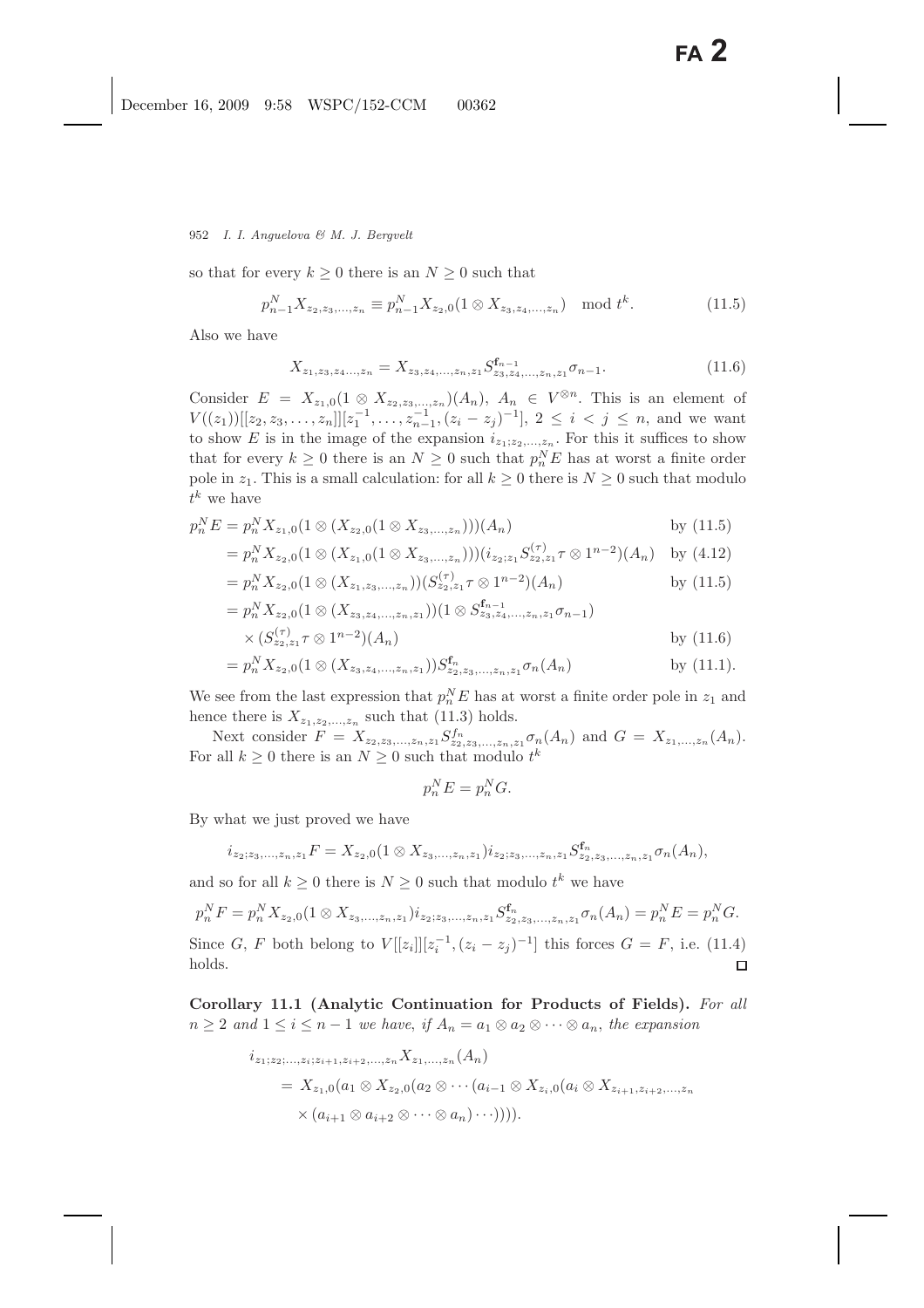so that for every $k \geq 0$ there is an $N \geq 0$ such that

$$p_{n-1}^N X_{z_2,z_3,\ldots,z_n} \equiv p_{n-1}^N X_{z_2,0}(1 \otimes X_{z_3,z_4,\ldots,z_n}) \mod t^k. \tag{11.5}$$

Also we have

$$X_{z_1,z_3,z_4\ldots,z_n} = X_{z_3,z_4,\ldots,z_n,z_1} S^{\mathbf{f}_{n-1}}_{z_3,z_4,\ldots,z_n,z_1} \sigma_{n-1}. \tag{11.6}$$

Consider $E = X_{z_1,0}(1 \otimes X_{z_2,z_3,\ldots,z_n})(A_n)$, $A_n \in V^{\otimes n}$. This is an element of $V((z_1))[[z_2,z_3,\ldots,z_n]][z_1^{-1},\ldots,z_{n-1}^{-1},(z_i - z_j)^{-1}]$, $2 \leq i < j \leq n$, and we want to show $E$ is in the image of the expansion $i_{z_1;z_2,\ldots,z_n}$. For this it suffices to show that for every $k \geq 0$ there is an $N \geq 0$ such that $p_n^N E$ has at worst a finite order pole in $z_1$. This is a small calculation: for all $k \geq 0$ there is $N \geq 0$ such that modulo $t^k$ we have

$$\begin{aligned}
p_n^N E &= p_n^N X_{z_1,0}(1 \otimes (X_{z_2,0}(1 \otimes X_{z_3,\ldots,z_n})))(A_n) && \text{by (11.5)} \\
&= p_n^N X_{z_2,0}(1 \otimes (X_{z_1,0}(1 \otimes X_{z_3,\ldots,z_n})))(i_{z_2;z_1} S^{(\tau)}_{z_2,z_1} \tau \otimes 1^{n-2})(A_n) && \text{by (4.12)} \\
&= p_n^N X_{z_2,0}(1 \otimes (X_{z_1,z_3,\ldots,z_n}))(S^{(\tau)}_{z_2,z_1} \tau \otimes 1^{n-2})(A_n) && \text{by (11.5)} \\
&= p_n^N X_{z_2,0}(1 \otimes (X_{z_3,z_4,\ldots,z_n,z_1}))(1 \otimes S^{\mathbf{f}_{n-1}}_{z_3,z_4,\ldots,z_n,z_1} \sigma_{n-1}) \\
&\quad \times (S^{(\tau)}_{z_2,z_1} \tau \otimes 1^{n-2})(A_n) && \text{by (11.6)} \\
&= p_n^N X_{z_2,0}(1 \otimes (X_{z_3,z_4,\ldots,z_n,z_1})) S^{\mathbf{f}_n}_{z_2,z_3,\ldots,z_n,z_1} \sigma_n(A_n) && \text{by (11.1)}.
\end{aligned}$$

We see from the last expression that $p_n^N E$ has at worst a finite order pole in $z_1$ and hence there is $X_{z_1,z_2,\ldots,z_n}$ such that (11.3) holds.

Next consider $F = X_{z_2,z_3,\ldots,z_n,z_1} S^{f_n}_{z_2,z_3,\ldots,z_n,z_1} \sigma_n(A_n)$ and $G = X_{z_1,\ldots,z_n}(A_n)$. For all $k \geq 0$ there is an $N \geq 0$ such that modulo $t^k$

$$p_n^N E = p_n^N G.$$

By what we just proved we have

$$i_{z_2;z_3,\ldots,z_n,z_1} F = X_{z_2,0}(1 \otimes X_{z_3,\ldots,z_n,z_1}) i_{z_2;z_3,\ldots,z_n,z_1} S^{\mathbf{f}_n}_{z_2,z_3,\ldots,z_n,z_1} \sigma_n(A_n),$$

and so for all $k \geq 0$ there is $N \geq 0$ such that modulo $t^k$ we have

$$p_n^N F = p_n^N X_{z_2,0}(1 \otimes X_{z_3,\ldots,z_n,z_1}) i_{z_2;z_3,\ldots,z_n,z_1} S^{\mathbf{f}_n}_{z_2,z_3,\ldots,z_n,z_1} \sigma_n(A_n) = p_n^N E = p_n^N G.$$

Since $G$, $F$ both belong to $V[[z_i]][z_i^{-1},(z_i - z_j)^{-1}]$ this forces $G = F$, i.e. (11.4) holds. $\square$

**Corollary 11.1 (Analytic Continuation for Products of Fields).** *For all $n \geq 2$ and $1 \leq i \leq n-1$ we have, if $A_n = a_1 \otimes a_2 \otimes \cdots \otimes a_n$, the expansion*

$$\begin{aligned}
&i_{z_1;z_2;\ldots,z_i;z_{i+1},z_{i+2},\ldots,z_n} X_{z_1,\ldots,z_n}(A_n) \\
&\quad = X_{z_1,0}(a_1 \otimes X_{z_2,0}(a_2 \otimes \cdots (a_{i-1} \otimes X_{z_i,0}(a_i \otimes X_{z_{i+1},z_{i+2},\ldots,z_n} \\
&\quad\quad \times (a_{i+1} \otimes a_{i+2} \otimes \cdots \otimes a_n) \cdots)))).
\end{aligned}$$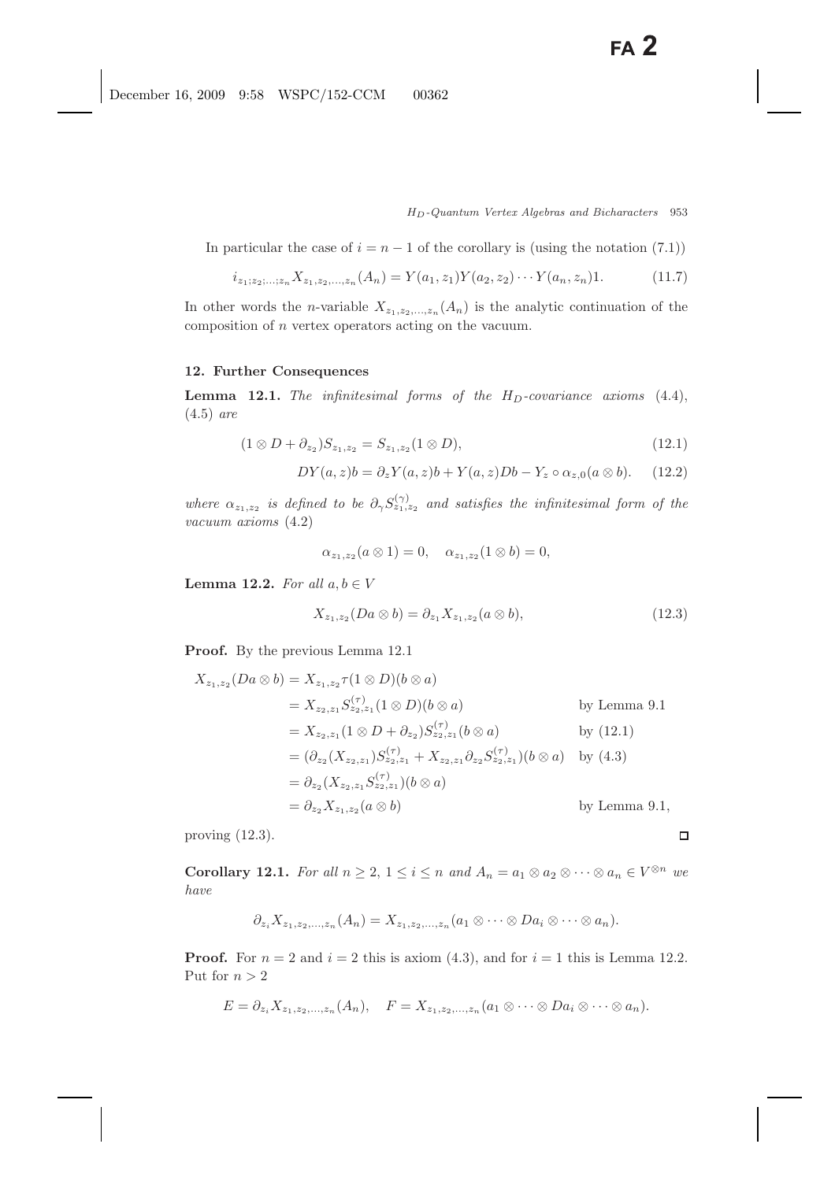In particular the case of $i = n-1$ of the corollary is (using the notation (7.1))

$$i_{z_1;z_2;\ldots;z_n} X_{z_1,z_2,\ldots,z_n}(A_n) = Y(a_1,z_1)Y(a_2,z_2)\cdots Y(a_n,z_n)1. \tag{11.7}$$

In other words the $n$-variable $X_{z_1,z_2,\ldots,z_n}(A_n)$ is the analytic continuation of the composition of $n$ vertex operators acting on the vacuum.

## 12. Further Consequences

**Lemma 12.1.** *The infinitesimal forms of the $H_D$-covariance axioms* (4.4), (4.5) *are*

$$(1 \otimes D + \partial_{z_2}) S_{z_1,z_2} = S_{z_1,z_2}(1 \otimes D), \tag{12.1}$$

$$DY(a,z)b = \partial_z Y(a,z)b + Y(a,z)Db - Y_z \circ \alpha_{z,0}(a \otimes b). \tag{12.2}$$

*where $\alpha_{z_1,z_2}$ is defined to be $\partial_\gamma S^{(\gamma)}_{z_1,z_2}$ and satisfies the infinitesimal form of the vacuum axioms* (4.2)

$$\alpha_{z_1,z_2}(a \otimes 1) = 0, \quad \alpha_{z_1,z_2}(1 \otimes b) = 0,$$

**Lemma 12.2.** *For all $a, b \in V$*

$$X_{z_1,z_2}(Da \otimes b) = \partial_{z_1} X_{z_1,z_2}(a \otimes b), \tag{12.3}$$

**Proof.** By the previous Lemma 12.1

$$\begin{aligned}
X_{z_1,z_2}(Da \otimes b) &= X_{z_1,z_2}\tau(1 \otimes D)(b \otimes a) \\
&= X_{z_2,z_1} S^{(\tau)}_{z_2,z_1}(1 \otimes D)(b \otimes a) && \text{by Lemma 9.1} \\
&= X_{z_2,z_1}(1 \otimes D + \partial_{z_2}) S^{(\tau)}_{z_2,z_1}(b \otimes a) && \text{by (12.1)} \\
&= (\partial_{z_2}(X_{z_2,z_1}) S^{(\tau)}_{z_2,z_1} + X_{z_2,z_1}\partial_{z_2} S^{(\tau)}_{z_2,z_1})(b \otimes a) && \text{by (4.3)} \\
&= \partial_{z_2}(X_{z_2,z_1} S^{(\tau)}_{z_2,z_1})(b \otimes a) \\
&= \partial_{z_2} X_{z_1,z_2}(a \otimes b) && \text{by Lemma 9.1,}
\end{aligned}$$

proving (12.3). ◻

**Corollary 12.1.** *For all $n \geq 2$, $1 \leq i \leq n$ and $A_n = a_1 \otimes a_2 \otimes \cdots \otimes a_n \in V^{\otimes n}$ we have*

$$\partial_{z_i} X_{z_1,z_2,\ldots,z_n}(A_n) = X_{z_1,z_2,\ldots,z_n}(a_1 \otimes \cdots \otimes Da_i \otimes \cdots \otimes a_n).$$

**Proof.** For $n = 2$ and $i = 2$ this is axiom (4.3), and for $i = 1$ this is Lemma 12.2. Put for $n > 2$

$$E = \partial_{z_i} X_{z_1,z_2,\ldots,z_n}(A_n), \quad F = X_{z_1,z_2,\ldots,z_n}(a_1 \otimes \cdots \otimes Da_i \otimes \cdots \otimes a_n).$$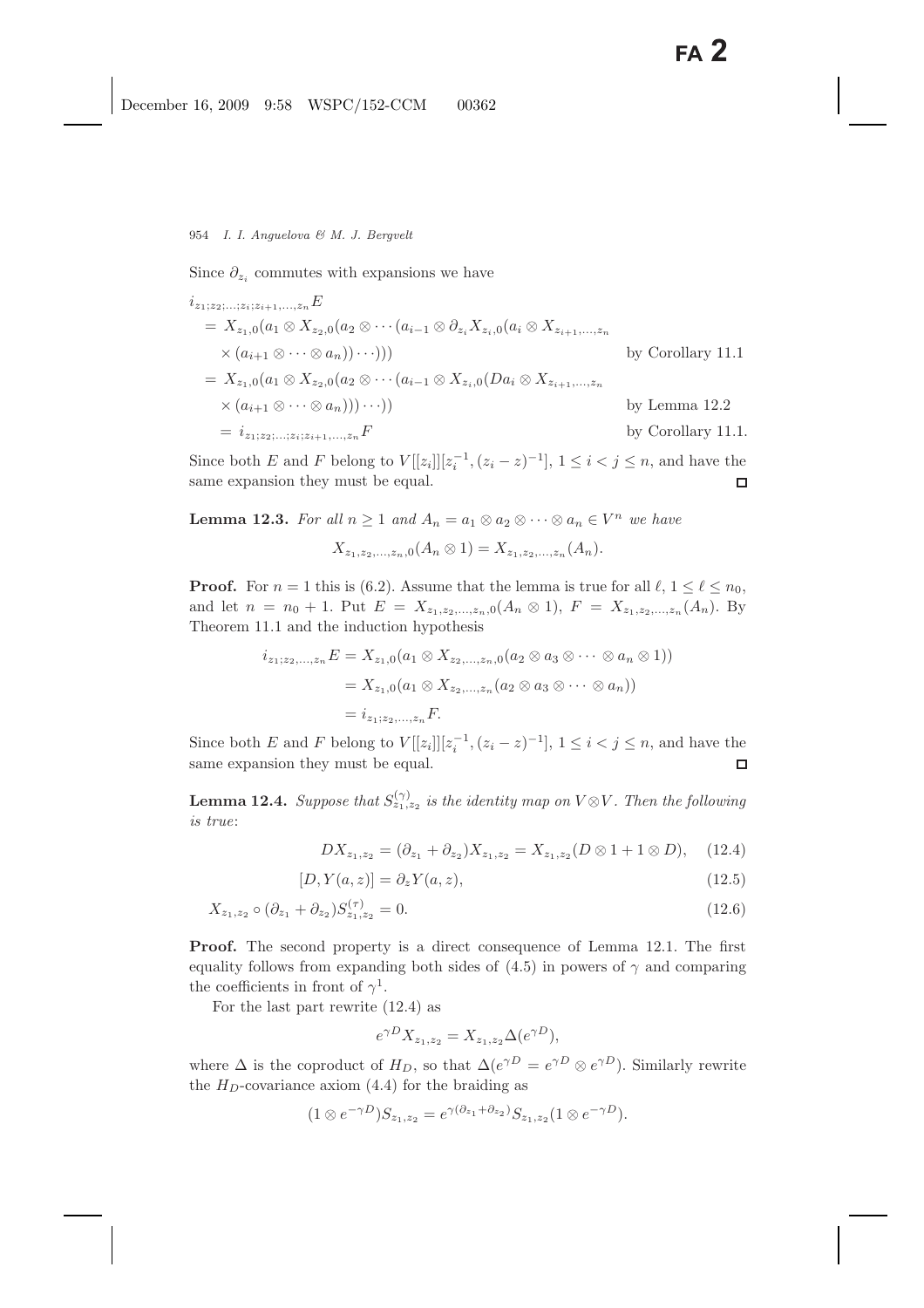Since $\partial_{z_i}$ commutes with expansions we have

$$
\begin{aligned}
&i_{z_1;z_2;\ldots;z_i;z_{i+1},\ldots,z_n}E \\
&= X_{z_1,0}(a_1 \otimes X_{z_2,0}(a_2 \otimes \cdots (a_{i-1} \otimes \partial_{z_i} X_{z_i,0}(a_i \otimes X_{z_{i+1},\ldots,z_n} \\
&\quad \times (a_{i+1} \otimes \cdots \otimes a_n))\cdots))) \qquad \text{by Corollary 11.1} \\
&= X_{z_1,0}(a_1 \otimes X_{z_2,0}(a_2 \otimes \cdots (a_{i-1} \otimes X_{z_i,0}(Da_i \otimes X_{z_{i+1},\ldots,z_n} \\
&\quad \times (a_{i+1} \otimes \cdots \otimes a_n)))\cdots)) \qquad \text{by Lemma 12.2} \\
&= i_{z_1;z_2;\ldots;z_i;z_{i+1},\ldots,z_n}F \qquad \text{by Corollary 11.1.}
\end{aligned}
$$

Since both $E$ and $F$ belong to $V[[z_i]][z_i^{-1}, (z_i - z)^{-1}]$, $1 \leq i < j \leq n$, and have the same expansion they must be equal. ◻

**Lemma 12.3.** *For all $n \geq 1$ and $A_n = a_1 \otimes a_2 \otimes \cdots \otimes a_n \in V^n$ we have*

$$X_{z_1,z_2,\ldots,z_n,0}(A_n \otimes 1) = X_{z_1,z_2,\ldots,z_n}(A_n).$$

**Proof.** For $n = 1$ this is (6.2). Assume that the lemma is true for all $\ell$, $1 \leq \ell \leq n_0$, and let $n = n_0 + 1$. Put $E = X_{z_1,z_2,\ldots,z_n,0}(A_n \otimes 1)$, $F = X_{z_1,z_2,\ldots,z_n}(A_n)$. By Theorem 11.1 and the induction hypothesis

$$
\begin{aligned}
i_{z_1;z_2,\ldots,z_n}E &= X_{z_1,0}(a_1 \otimes X_{z_2,\ldots,z_n,0}(a_2 \otimes a_3 \otimes \cdots \otimes a_n \otimes 1)) \\
&= X_{z_1,0}(a_1 \otimes X_{z_2,\ldots,z_n}(a_2 \otimes a_3 \otimes \cdots \otimes a_n)) \\
&= i_{z_1;z_2,\ldots,z_n}F.
\end{aligned}
$$

Since both $E$ and $F$ belong to $V[[z_i]][z_i^{-1}, (z_i - z)^{-1}]$, $1 \leq i < j \leq n$, and have the same expansion they must be equal. ◻

**Lemma 12.4.** *Suppose that $S^{(\gamma)}_{z_1,z_2}$ is the identity map on $V \otimes V$. Then the following is true*:

$$DX_{z_1,z_2} = (\partial_{z_1} + \partial_{z_2})X_{z_1,z_2} = X_{z_1,z_2}(D \otimes 1 + 1 \otimes D), \tag{12.4}$$

$$[D, Y(a,z)] = \partial_z Y(a,z), \tag{12.5}$$

$$X_{z_1,z_2} \circ (\partial_{z_1} + \partial_{z_2})S^{(\tau)}_{z_1,z_2} = 0. \tag{12.6}$$

**Proof.** The second property is a direct consequence of Lemma 12.1. The first equality follows from expanding both sides of (4.5) in powers of $\gamma$ and comparing the coefficients in front of $\gamma^1$.

For the last part rewrite (12.4) as

$$e^{\gamma D}X_{z_1,z_2} = X_{z_1,z_2}\Delta(e^{\gamma D}),$$

where $\Delta$ is the coproduct of $H_D$, so that $\Delta(e^{\gamma D} = e^{\gamma D} \otimes e^{\gamma D})$. Similarly rewrite the $H_D$-covariance axiom (4.4) for the braiding as

$$(1 \otimes e^{-\gamma D})S_{z_1,z_2} = e^{\gamma(\partial_{z_1} + \partial_{z_2})}S_{z_1,z_2}(1 \otimes e^{-\gamma D}).$$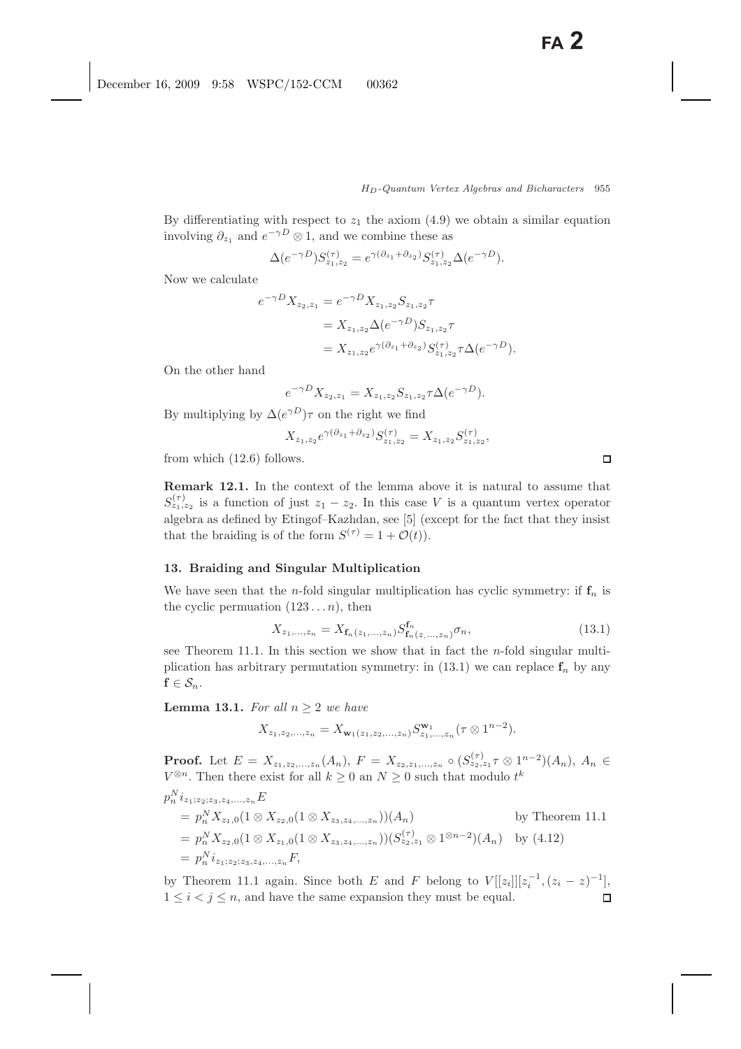By differentiating with respect to $z_1$ the axiom (4.9) we obtain a similar equation involving $\partial_{z_1}$ and $e^{-\gamma D} \otimes 1$, and we combine these as

$$\Delta(e^{-\gamma D}) S^{(\tau)}_{z_1,z_2} = e^{\gamma(\partial_{z_1} + \partial_{z_2})} S^{(\tau)}_{z_1,z_2} \Delta(e^{-\gamma D}).$$

Now we calculate

$$\begin{aligned} e^{-\gamma D} X_{z_2,z_1} &= e^{-\gamma D} X_{z_1,z_2} S_{z_1,z_2} \tau \\ &= X_{z_1,z_2} \Delta(e^{-\gamma D}) S_{z_1,z_2} \tau \\ &= X_{z_1,z_2} e^{\gamma(\partial_{z_1} + \partial_{z_2})} S^{(\tau)}_{z_1,z_2} \tau \Delta(e^{-\gamma D}). \end{aligned}$$

On the other hand

$$e^{-\gamma D} X_{z_2,z_1} = X_{z_1,z_2} S_{z_1,z_2} \tau \Delta(e^{-\gamma D}).$$

By multiplying by $\Delta(e^{\gamma D})\tau$ on the right we find

$$X_{z_1,z_2} e^{\gamma(\partial_{z_1} + \partial_{z_2})} S^{(\tau)}_{z_1,z_2} = X_{z_1,z_2} S^{(\tau)}_{z_1,z_2},$$

from which (12.6) follows. $\square$

**Remark 12.1.** In the context of the lemma above it is natural to assume that $S^{(\tau)}_{z_1,z_2}$ is a function of just $z_1 - z_2$. In this case $V$ is a quantum vertex operator algebra as defined by Etingof–Kazhdan, see [5] (except for the fact that they insist that the braiding is of the form $S^{(\tau)} = 1 + \mathcal{O}(t)$).

## 13. Braiding and Singular Multiplication

We have seen that the $n$-fold singular multiplication has cyclic symmetry: if $\mathbf{f}_n$ is the cyclic permuation $(123\ldots n)$, then

$$X_{z_1,\ldots,z_n} = X_{\mathbf{f}_n(z_1,\ldots,z_n)} S^{\mathbf{f}_n}_{\mathbf{f}_n(z,\ldots,z_n)} \sigma_n, \tag{13.1}$$

see Theorem 11.1. In this section we show that in fact the $n$-fold singular multiplication has arbitrary permutation symmetry: in (13.1) we can replace $\mathbf{f}_n$ by any $\mathbf{f} \in \mathcal{S}_n$.

**Lemma 13.1.** *For all $n \geq 2$ we have*

$$X_{z_1,z_2,\ldots,z_n} = X_{\mathbf{w}_1(z_1,z_2,\ldots,z_n)} S^{\mathbf{w}_1}_{z_1,\ldots,z_n} (\tau \otimes 1^{n-2}).$$

**Proof.** Let $E = X_{z_1,z_2,\ldots,z_n}(A_n)$, $F = X_{z_2,z_1,\ldots,z_n} \circ (S^{(\tau)}_{z_2,z_1} \tau \otimes 1^{n-2})(A_n)$, $A_n \in V^{\otimes n}$. Then there exist for all $k \geq 0$ an $N \geq 0$ such that modulo $t^k$

$$\begin{aligned} &p_n^N i_{z_1;z_2;z_3,z_4,\ldots,z_n} E \\ &= p_n^N X_{z_1,0}(1 \otimes X_{z_2,0}(1 \otimes X_{z_3,z_4,\ldots,z_n}))(A_n) && \text{by Theorem 11.1} \\ &= p_n^N X_{z_2,0}(1 \otimes X_{z_1,0}(1 \otimes X_{z_3,z_4,\ldots,z_n}))(S^{(\tau)}_{z_2,z_1} \otimes 1^{\otimes n-2})(A_n) && \text{by (4.12)} \\ &= p_n^N i_{z_1;z_2;z_3,z_4,\ldots,z_n} F, \end{aligned}$$

by Theorem 11.1 again. Since both $E$ and $F$ belong to $V[[z_i]][z_i^{-1}, (z_i - z)^{-1}]$, $1 \leq i < j \leq n$, and have the same expansion they must be equal. $\square$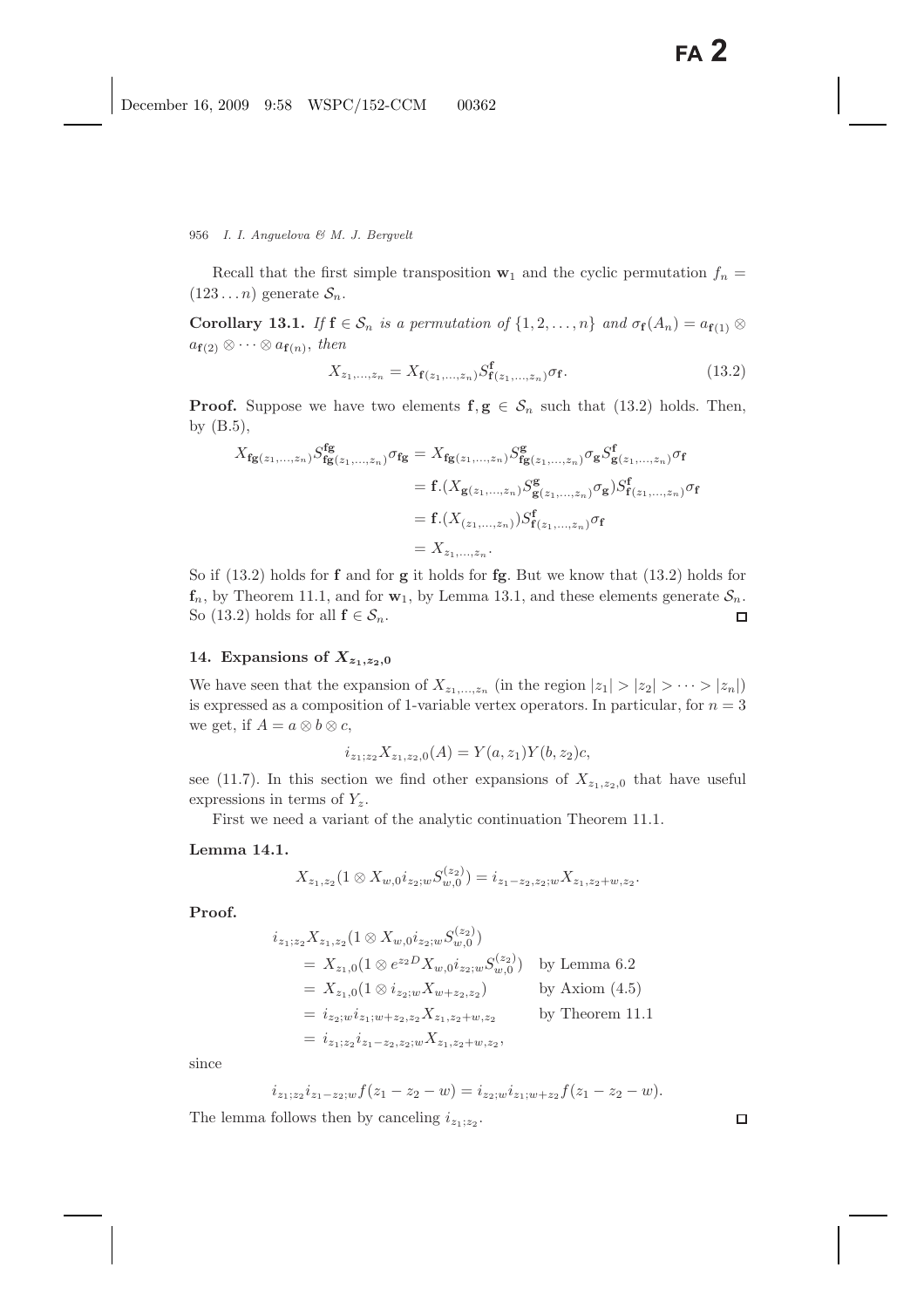Recall that the first simple transposition $\mathbf{w}_1$ and the cyclic permutation $f_n = (123\dots n)$ generate $\mathcal{S}_n$.

**Corollary 13.1.** *If $\mathbf{f} \in \mathcal{S}_n$ is a permutation of $\{1, 2, \dots, n\}$ and $\sigma_{\mathbf{f}}(A_n) = a_{\mathbf{f}(1)} \otimes a_{\mathbf{f}(2)} \otimes \cdots \otimes a_{\mathbf{f}(n)}$, then*

$$X_{z_1,\dots,z_n} = X_{\mathbf{f}(z_1,\dots,z_n)} S^{\mathbf{f}}_{\mathbf{f}(z_1,\dots,z_n)} \sigma_{\mathbf{f}}. \tag{13.2}$$

**Proof.** Suppose we have two elements $\mathbf{f}, \mathbf{g} \in \mathcal{S}_n$ such that (13.2) holds. Then, by (B.5),

$$\begin{aligned}
X_{\mathbf{fg}(z_1,\dots,z_n)} S^{\mathbf{fg}}_{\mathbf{fg}(z_1,\dots,z_n)} \sigma_{\mathbf{fg}} &= X_{\mathbf{fg}(z_1,\dots,z_n)} S^{\mathbf{g}}_{\mathbf{fg}(z_1,\dots,z_n)} \sigma_{\mathbf{g}} S^{\mathbf{f}}_{\mathbf{g}(z_1,\dots,z_n)} \sigma_{\mathbf{f}} \\
&= \mathbf{f}.(X_{\mathbf{g}(z_1,\dots,z_n)} S^{\mathbf{g}}_{\mathbf{g}(z_1,\dots,z_n)} \sigma_{\mathbf{g}}) S^{\mathbf{f}}_{\mathbf{f}(z_1,\dots,z_n)} \sigma_{\mathbf{f}} \\
&= \mathbf{f}.(X_{(z_1,\dots,z_n)}) S^{\mathbf{f}}_{\mathbf{f}(z_1,\dots,z_n)} \sigma_{\mathbf{f}} \\
&= X_{z_1,\dots,z_n}.
\end{aligned}$$

So if (13.2) holds for $\mathbf{f}$ and for $\mathbf{g}$ it holds for $\mathbf{fg}$. But we know that (13.2) holds for $\mathbf{f}_n$, by Theorem 11.1, and for $\mathbf{w}_1$, by Lemma 13.1, and these elements generate $\mathcal{S}_n$. So (13.2) holds for all $\mathbf{f} \in \mathcal{S}_n$. □

## 14. Expansions of $X_{z_1,z_2,0}$

We have seen that the expansion of $X_{z_1,\dots,z_n}$ (in the region $|z_1| > |z_2| > \cdots > |z_n|$) is expressed as a composition of 1-variable vertex operators. In particular, for $n = 3$ we get, if $A = a \otimes b \otimes c$,

$$i_{z_1;z_2} X_{z_1,z_2,0}(A) = Y(a, z_1) Y(b, z_2) c,$$

see (11.7). In this section we find other expansions of $X_{z_1,z_2,0}$ that have useful expressions in terms of $Y_z$.

First we need a variant of the analytic continuation Theorem 11.1.

**Lemma 14.1.**

$$X_{z_1,z_2}(1 \otimes X_{w,0} i_{z_2;w} S^{(z_2)}_{w,0}) = i_{z_1-z_2,z_2;w} X_{z_1,z_2+w,z_2}.$$

**Proof.**

$$\begin{aligned}
&i_{z_1;z_2} X_{z_1,z_2}(1 \otimes X_{w,0} i_{z_2;w} S^{(z_2)}_{w,0}) \\
&\quad = X_{z_1,0}(1 \otimes e^{z_2 D} X_{w,0} i_{z_2;w} S^{(z_2)}_{w,0}) \quad \text{by Lemma 6.2} \\
&\quad = X_{z_1,0}(1 \otimes i_{z_2;w} X_{w+z_2,z_2}) \quad \text{by Axiom (4.5)} \\
&\quad = i_{z_2;w} i_{z_1;w+z_2} X_{z_1,z_2+w,z_2} \quad \text{by Theorem 11.1} \\
&\quad = i_{z_1;z_2} i_{z_1-z_2,z_2;w} X_{z_1,z_2+w,z_2},
\end{aligned}$$

since

$$i_{z_1;z_2} i_{z_1-z_2;w} f(z_1 - z_2 - w) = i_{z_2;w} i_{z_1;w+z_2} f(z_1 - z_2 - w).$$

The lemma follows then by canceling $i_{z_1;z_2}$. □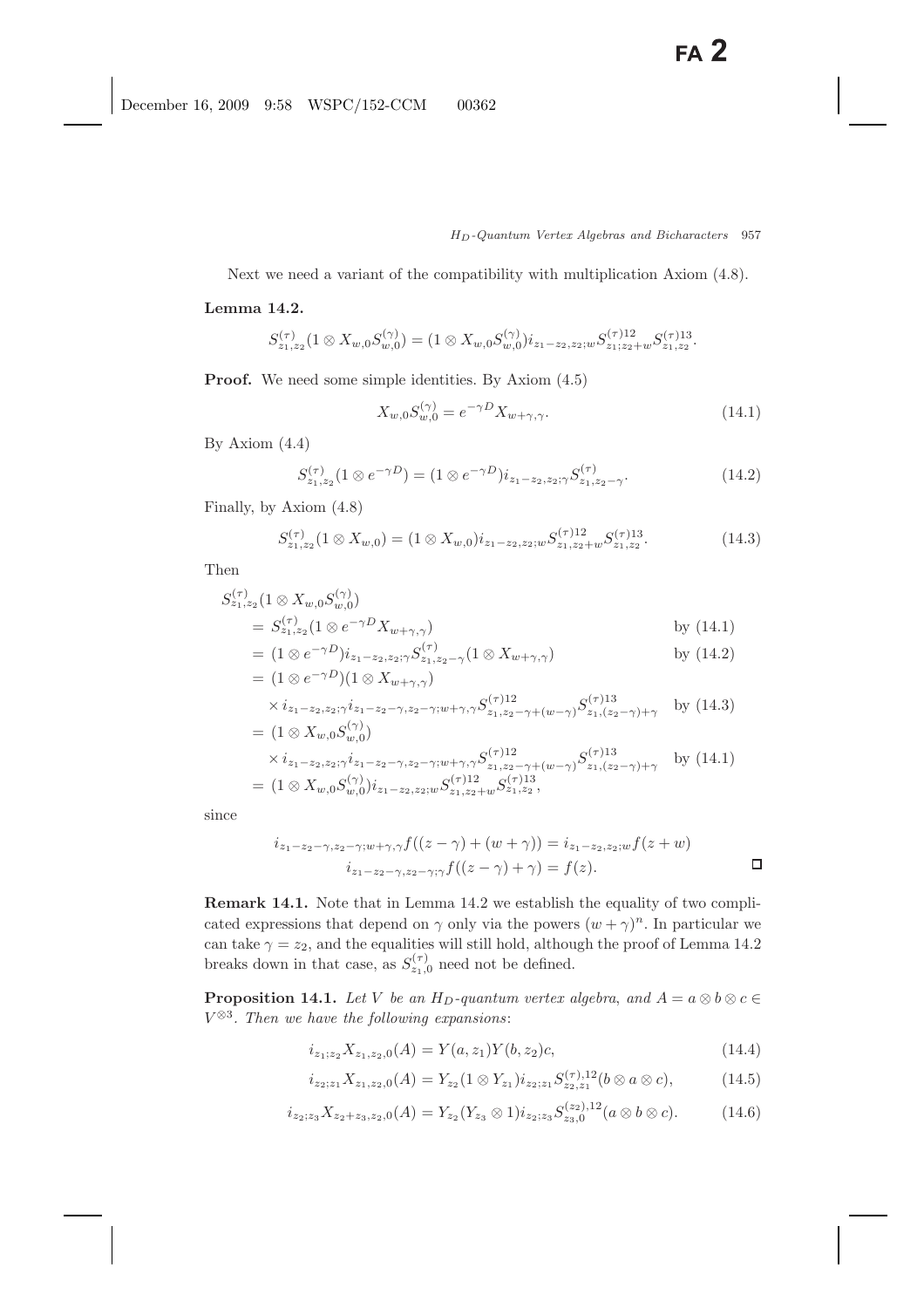Next we need a variant of the compatibility with multiplication Axiom (4.8).

**Lemma 14.2.**

$$S^{(\tau)}_{z_1,z_2}(1\otimes X_{w,0}S^{(\gamma)}_{w,0}) = (1\otimes X_{w,0}S^{(\gamma)}_{w,0})i_{z_1-z_2,z_2;w}S^{(\tau)12}_{z_1;z_2+w}S^{(\tau)13}_{z_1,z_2}.$$

**Proof.** We need some simple identities. By Axiom (4.5)

$$X_{w,0}S^{(\gamma)}_{w,0} = e^{-\gamma D}X_{w+\gamma,\gamma}. \tag{14.1}$$

By Axiom (4.4)

$$S^{(\tau)}_{z_1,z_2}(1\otimes e^{-\gamma D}) = (1\otimes e^{-\gamma D})i_{z_1-z_2,z_2;\gamma}S^{(\tau)}_{z_1,z_2-\gamma}. \tag{14.2}$$

Finally, by Axiom (4.8)

$$S^{(\tau)}_{z_1,z_2}(1\otimes X_{w,0}) = (1\otimes X_{w,0})i_{z_1-z_2,z_2;w}S^{(\tau)12}_{z_1,z_2+w}S^{(\tau)13}_{z_1,z_2}. \tag{14.3}$$

Then

$$\begin{aligned}
S^{(\tau)}_{z_1,z_2}&(1\otimes X_{w,0}S^{(\gamma)}_{w,0})\\
&= S^{(\tau)}_{z_1,z_2}(1\otimes e^{-\gamma D}X_{w+\gamma,\gamma}) && \text{by (14.1)}\\
&= (1\otimes e^{-\gamma D})i_{z_1-z_2,z_2;\gamma}S^{(\tau)}_{z_1,z_2-\gamma}(1\otimes X_{w+\gamma,\gamma}) && \text{by (14.2)}\\
&= (1\otimes e^{-\gamma D})(1\otimes X_{w+\gamma,\gamma})\\
&\quad\times i_{z_1-z_2,z_2;\gamma}i_{z_1-z_2-\gamma,z_2-\gamma;w+\gamma,\gamma}S^{(\tau)12}_{z_1,z_2-\gamma+(w-\gamma)}S^{(\tau)13}_{z_1,(z_2-\gamma)+\gamma} && \text{by (14.3)}\\
&= (1\otimes X_{w,0}S^{(\gamma)}_{w,0})\\
&\quad\times i_{z_1-z_2,z_2;\gamma}i_{z_1-z_2-\gamma,z_2-\gamma;w+\gamma,\gamma}S^{(\tau)12}_{z_1,z_2-\gamma+(w-\gamma)}S^{(\tau)13}_{z_1,(z_2-\gamma)+\gamma} && \text{by (14.1)}\\
&= (1\otimes X_{w,0}S^{(\gamma)}_{w,0})i_{z_1-z_2,z_2;w}S^{(\tau)12}_{z_1,z_2+w}S^{(\tau)13}_{z_1,z_2},
\end{aligned}$$

since

$$\begin{aligned}
i_{z_1-z_2-\gamma,z_2-\gamma;w+\gamma,\gamma}f((z-\gamma)+(w+\gamma)) &= i_{z_1-z_2,z_2;w}f(z+w)\\
i_{z_1-z_2-\gamma,z_2-\gamma;\gamma}f((z-\gamma)+\gamma) &= f(z).
\end{aligned}$$

$\square$

**Remark 14.1.** Note that in Lemma 14.2 we establish the equality of two complicated expressions that depend on $\gamma$ only via the powers $(w+\gamma)^n$. In particular we can take $\gamma = z_2$, and the equalities will still hold, although the proof of Lemma 14.2 breaks down in that case, as $S^{(\tau)}_{z_1,0}$ need not be defined.

**Proposition 14.1.** *Let $V$ be an $H_D$-quantum vertex algebra, and $A = a\otimes b\otimes c \in V^{\otimes 3}$. Then we have the following expansions*:

$$i_{z_1;z_2}X_{z_1,z_2,0}(A) = Y(a,z_1)Y(b,z_2)c, \tag{14.4}$$

$$i_{z_2;z_1}X_{z_1,z_2,0}(A) = Y_{z_2}(1\otimes Y_{z_1})i_{z_2;z_1}S^{(\tau),12}_{z_2,z_1}(b\otimes a\otimes c), \tag{14.5}$$

$$i_{z_2;z_3}X_{z_2+z_3,z_2,0}(A) = Y_{z_2}(Y_{z_3}\otimes 1)i_{z_2;z_3}S^{(z_2),12}_{z_3,0}(a\otimes b\otimes c). \tag{14.6}$$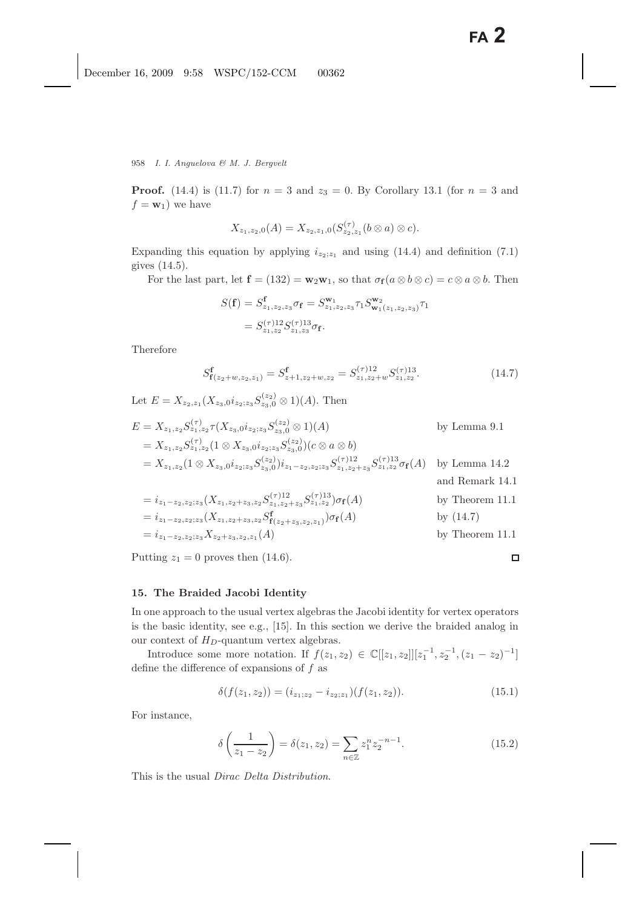**Proof.** (14.4) is (11.7) for $n = 3$ and $z_3 = 0$. By Corollary 13.1 (for $n = 3$ and $f = \mathbf{w}_1$) we have

$$X_{z_1,z_2,0}(A) = X_{z_2,z_1,0}(S^{(\tau)}_{z_2,z_1}(b \otimes a) \otimes c).$$

Expanding this equation by applying $i_{z_2;z_1}$ and using (14.4) and definition (7.1) gives (14.5).

For the last part, let $\mathbf{f} = (132) = \mathbf{w}_2\mathbf{w}_1$, so that $\sigma_{\mathbf{f}}(a \otimes b \otimes c) = c \otimes a \otimes b$. Then

$$\begin{aligned} S(\mathbf{f}) = S^{\mathbf{f}}_{z_1,z_2,z_3}\sigma_{\mathbf{f}} &= S^{\mathbf{w}_1}_{z_1,z_2,z_3}\tau_1 S^{\mathbf{w}_2}_{\mathbf{w}_1(z_1,z_2,z_3)}\tau_1 \\ &= S^{(\tau)12}_{z_1,z_2} S^{(\tau)13}_{z_1,z_3}\sigma_{\mathbf{f}}. \end{aligned}$$

Therefore

$$S^{\mathbf{f}}_{\mathbf{f}(z_2+w,z_2,z_1)} = S^{\mathbf{f}}_{z+1,z_2+w,z_2} = S^{(\tau)12}_{z_1,z_2+w} S^{(\tau)13}_{z_1,z_2}. \tag{14.7}$$

Let $E = X_{z_2,z_1}(X_{z_3,0}i_{z_2;z_3}S^{(z_2)}_{z_3,0} \otimes 1)(A)$. Then

$$\begin{aligned} E &= X_{z_1,z_2}S^{(\tau)}_{z_1,z_2}\tau(X_{z_3,0}i_{z_2;z_3}S^{(z_2)}_{z_3,0} \otimes 1)(A) && \text{by Lemma 9.1} \\ &= X_{z_1,z_2}S^{(\tau)}_{z_1,z_2}(1 \otimes X_{z_3,0}i_{z_2;z_3}S^{(z_2)}_{z_3,0})(c \otimes a \otimes b) \\ &= X_{z_1,z_2}(1 \otimes X_{z_3,0}i_{z_2;z_3}S^{(z_2)}_{z_3,0})i_{z_1-z_2,z_2;z_3}S^{(\tau)12}_{z_1,z_2+z_3}S^{(\tau)13}_{z_1,z_2}\sigma_{\mathbf{f}}(A) && \text{by Lemma 14.2} \\ & && \text{and Remark 14.1} \\ &= i_{z_1-z_2,z_2;z_3}(X_{z_1,z_2+z_3,z_2}S^{(\tau)12}_{z_1,z_2+z_3}S^{(\tau)13}_{z_1,z_2})\sigma_{\mathbf{f}}(A) && \text{by Theorem 11.1} \\ &= i_{z_1-z_2,z_2;z_3}(X_{z_1,z_2+z_3,z_2}S^{\mathbf{f}}_{\mathbf{f}(z_2+z_3,z_2,z_1)})\sigma_{\mathbf{f}}(A) && \text{by (14.7)} \\ &= i_{z_1-z_2,z_2;z_3}X_{z_2+z_3,z_2,z_1}(A) && \text{by Theorem 11.1} \end{aligned}$$

Putting $z_1 = 0$ proves then (14.6). ∎

## 15. The Braided Jacobi Identity

In one approach to the usual vertex algebras the Jacobi identity for vertex operators is the basic identity, see e.g., [15]. In this section we derive the braided analog in our context of $H_D$-quantum vertex algebras.

Introduce some more notation. If $f(z_1, z_2) \in \mathbb{C}[[z_1, z_2]][z_1^{-1}, z_2^{-1}, (z_1 - z_2)^{-1}]$ define the difference of expansions of $f$ as

$$\delta(f(z_1, z_2)) = (i_{z_1;z_2} - i_{z_2;z_1})(f(z_1, z_2)). \tag{15.1}$$

For instance,

$$\delta\left(\frac{1}{z_1 - z_2}\right) = \delta(z_1, z_2) = \sum_{n \in \mathbb{Z}} z_1^n z_2^{-n-1}. \tag{15.2}$$

This is the usual *Dirac Delta Distribution*.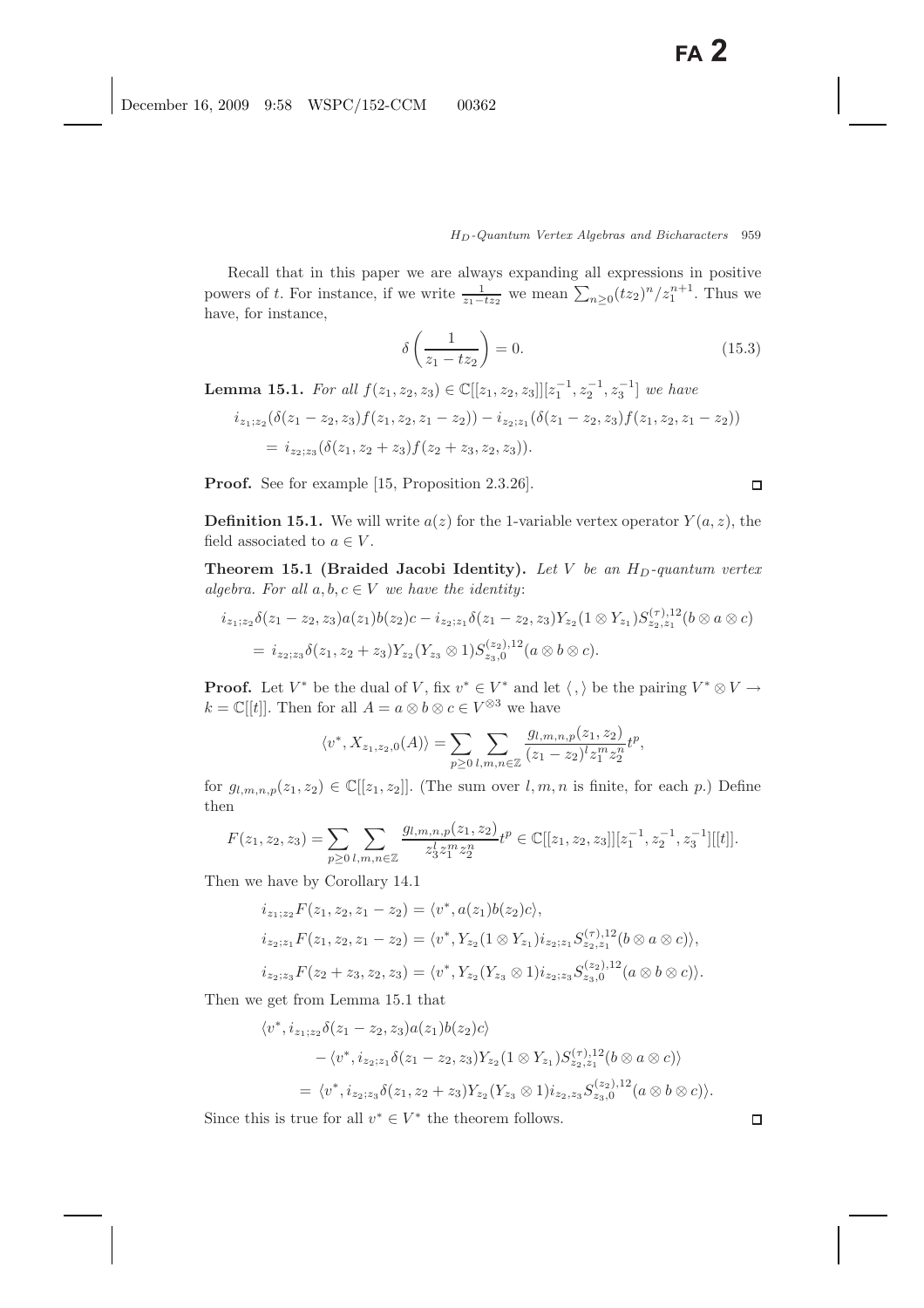Recall that in this paper we are always expanding all expressions in positive powers of $t$. For instance, if we write $\frac{1}{z_1 - tz_2}$ we mean $\sum_{n \geq 0} (tz_2)^n / z_1^{n+1}$. Thus we have, for instance,

$$\delta\left(\frac{1}{z_1 - tz_2}\right) = 0. \tag{15.3}$$

**Lemma 15.1.** *For all $f(z_1, z_2, z_3) \in \mathbb{C}[[z_1, z_2, z_3]][z_1^{-1}, z_2^{-1}, z_3^{-1}]$ we have*

$$\begin{aligned} &i_{z_1;z_2}(\delta(z_1 - z_2, z_3) f(z_1, z_2, z_1 - z_2)) - i_{z_2;z_1}(\delta(z_1 - z_2, z_3) f(z_1, z_2, z_1 - z_2)) \\ &\quad = i_{z_2;z_3}(\delta(z_1, z_2 + z_3) f(z_2 + z_3, z_2, z_3)). \end{aligned}$$

**Proof.** See for example [15, Proposition 2.3.26]. □

**Definition 15.1.** We will write $a(z)$ for the 1-variable vertex operator $Y(a, z)$, the field associated to $a \in V$.

**Theorem 15.1 (Braided Jacobi Identity).** *Let $V$ be an $H_D$-quantum vertex algebra. For all $a, b, c \in V$ we have the identity*:

$$\begin{aligned} &i_{z_1;z_2}\delta(z_1 - z_2, z_3) a(z_1) b(z_2) c - i_{z_2;z_1}\delta(z_1 - z_2, z_3) Y_{z_2}(1 \otimes Y_{z_1}) S^{(\tau),12}_{z_2,z_1}(b \otimes a \otimes c) \\ &\quad = i_{z_2;z_3}\delta(z_1, z_2 + z_3) Y_{z_2}(Y_{z_3} \otimes 1) S^{(z_2),12}_{z_3,0}(a \otimes b \otimes c). \end{aligned}$$

**Proof.** Let $V^*$ be the dual of $V$, fix $v^* \in V^*$ and let $\langle , \rangle$ be the pairing $V^* \otimes V \to k = \mathbb{C}[[t]]$. Then for all $A = a \otimes b \otimes c \in V^{\otimes 3}$ we have

$$\langle v^*, X_{z_1,z_2,0}(A) \rangle = \sum_{p \geq 0} \sum_{l,m,n \in \mathbb{Z}} \frac{g_{l,m,n,p}(z_1, z_2)}{(z_1 - z_2)^l z_1^m z_2^n} t^p,$$

for $g_{l,m,n,p}(z_1, z_2) \in \mathbb{C}[[z_1, z_2]]$. (The sum over $l, m, n$ is finite, for each $p$.) Define then

$$F(z_1, z_2, z_3) = \sum_{p \geq 0} \sum_{l,m,n \in \mathbb{Z}} \frac{g_{l,m,n,p}(z_1, z_2)}{z_3^l z_1^m z_2^n} t^p \in \mathbb{C}[[z_1, z_2, z_3]][z_1^{-1}, z_2^{-1}, z_3^{-1}][[t]].$$

Then we have by Corollary 14.1

$$\begin{aligned} i_{z_1;z_2} F(z_1, z_2, z_1 - z_2) &= \langle v^*, a(z_1) b(z_2) c \rangle, \\ i_{z_2;z_1} F(z_1, z_2, z_1 - z_2) &= \langle v^*, Y_{z_2}(1 \otimes Y_{z_1}) i_{z_2;z_1} S^{(\tau),12}_{z_2,z_1}(b \otimes a \otimes c) \rangle, \\ i_{z_2;z_3} F(z_2 + z_3, z_2, z_3) &= \langle v^*, Y_{z_2}(Y_{z_3} \otimes 1) i_{z_2;z_3} S^{(z_2),12}_{z_3,0}(a \otimes b \otimes c) \rangle. \end{aligned}$$

Then we get from Lemma 15.1 that

$$\begin{aligned} &\langle v^*, i_{z_1;z_2}\delta(z_1 - z_2, z_3) a(z_1) b(z_2) c \rangle \\ &\qquad - \langle v^*, i_{z_2;z_1}\delta(z_1 - z_2, z_3) Y_{z_2}(1 \otimes Y_{z_1}) S^{(\tau),12}_{z_2,z_1}(b \otimes a \otimes c) \rangle \\ &\quad = \langle v^*, i_{z_2;z_3}\delta(z_1, z_2 + z_3) Y_{z_2}(Y_{z_3} \otimes 1) i_{z_2,z_3} S^{(z_2),12}_{z_3,0}(a \otimes b \otimes c) \rangle. \end{aligned}$$

Since this is true for all $v^* \in V^*$ the theorem follows. □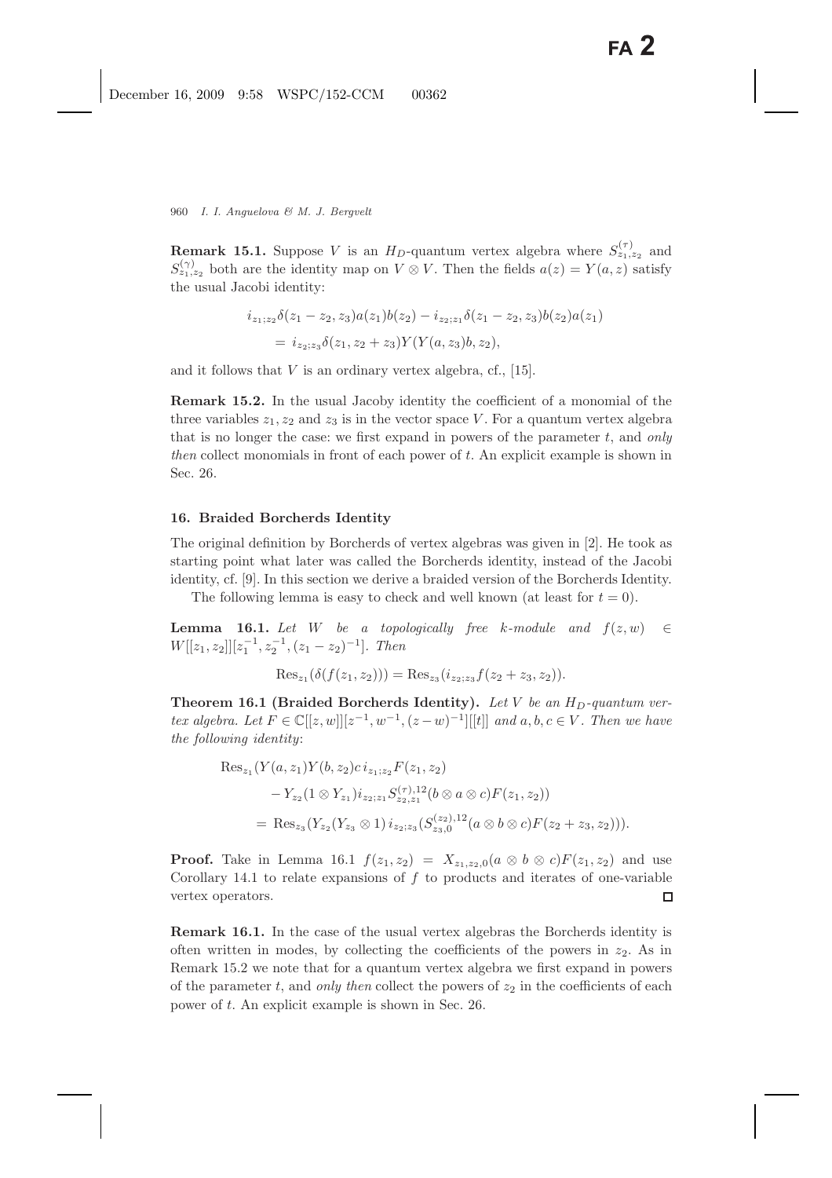**Remark 15.1.** Suppose $V$ is an $H_D$-quantum vertex algebra where $S^{(\tau)}_{z_1,z_2}$ and $S^{(\gamma)}_{z_1,z_2}$ both are the identity map on $V \otimes V$. Then the fields $a(z) = Y(a,z)$ satisfy the usual Jacobi identity:

$$
\begin{aligned}
&i_{z_1;z_2}\delta(z_1 - z_2, z_3)a(z_1)b(z_2) - i_{z_2;z_1}\delta(z_1 - z_2, z_3)b(z_2)a(z_1) \\
&\quad = i_{z_2;z_3}\delta(z_1, z_2 + z_3)Y(Y(a,z_3)b, z_2),
\end{aligned}
$$

and it follows that $V$ is an ordinary vertex algebra, cf., [15].

**Remark 15.2.** In the usual Jacoby identity the coefficient of a monomial of the three variables $z_1, z_2$ and $z_3$ is in the vector space $V$. For a quantum vertex algebra that is no longer the case: we first expand in powers of the parameter $t$, and *only then* collect monomials in front of each power of $t$. An explicit example is shown in Sec. 26.

## 16. Braided Borcherds Identity

The original definition by Borcherds of vertex algebras was given in [2]. He took as starting point what later was called the Borcherds identity, instead of the Jacobi identity, cf. [9]. In this section we derive a braided version of the Borcherds Identity.

The following lemma is easy to check and well known (at least for $t = 0$).

**Lemma 16.1.** *Let $W$ be a topologically free $k$-module and $f(z,w) \in W[[z_1, z_2]][z_1^{-1}, z_2^{-1}, (z_1 - z_2)^{-1}]$. Then*

$$
\mathrm{Res}_{z_1}(\delta(f(z_1, z_2))) = \mathrm{Res}_{z_3}(i_{z_2;z_3} f(z_2 + z_3, z_2)).
$$

**Theorem 16.1 (Braided Borcherds Identity).** *Let $V$ be an $H_D$-quantum vertex algebra. Let $F \in \mathbb{C}[[z,w]][z^{-1}, w^{-1}, (z-w)^{-1}][[t]]$ and $a, b, c \in V$. Then we have the following identity*:

$$
\begin{aligned}
&\mathrm{Res}_{z_1}(Y(a,z_1)Y(b,z_2)c\, i_{z_1;z_2}F(z_1,z_2) \\
&\quad - Y_{z_2}(1 \otimes Y_{z_1}) i_{z_2;z_1} S^{(\tau),12}_{z_2,z_1}(b \otimes a \otimes c) F(z_1, z_2)) \\
&\quad = \mathrm{Res}_{z_3}(Y_{z_2}(Y_{z_3} \otimes 1)\, i_{z_2;z_3}(S^{(z_2),12}_{z_3,0}(a \otimes b \otimes c)F(z_2 + z_3, z_2))).
\end{aligned}
$$

**Proof.** Take in Lemma 16.1 $f(z_1, z_2) = X_{z_1,z_2,0}(a \otimes b \otimes c)F(z_1, z_2)$ and use Corollary 14.1 to relate expansions of $f$ to products and iterates of one-variable vertex operators. $\square$

**Remark 16.1.** In the case of the usual vertex algebras the Borcherds identity is often written in modes, by collecting the coefficients of the powers in $z_2$. As in Remark 15.2 we note that for a quantum vertex algebra we first expand in powers of the parameter $t$, and *only then* collect the powers of $z_2$ in the coefficients of each power of $t$. An explicit example is shown in Sec. 26.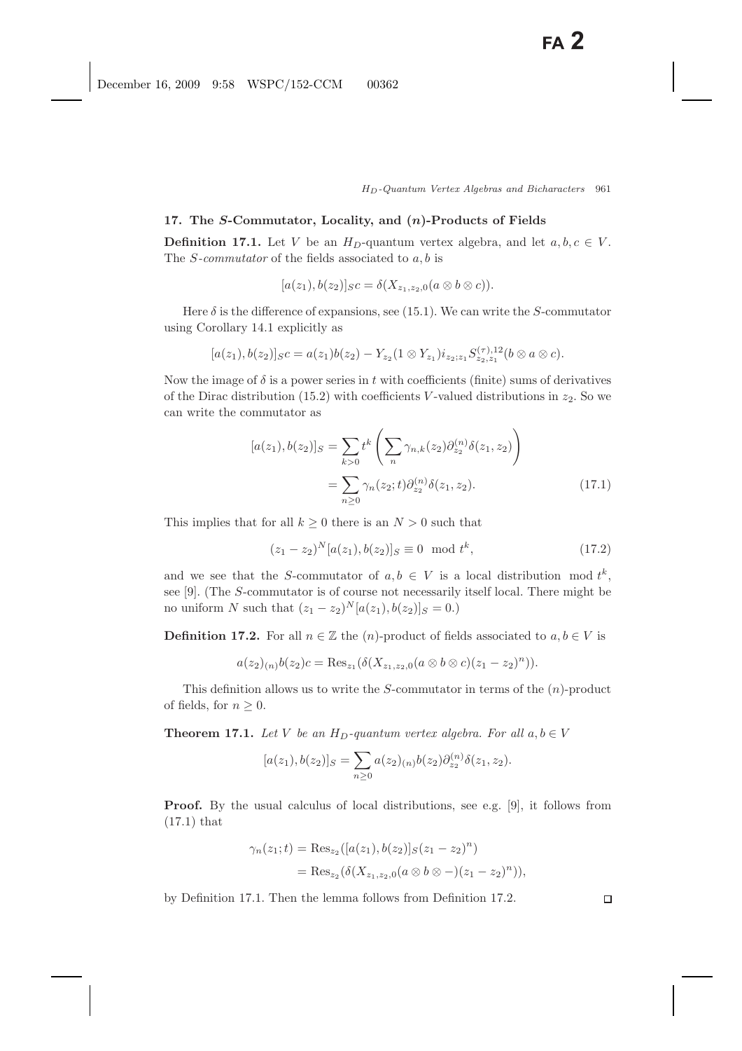## 17. The *S*-Commutator, Locality, and (*n*)-Products of Fields

**Definition 17.1.** Let $V$ be an $H_D$-quantum vertex algebra, and let $a, b, c \in V$. The *S-commutator* of the fields associated to $a, b$ is

$$[a(z_1), b(z_2)]_S c = \delta(X_{z_1,z_2,0}(a \otimes b \otimes c)).$$

Here $\delta$ is the difference of expansions, see (15.1). We can write the $S$-commutator using Corollary 14.1 explicitly as

$$[a(z_1), b(z_2)]_S c = a(z_1)b(z_2) - Y_{z_2}(1 \otimes Y_{z_1}) i_{z_2;z_1} S^{(\tau),12}_{z_2,z_1}(b \otimes a \otimes c).$$

Now the image of $\delta$ is a power series in $t$ with coefficients (finite) sums of derivatives of the Dirac distribution (15.2) with coefficients $V$-valued distributions in $z_2$. So we can write the commutator as

$$\begin{aligned}
[a(z_1), b(z_2)]_S &= \sum_{k>0} t^k \left( \sum_n \gamma_{n,k}(z_2) \partial^{(n)}_{z_2} \delta(z_1, z_2) \right) \\
&= \sum_{n \geq 0} \gamma_n(z_2; t) \partial^{(n)}_{z_2} \delta(z_1, z_2).
\end{aligned} \tag{17.1}$$

This implies that for all $k \geq 0$ there is an $N > 0$ such that

$$(z_1 - z_2)^N [a(z_1), b(z_2)]_S \equiv 0 \mod t^k, \tag{17.2}$$

and we see that the $S$-commutator of $a, b \in V$ is a local distribution $\mod t^k$, see [9]. (The $S$-commutator is of course not necessarily itself local. There might be no uniform $N$ such that $(z_1 - z_2)^N [a(z_1), b(z_2)]_S = 0$.)

**Definition 17.2.** For all $n \in \mathbb{Z}$ the $(n)$-product of fields associated to $a, b \in V$ is

$$a(z_2)_{(n)} b(z_2) c = \text{Res}_{z_1}(\delta(X_{z_1,z_2,0}(a \otimes b \otimes c)(z_1 - z_2)^n)).$$

This definition allows us to write the $S$-commutator in terms of the $(n)$-product of fields, for $n \geq 0$.

**Theorem 17.1.** *Let $V$ be an $H_D$-quantum vertex algebra. For all $a, b \in V$*

$$[a(z_1), b(z_2)]_S = \sum_{n \geq 0} a(z_2)_{(n)} b(z_2) \partial^{(n)}_{z_2} \delta(z_1, z_2).$$

**Proof.** By the usual calculus of local distributions, see e.g. [9], it follows from (17.1) that

$$\begin{aligned}
\gamma_n(z_1; t) &= \text{Res}_{z_2}([a(z_1), b(z_2)]_S (z_1 - z_2)^n) \\
&= \text{Res}_{z_2}(\delta(X_{z_1,z_2,0}(a \otimes b \otimes -)(z_1 - z_2)^n)),
\end{aligned}$$

by Definition 17.1. Then the lemma follows from Definition 17.2. □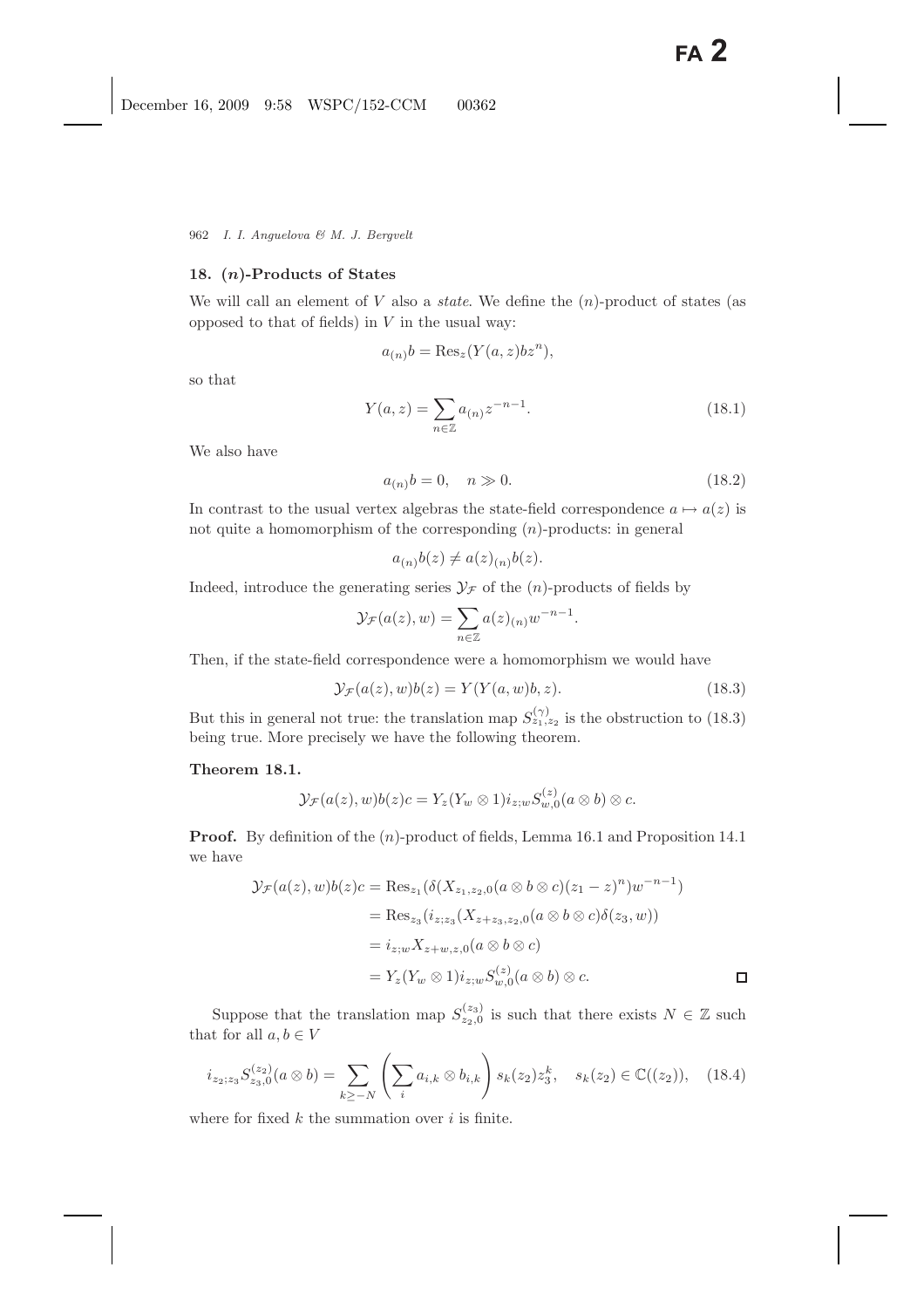## 18. $(n)$-Products of States

We will call an element of $V$ also a *state*. We define the $(n)$-product of states (as opposed to that of fields) in $V$ in the usual way:

$$a_{(n)}b = \operatorname{Res}_z(Y(a,z)bz^n),$$

so that

$$Y(a,z) = \sum_{n\in\mathbb{Z}} a_{(n)}z^{-n-1}. \tag{18.1}$$

We also have

$$a_{(n)}b = 0, \quad n \gg 0. \tag{18.2}$$

In contrast to the usual vertex algebras the state-field correspondence $a \mapsto a(z)$ is not quite a homomorphism of the corresponding $(n)$-products: in general

$$a_{(n)}b(z) \neq a(z)_{(n)}b(z).$$

Indeed, introduce the generating series $\mathcal{Y}_{\mathcal{F}}$ of the $(n)$-products of fields by

$$\mathcal{Y}_{\mathcal{F}}(a(z),w) = \sum_{n\in\mathbb{Z}} a(z)_{(n)}w^{-n-1}.$$

Then, if the state-field correspondence were a homomorphism we would have

$$\mathcal{Y}_{\mathcal{F}}(a(z),w)b(z) = Y(Y(a,w)b,z). \tag{18.3}$$

But this in general not true: the translation map $S^{(\gamma)}_{z_1,z_2}$ is the obstruction to (18.3) being true. More precisely we have the following theorem.

**Theorem 18.1.**

$$\mathcal{Y}_{\mathcal{F}}(a(z),w)b(z)c = Y_z(Y_w \otimes 1)i_{z;w}S^{(z)}_{w,0}(a\otimes b)\otimes c.$$

**Proof.** By definition of the $(n)$-product of fields, Lemma 16.1 and Proposition 14.1 we have

$$\begin{aligned}
\mathcal{Y}_{\mathcal{F}}(a(z),w)b(z)c &= \operatorname{Res}_{z_1}(\delta(X_{z_1,z_2,0}(a\otimes b\otimes c)(z_1-z)^n)w^{-n-1}) \\
&= \operatorname{Res}_{z_3}(i_{z;z_3}(X_{z+z_3,z_2,0}(a\otimes b\otimes c)\delta(z_3,w)) \\
&= i_{z;w}X_{z+w,z,0}(a\otimes b\otimes c) \\
&= Y_z(Y_w\otimes 1)i_{z;w}S^{(z)}_{w,0}(a\otimes b)\otimes c. \qquad\square
\end{aligned}$$

Suppose that the translation map $S^{(z_3)}_{z_2,0}$ is such that there exists $N\in\mathbb{Z}$ such that for all $a,b\in V$

$$i_{z_2;z_3}S^{(z_2)}_{z_3,0}(a\otimes b) = \sum_{k\geq -N}\left(\sum_i a_{i,k}\otimes b_{i,k}\right)s_k(z_2)z_3^k, \quad s_k(z_2)\in\mathbb{C}((z_2)), \tag{18.4}$$

where for fixed $k$ the summation over $i$ is finite.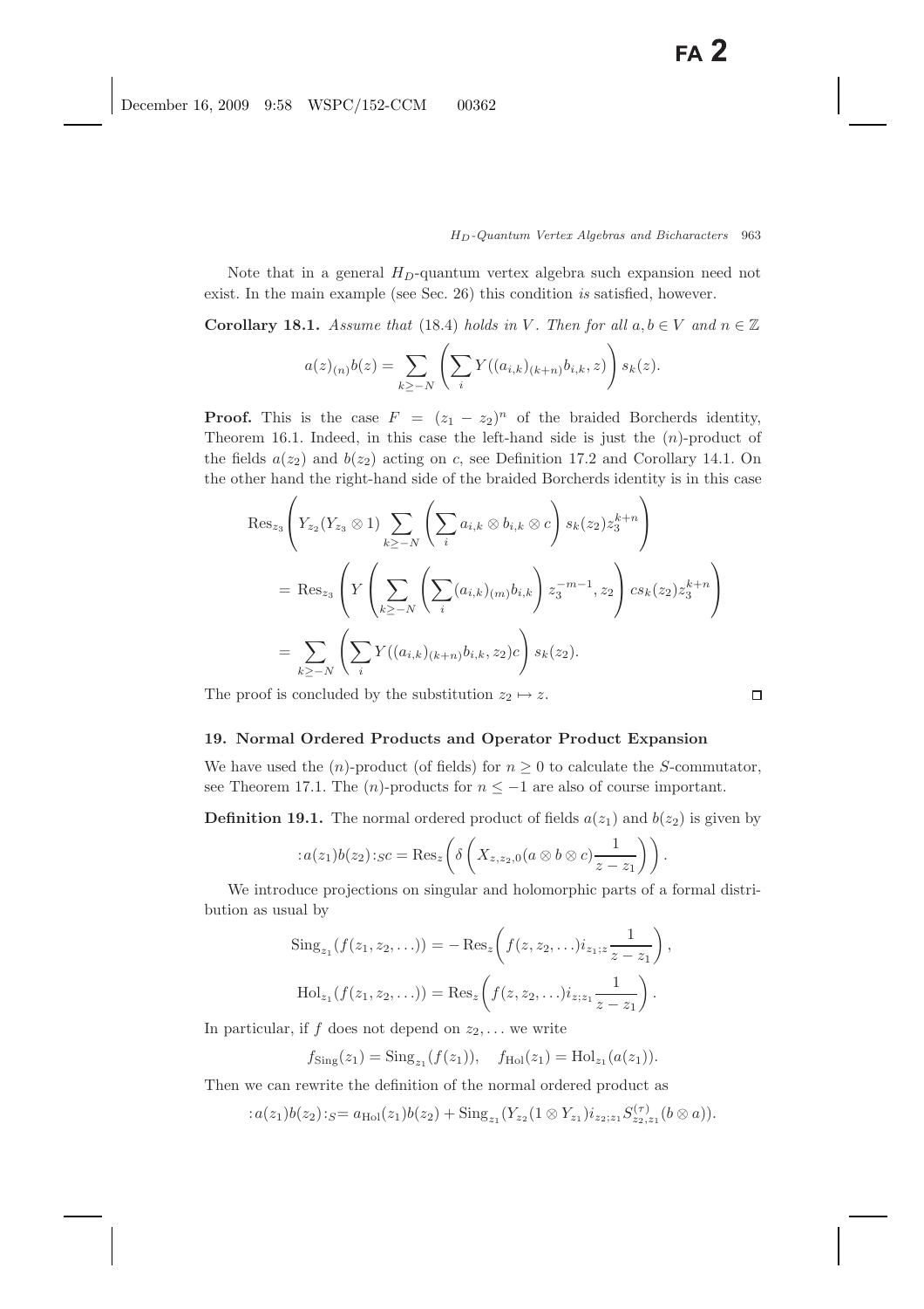Note that in a general $H_D$-quantum vertex algebra such expansion need not exist. In the main example (see Sec. 26) this condition *is* satisfied, however.

**Corollary 18.1.** *Assume that* (18.4) *holds in* $V$. *Then for all* $a, b \in V$ *and* $n \in \mathbb{Z}$

$$a(z)_{(n)}b(z) = \sum_{k \geq -N} \left( \sum_i Y((a_{i,k})_{(k+n)}b_{i,k}, z) \right) s_k(z).$$

**Proof.** This is the case $F = (z_1 - z_2)^n$ of the braided Borcherds identity, Theorem 16.1. Indeed, in this case the left-hand side is just the $(n)$-product of the fields $a(z_2)$ and $b(z_2)$ acting on $c$, see Definition 17.2 and Corollary 14.1. On the other hand the right-hand side of the braided Borcherds identity is in this case

$$\begin{aligned}
&\operatorname{Res}_{z_3}\left( Y_{z_2}(Y_{z_3} \otimes 1) \sum_{k \geq -N} \left( \sum_i a_{i,k} \otimes b_{i,k} \otimes c \right) s_k(z_2) z_3^{k+n} \right) \\
&= \operatorname{Res}_{z_3}\left( Y\left( \sum_{k \geq -N} \left( \sum_i (a_{i,k})_{(m)} b_{i,k} \right) z_3^{-m-1}, z_2 \right) c s_k(z_2) z_3^{k+n} \right) \\
&= \sum_{k \geq -N} \left( \sum_i Y((a_{i,k})_{(k+n)} b_{i,k}, z_2) c \right) s_k(z_2).
\end{aligned}$$

The proof is concluded by the substitution $z_2 \mapsto z$. $\square$

## 19. Normal Ordered Products and Operator Product Expansion

We have used the $(n)$-product (of fields) for $n \geq 0$ to calculate the $S$-commutator, see Theorem 17.1. The $(n)$-products for $n \leq -1$ are also of course important.

**Definition 19.1.** The normal ordered product of fields $a(z_1)$ and $b(z_2)$ is given by

$$:a(z_1)b(z_2):_S c = \operatorname{Res}_z\left( \delta\left( X_{z,z_2,0}(a \otimes b \otimes c) \frac{1}{z - z_1} \right) \right).$$

We introduce projections on singular and holomorphic parts of a formal distribution as usual by

$$\begin{aligned}
\operatorname{Sing}_{z_1}(f(z_1, z_2, \ldots)) &= -\operatorname{Res}_z\left( f(z, z_2, \ldots) i_{z_1;z} \frac{1}{z - z_1} \right), \\
\operatorname{Hol}_{z_1}(f(z_1, z_2, \ldots)) &= \operatorname{Res}_z\left( f(z, z_2, \ldots) i_{z;z_1} \frac{1}{z - z_1} \right).
\end{aligned}$$

In particular, if $f$ does not depend on $z_2, \ldots$ we write

$$f_{\operatorname{Sing}}(z_1) = \operatorname{Sing}_{z_1}(f(z_1)), \quad f_{\operatorname{Hol}}(z_1) = \operatorname{Hol}_{z_1}(a(z_1)).$$

Then we can rewrite the definition of the normal ordered product as

$$:a(z_1)b(z_2):_S = a_{\operatorname{Hol}}(z_1)b(z_2) + \operatorname{Sing}_{z_1}(Y_{z_2}(1 \otimes Y_{z_1}) i_{z_2;z_1} S^{(\tau)}_{z_2,z_1}(b \otimes a)).$$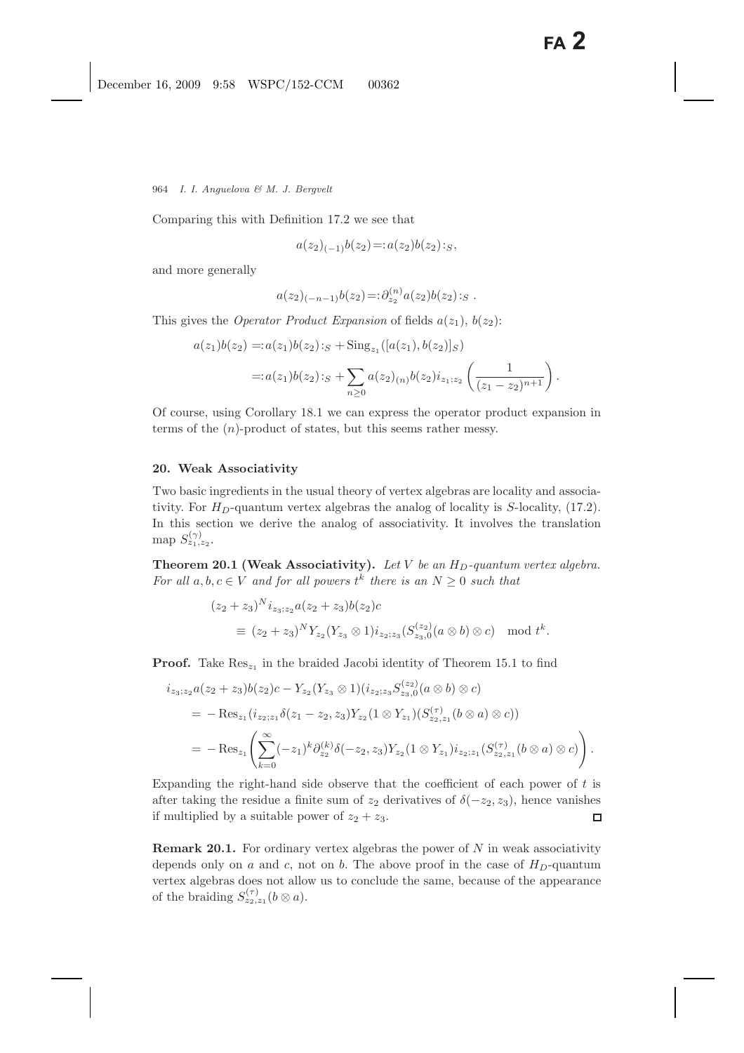Comparing this with Definition 17.2 we see that

$$a(z_2)_{(-1)}b(z_2) =: a(z_2)b(z_2):_S,$$

and more generally

$$a(z_2)_{(-n-1)}b(z_2) =: \partial_{z_2}^{(n)} a(z_2)b(z_2):_S \,.$$

This gives the *Operator Product Expansion* of fields $a(z_1)$, $b(z_2)$:

$$\begin{aligned}
a(z_1)b(z_2) &=: a(z_1)b(z_2):_S + \mathrm{Sing}_{z_1}([a(z_1), b(z_2)]_S) \\
&=: a(z_1)b(z_2):_S + \sum_{n\geq 0} a(z_2)_{(n)}b(z_2) i_{z_1;z_2}\left(\frac{1}{(z_1-z_2)^{n+1}}\right).
\end{aligned}$$

Of course, using Corollary 18.1 we can express the operator product expansion in terms of the $(n)$-product of states, but this seems rather messy.

## 20. Weak Associativity

Two basic ingredients in the usual theory of vertex algebras are locality and associativity. For $H_D$-quantum vertex algebras the analog of locality is $S$-locality, (17.2). In this section we derive the analog of associativity. It involves the translation map $S^{(\gamma)}_{z_1,z_2}$.

**Theorem 20.1 (Weak Associativity).** *Let $V$ be an $H_D$-quantum vertex algebra. For all $a, b, c \in V$ and for all powers $t^k$ there is an $N \geq 0$ such that*

$$\begin{aligned}
&(z_2+z_3)^N i_{z_3;z_2} a(z_2+z_3)b(z_2)c \\
&\quad \equiv (z_2+z_3)^N Y_{z_2}(Y_{z_3}\otimes 1) i_{z_2;z_3}(S^{(z_2)}_{z_3,0}(a\otimes b)\otimes c) \mod t^k.
\end{aligned}$$

**Proof.** Take $\mathrm{Res}_{z_1}$ in the braided Jacobi identity of Theorem 15.1 to find

$$\begin{aligned}
&i_{z_3;z_2} a(z_2+z_3)b(z_2)c - Y_{z_2}(Y_{z_3}\otimes 1)(i_{z_2;z_3}S^{(z_2)}_{z_3,0}(a\otimes b)\otimes c) \\
&= -\mathrm{Res}_{z_1}(i_{z_2;z_1}\delta(z_1-z_2,z_3)Y_{z_2}(1\otimes Y_{z_1})(S^{(\tau)}_{z_2,z_1}(b\otimes a)\otimes c)) \\
&= -\mathrm{Res}_{z_1}\left(\sum_{k=0}^{\infty}(-z_1)^k \partial_{z_2}^{(k)}\delta(-z_2,z_3)Y_{z_2}(1\otimes Y_{z_1}) i_{z_2;z_1}(S^{(\tau)}_{z_2,z_1}(b\otimes a)\otimes c)\right).
\end{aligned}$$

Expanding the right-hand side observe that the coefficient of each power of $t$ is after taking the residue a finite sum of $z_2$ derivatives of $\delta(-z_2, z_3)$, hence vanishes if multiplied by a suitable power of $z_2 + z_3$. $\square$

**Remark 20.1.** For ordinary vertex algebras the power of $N$ in weak associativity depends only on $a$ and $c$, not on $b$. The above proof in the case of $H_D$-quantum vertex algebras does not allow us to conclude the same, because of the appearance of the braiding $S^{(\tau)}_{z_2,z_1}(b\otimes a)$.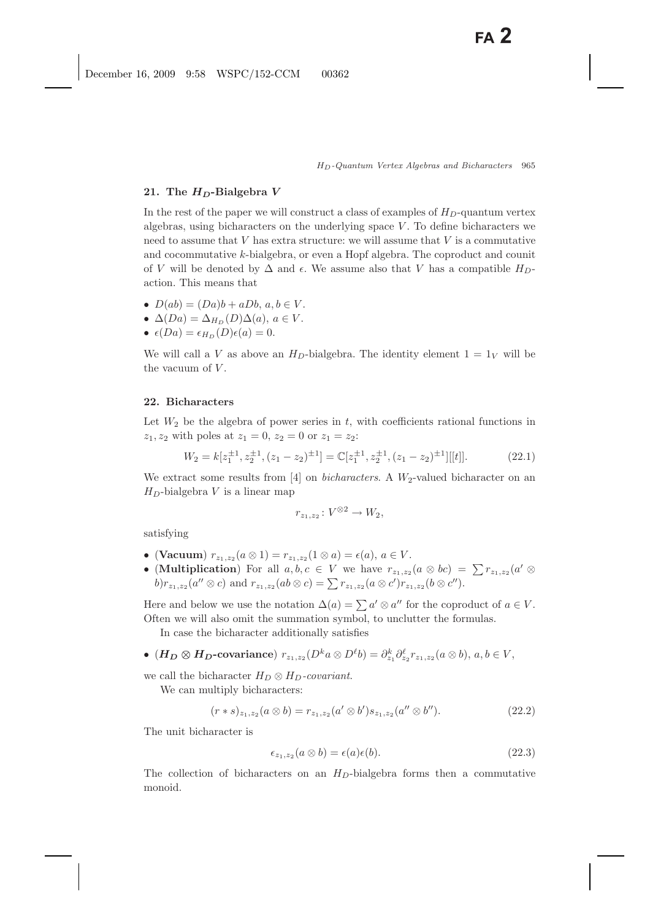## 21. The $H_D$-Bialgebra $V$

In the rest of the paper we will construct a class of examples of $H_D$-quantum vertex algebras, using bicharacters on the underlying space $V$. To define bicharacters we need to assume that $V$ has extra structure: we will assume that $V$ is a commutative and cocommutative $k$-bialgebra, or even a Hopf algebra. The coproduct and counit of $V$ will be denoted by $\Delta$ and $\epsilon$. We assume also that $V$ has a compatible $H_D$-action. This means that

- $D(ab) = (Da)b + aDb$, $a, b \in V$.
- $\Delta(Da) = \Delta_{H_D}(D)\Delta(a)$, $a \in V$.
- $\epsilon(Da) = \epsilon_{H_D}(D)\epsilon(a) = 0$.

We will call a $V$ as above an $H_D$-bialgebra. The identity element $1 = 1_V$ will be the vacuum of $V$.

## 22. Bicharacters

Let $W_2$ be the algebra of power series in $t$, with coefficients rational functions in $z_1, z_2$ with poles at $z_1 = 0$, $z_2 = 0$ or $z_1 = z_2$:

$$W_2 = k[z_1^{\pm 1}, z_2^{\pm 1}, (z_1 - z_2)^{\pm 1}] = \mathbb{C}[z_1^{\pm 1}, z_2^{\pm 1}, (z_1 - z_2)^{\pm 1}][[t]]. \tag{22.1}$$

We extract some results from [4] on *bicharacters*. A $W_2$-valued bicharacter on an $H_D$-bialgebra $V$ is a linear map

$$r_{z_1,z_2} \colon V^{\otimes 2} \to W_2,$$

satisfying

- (**Vacuum**) $r_{z_1,z_2}(a \otimes 1) = r_{z_1,z_2}(1 \otimes a) = \epsilon(a)$, $a \in V$.
- (**Multiplication**) For all $a, b, c \in V$ we have $r_{z_1,z_2}(a \otimes bc) = \sum r_{z_1,z_2}(a' \otimes b) r_{z_1,z_2}(a'' \otimes c)$ and $r_{z_1,z_2}(ab \otimes c) = \sum r_{z_1,z_2}(a \otimes c') r_{z_1,z_2}(b \otimes c'')$.

Here and below we use the notation $\Delta(a) = \sum a' \otimes a''$ for the coproduct of $a \in V$. Often we will also omit the summation symbol, to unclutter the formulas.

In case the bicharacter additionally satisfies

- (**$H_D \otimes H_D$-covariance**) $r_{z_1,z_2}(D^k a \otimes D^\ell b) = \partial_{z_1}^k \partial_{z_2}^\ell r_{z_1,z_2}(a \otimes b)$, $a, b \in V$,

we call the bicharacter $H_D \otimes H_D$*-covariant*.

We can multiply bicharacters:

$$(r * s)_{z_1,z_2}(a \otimes b) = r_{z_1,z_2}(a' \otimes b') s_{z_1,z_2}(a'' \otimes b''). \tag{22.2}$$

The unit bicharacter is

$$\epsilon_{z_1,z_2}(a \otimes b) = \epsilon(a)\epsilon(b). \tag{22.3}$$

The collection of bicharacters on an $H_D$-bialgebra forms then a commutative monoid.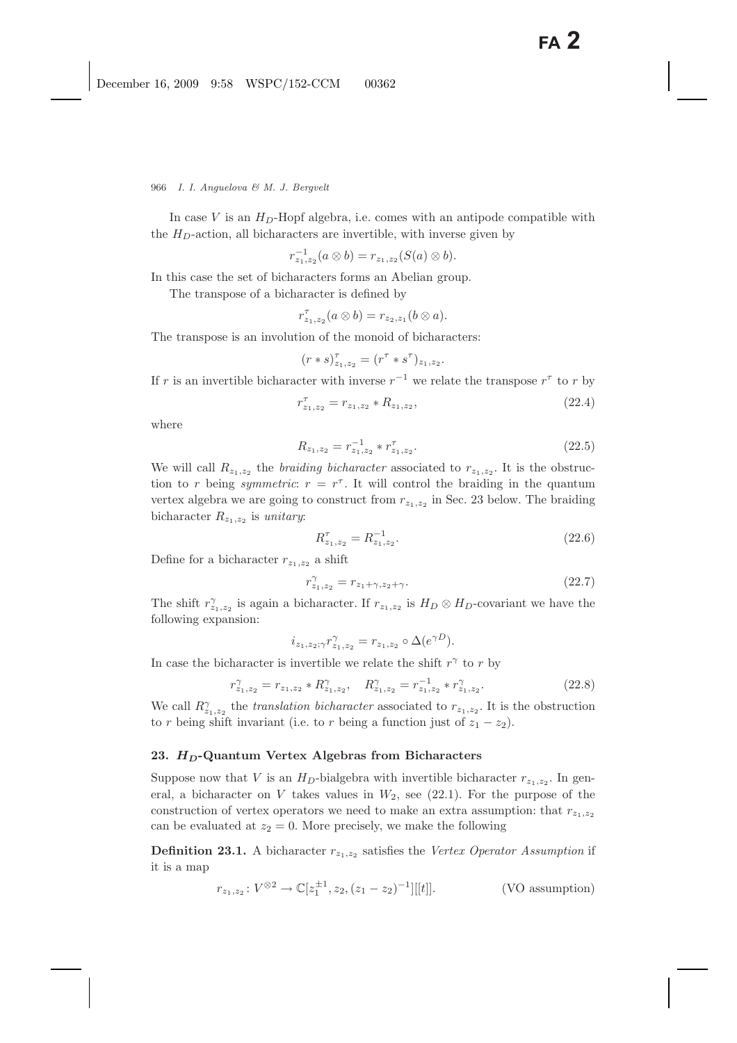In case $V$ is an $H_D$-Hopf algebra, i.e. comes with an antipode compatible with the $H_D$-action, all bicharacters are invertible, with inverse given by

$$r^{-1}_{z_1,z_2}(a \otimes b) = r_{z_1,z_2}(S(a) \otimes b).$$

In this case the set of bicharacters forms an Abelian group.

The transpose of a bicharacter is defined by

$$r^{\tau}_{z_1,z_2}(a \otimes b) = r_{z_2,z_1}(b \otimes a).$$

The transpose is an involution of the monoid of bicharacters:

$$(r * s)^{\tau}_{z_1,z_2} = (r^{\tau} * s^{\tau})_{z_1,z_2}.$$

If $r$ is an invertible bicharacter with inverse $r^{-1}$ we relate the transpose $r^{\tau}$ to $r$ by

$$r^{\tau}_{z_1,z_2} = r_{z_1,z_2} * R_{z_1,z_2}, \tag{22.4}$$

where

$$R_{z_1,z_2} = r^{-1}_{z_1,z_2} * r^{\tau}_{z_1,z_2}. \tag{22.5}$$

We will call $R_{z_1,z_2}$ the *braiding bicharacter* associated to $r_{z_1,z_2}$. It is the obstruction to $r$ being *symmetric*: $r = r^{\tau}$. It will control the braiding in the quantum vertex algebra we are going to construct from $r_{z_1,z_2}$ in Sec. 23 below. The braiding bicharacter $R_{z_1,z_2}$ is *unitary*:

$$R^{\tau}_{z_1,z_2} = R^{-1}_{z_1,z_2}. \tag{22.6}$$

Define for a bicharacter $r_{z_1,z_2}$ a shift

$$r^{\gamma}_{z_1,z_2} = r_{z_1+\gamma,z_2+\gamma}. \tag{22.7}$$

The shift $r^{\gamma}_{z_1,z_2}$ is again a bicharacter. If $r_{z_1,z_2}$ is $H_D \otimes H_D$-covariant we have the following expansion:

$$i_{z_1,z_2;\gamma} r^{\gamma}_{z_1,z_2} = r_{z_1,z_2} \circ \Delta(e^{\gamma D}).$$

In case the bicharacter is invertible we relate the shift $r^{\gamma}$ to $r$ by

$$r^{\gamma}_{z_1,z_2} = r_{z_1,z_2} * R^{\gamma}_{z_1,z_2}, \quad R^{\gamma}_{z_1,z_2} = r^{-1}_{z_1,z_2} * r^{\gamma}_{z_1,z_2}. \tag{22.8}$$

We call $R^{\gamma}_{z_1,z_2}$ the *translation bicharacter* associated to $r_{z_1,z_2}$. It is the obstruction to $r$ being shift invariant (i.e. to $r$ being a function just of $z_1 - z_2$).

## 23. $H_D$-Quantum Vertex Algebras from Bicharacters

Suppose now that $V$ is an $H_D$-bialgebra with invertible bicharacter $r_{z_1,z_2}$. In general, a bicharacter on $V$ takes values in $W_2$, see (22.1). For the purpose of the construction of vertex operators we need to make an extra assumption: that $r_{z_1,z_2}$ can be evaluated at $z_2 = 0$. More precisely, we make the following

**Definition 23.1.** A bicharacter $r_{z_1,z_2}$ satisfies the *Vertex Operator Assumption* if it is a map

$$r_{z_1,z_2} \colon V^{\otimes 2} \to \mathbb{C}[z_1^{\pm 1}, z_2, (z_1 - z_2)^{-1}][[t]]. \qquad \text{(VO assumption)}$$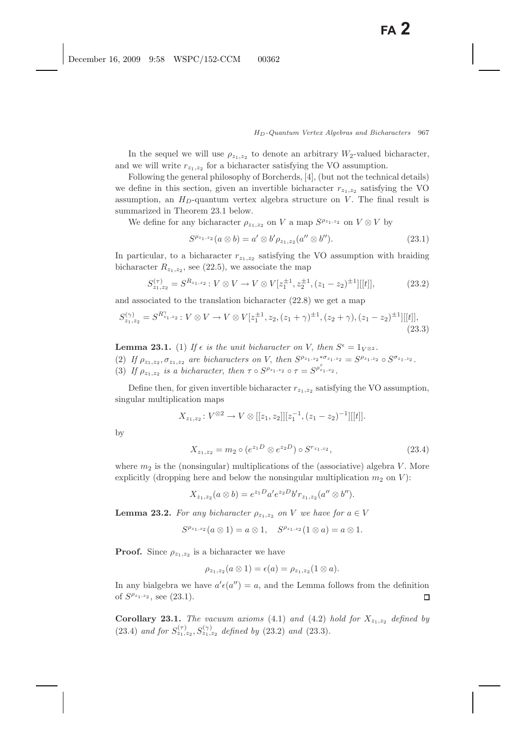In the sequel we will use $\rho_{z_1,z_2}$ to denote an arbitrary $W_2$-valued bicharacter, and we will write $r_{z_1,z_2}$ for a bicharacter satisfying the VO assumption.

Following the general philosophy of Borcherds, [4], (but not the technical details) we define in this section, given an invertible bicharacter $r_{z_1,z_2}$ satisfying the VO assumption, an $H_D$-quantum vertex algebra structure on $V$. The final result is summarized in Theorem 23.1 below.

We define for any bicharacter $\rho_{z_1,z_2}$ on $V$ a map $S^{\rho_{z_1,z_2}}$ on $V \otimes V$ by

$$S^{\rho_{z_1,z_2}}(a \otimes b) = a' \otimes b' \rho_{z_1,z_2}(a'' \otimes b''). \tag{23.1}$$

In particular, to a bicharacter $r_{z_1,z_2}$ satisfying the VO assumption with braiding bicharacter $R_{z_1,z_2}$, see (22.5), we associate the map

$$S^{(\tau)}_{z_1,z_2} = S^{R_{z_1,z_2}} : V \otimes V \to V \otimes V[z_1^{\pm 1}, z_2^{\pm 1}, (z_1 - z_2)^{\pm 1}][[t]], \tag{23.2}$$

and associated to the translation bicharacter (22.8) we get a map

$$S^{(\gamma)}_{z_1,z_2} = S^{R^{\gamma}_{z_1,z_2}} : V \otimes V \to V \otimes V[z_1^{\pm 1}, z_2, (z_1+\gamma)^{\pm 1}, (z_2+\gamma), (z_1 - z_2)^{\pm 1}][[t]], \tag{23.3}$$

**Lemma 23.1.** (1) *If $\epsilon$ is the unit bicharacter on $V$, then $S^{\epsilon} = 1_{V^{\otimes 2}}$.*
(2) *If $\rho_{z_1,z_2}, \sigma_{z_1,z_2}$ are bicharacters on $V$, then $S^{\rho_{z_1,z_2} * \sigma_{z_1,z_2}} = S^{\rho_{z_1,z_2}} \circ S^{\sigma_{z_1,z_2}}$.*
(3) *If $\rho_{z_1,z_2}$ is a bicharacter, then $\tau \circ S^{\rho_{z_1,z_2}} \circ \tau = S^{\rho^{\tau}_{z_1,z_2}}$.*

Define then, for given invertible bicharacter $r_{z_1,z_2}$ satisfying the VO assumption, singular multiplication maps

$$X_{z_1,z_2} : V^{\otimes 2} \to V \otimes [[z_1, z_2]][z_1^{-1}, (z_1 - z_2)^{-1}][[t]].$$

by

$$X_{z_1,z_2} = m_2 \circ (e^{z_1 D} \otimes e^{z_2 D}) \circ S^{r_{z_1,z_2}}, \tag{23.4}$$

where $m_2$ is the (nonsingular) multiplications of the (associative) algebra $V$. More explicitly (dropping here and below the nonsingular multiplication $m_2$ on $V$):

$$X_{z_1,z_2}(a \otimes b) = e^{z_1 D} a' e^{z_2 D} b' r_{z_1,z_2}(a'' \otimes b'').$$

**Lemma 23.2.** *For any bicharacter $\rho_{z_1,z_2}$ on $V$ we have for $a \in V$*

$$S^{\rho_{z_1,z_2}}(a \otimes 1) = a \otimes 1, \quad S^{\rho_{z_1,z_2}}(1 \otimes a) = a \otimes 1.$$

**Proof.** Since $\rho_{z_1,z_2}$ is a bicharacter we have

$$\rho_{z_1,z_2}(a \otimes 1) = \epsilon(a) = \rho_{z_1,z_2}(1 \otimes a).$$

In any bialgebra we have $a' \epsilon(a'') = a$, and the Lemma follows from the definition of $S^{\rho_{z_1,z_2}}$, see (23.1). ◻

**Corollary 23.1.** *The vacuum axioms* (4.1) *and* (4.2) *hold for $X_{z_1,z_2}$ defined by* (23.4) *and for $S^{(\tau)}_{z_1,z_2}, S^{(\gamma)}_{z_1,z_2}$ defined by* (23.2) *and* (23.3).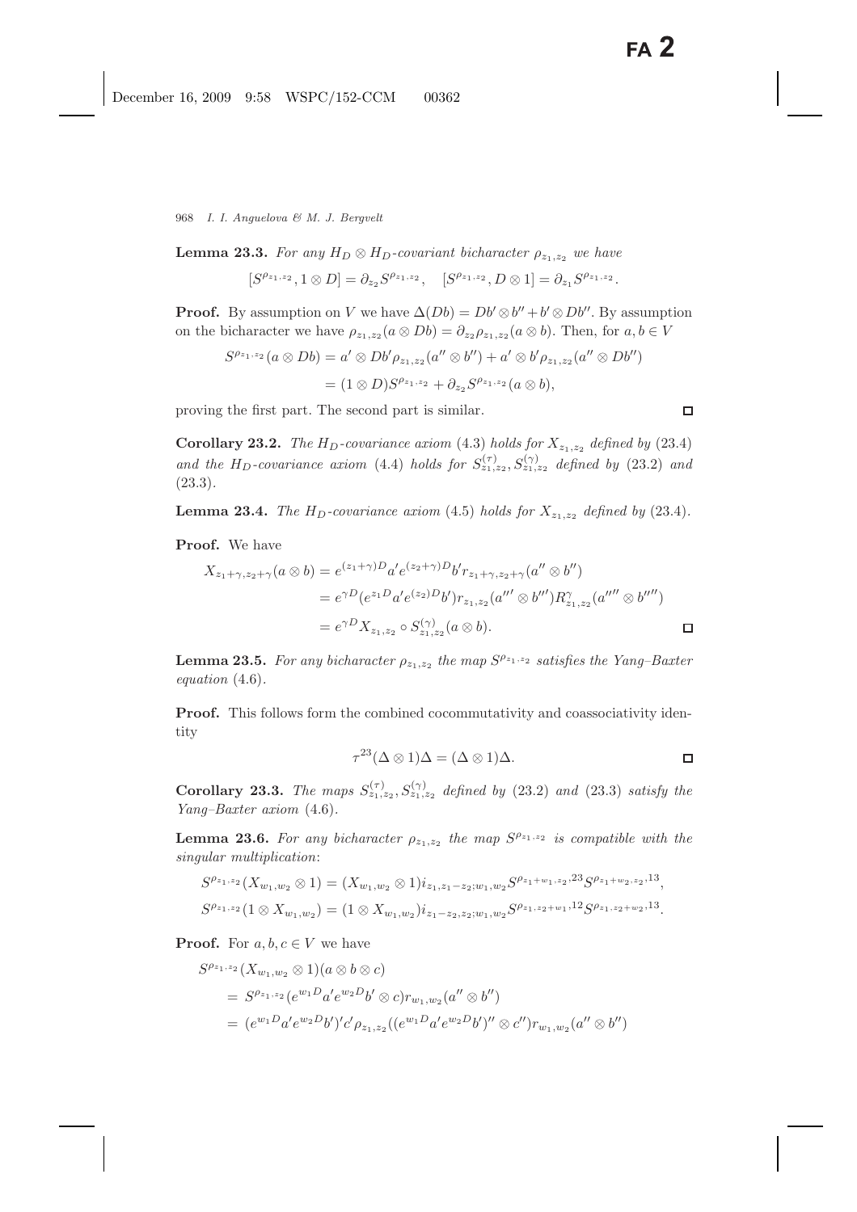**Lemma 23.3.** *For any $H_D \otimes H_D$-covariant bicharacter $\rho_{z_1,z_2}$ we have*

$$[S^{\rho_{z_1,z_2}}, 1 \otimes D] = \partial_{z_2} S^{\rho_{z_1,z_2}}, \quad [S^{\rho_{z_1,z_2}}, D \otimes 1] = \partial_{z_1} S^{\rho_{z_1,z_2}}.$$

**Proof.** By assumption on $V$ we have $\Delta(Db) = Db' \otimes b'' + b' \otimes Db''$. By assumption on the bicharacter we have $\rho_{z_1,z_2}(a \otimes Db) = \partial_{z_2}\rho_{z_1,z_2}(a \otimes b)$. Then, for $a, b \in V$

$$\begin{aligned} S^{\rho_{z_1,z_2}}(a \otimes Db) &= a' \otimes Db' \rho_{z_1,z_2}(a'' \otimes b'') + a' \otimes b' \rho_{z_1,z_2}(a'' \otimes Db'') \\ &= (1 \otimes D) S^{\rho_{z_1,z_2}} + \partial_{z_2} S^{\rho_{z_1,z_2}}(a \otimes b), \end{aligned}$$

proving the first part. The second part is similar. □

**Corollary 23.2.** *The $H_D$-covariance axiom* (4.3) *holds for $X_{z_1,z_2}$ defined by* (23.4) *and the $H_D$-covariance axiom* (4.4) *holds for $S^{(\tau)}_{z_1,z_2}, S^{(\gamma)}_{z_1,z_2}$ defined by* (23.2) *and* (23.3).

**Lemma 23.4.** *The $H_D$-covariance axiom* (4.5) *holds for $X_{z_1,z_2}$ defined by* (23.4).

**Proof.** We have

$$\begin{aligned} X_{z_1+\gamma,z_2+\gamma}(a \otimes b) &= e^{(z_1+\gamma)D} a' e^{(z_2+\gamma)D} b' r_{z_1+\gamma,z_2+\gamma}(a'' \otimes b'') \\ &= e^{\gamma D}(e^{z_1 D} a' e^{(z_2)D} b') r_{z_1,z_2}(a''' \otimes b''') R^{\gamma}_{z_1,z_2}(a'''' \otimes b'''') \\ &= e^{\gamma D} X_{z_1,z_2} \circ S^{(\gamma)}_{z_1,z_2}(a \otimes b). \end{aligned}$$
□

**Lemma 23.5.** *For any bicharacter $\rho_{z_1,z_2}$ the map $S^{\rho_{z_1,z_2}}$ satisfies the Yang–Baxter equation* (4.6).

**Proof.** This follows form the combined cocommutativity and coassociativity identity

$$\tau^{23}(\Delta \otimes 1)\Delta = (\Delta \otimes 1)\Delta.$$
□

**Corollary 23.3.** *The maps $S^{(\tau)}_{z_1,z_2}, S^{(\gamma)}_{z_1,z_2}$ defined by* (23.2) *and* (23.3) *satisfy the Yang–Baxter axiom* (4.6).

**Lemma 23.6.** *For any bicharacter $\rho_{z_1,z_2}$ the map $S^{\rho_{z_1,z_2}}$ is compatible with the singular multiplication*:

$$S^{\rho_{z_1,z_2}}(X_{w_1,w_2} \otimes 1) = (X_{w_1,w_2} \otimes 1) i_{z_1,z_1-z_2;w_1,w_2} S^{\rho_{z_1+w_1,z_2},23} S^{\rho_{z_1+w_2,z_2},13},$$

$$S^{\rho_{z_1,z_2}}(1 \otimes X_{w_1,w_2}) = (1 \otimes X_{w_1,w_2}) i_{z_1-z_2,z_2;w_1,w_2} S^{\rho_{z_1,z_2+w_1},12} S^{\rho_{z_1,z_2+w_2},13}.$$

**Proof.** For $a, b, c \in V$ we have

$$\begin{aligned} &S^{\rho_{z_1,z_2}}(X_{w_1,w_2} \otimes 1)(a \otimes b \otimes c) \\ &= S^{\rho_{z_1,z_2}}(e^{w_1 D} a' e^{w_2 D} b' \otimes c) r_{w_1,w_2}(a'' \otimes b'') \\ &= (e^{w_1 D} a' e^{w_2 D} b')' c' \rho_{z_1,z_2}((e^{w_1 D} a' e^{w_2 D} b')'' \otimes c'') r_{w_1,w_2}(a'' \otimes b'') \end{aligned}$$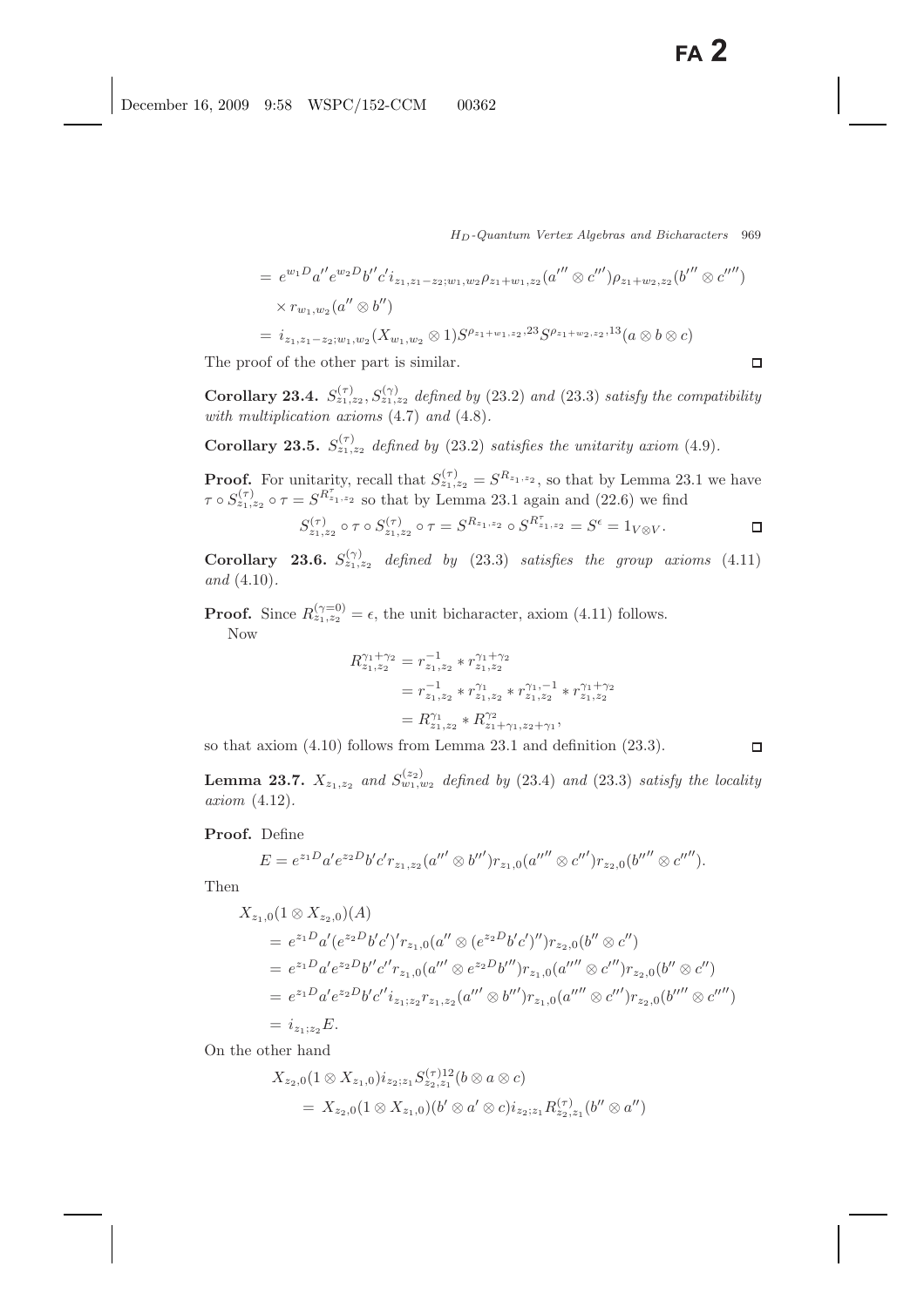$$= e^{w_1 D} a'' e^{w_2 D} b'' c' i_{z_1, z_1 - z_2; w_1, w_2} \rho_{z_1 + w_1, z_2}(a''' \otimes c'') \rho_{z_1 + w_2, z_2}(b''' \otimes c''')$$

$$\times r_{w_1, w_2}(a'' \otimes b'')$$

$$= i_{z_1, z_1 - z_2; w_1, w_2}(X_{w_1, w_2} \otimes 1) S^{\rho_{z_1 + w_1, z_2}, 23} S^{\rho_{z_1 + w_2, z_2}, 13}(a \otimes b \otimes c)$$

The proof of the other part is similar. □

**Corollary 23.4.** *$S^{(\tau)}_{z_1, z_2}, S^{(\gamma)}_{z_1, z_2}$ defined by* (23.2) *and* (23.3) *satisfy the compatibility with multiplication axioms* (4.7) *and* (4.8).

**Corollary 23.5.** *$S^{(\tau)}_{z_1, z_2}$ defined by* (23.2) *satisfies the unitarity axiom* (4.9).

**Proof.** For unitarity, recall that $S^{(\tau)}_{z_1, z_2} = S^{R_{z_1, z_2}}$, so that by Lemma 23.1 we have $\tau \circ S^{(\tau)}_{z_1, z_2} \circ \tau = S^{R^{\tau}_{z_1, z_2}}$ so that by Lemma 23.1 again and (22.6) we find

$$S^{(\tau)}_{z_1, z_2} \circ \tau \circ S^{(\tau)}_{z_1, z_2} \circ \tau = S^{R_{z_1, z_2}} \circ S^{R^{\tau}_{z_1, z_2}} = S^{\epsilon} = 1_{V \otimes V}.$$ □

**Corollary 23.6.** *$S^{(\gamma)}_{z_1, z_2}$ defined by* (23.3) *satisfies the group axioms* (4.11) *and* (4.10).

**Proof.** Since $R^{(\gamma=0)}_{z_1, z_2} = \epsilon$, the unit bicharacter, axiom (4.11) follows.

Now

$$\begin{aligned} R^{\gamma_1 + \gamma_2}_{z_1, z_2} &= r^{-1}_{z_1, z_2} * r^{\gamma_1 + \gamma_2}_{z_1, z_2} \\ &= r^{-1}_{z_1, z_2} * r^{\gamma_1}_{z_1, z_2} * r^{\gamma_1, -1}_{z_1, z_2} * r^{\gamma_1 + \gamma_2}_{z_1, z_2} \\ &= R^{\gamma_1}_{z_1, z_2} * R^{\gamma_2}_{z_1 + \gamma_1, z_2 + \gamma_1}, \end{aligned}$$

so that axiom (4.10) follows from Lemma 23.1 and definition (23.3). □

**Lemma 23.7.** *$X_{z_1, z_2}$ and $S^{(z_2)}_{w_1, w_2}$ defined by* (23.4) *and* (23.3) *satisfy the locality axiom* (4.12).

**Proof.** Define

$$E = e^{z_1 D} a' e^{z_2 D} b' c' r_{z_1, z_2}(a'' \otimes b'') r_{z_1, 0}(a''' \otimes c'') r_{z_2, 0}(b''' \otimes c''').$$

Then

$$\begin{aligned} &X_{z_1, 0}(1 \otimes X_{z_2, 0})(A) \\ &= e^{z_1 D} a' (e^{z_2 D} b' c')' r_{z_1, 0}(a'' \otimes (e^{z_2 D} b' c')'') r_{z_2, 0}(b'' \otimes c'') \\ &= e^{z_1 D} a' e^{z_2 D} b'' c'' r_{z_1, 0}(a''' \otimes e^{z_2 D} b''') r_{z_1, 0}(a'''' \otimes c''') r_{z_2, 0}(b'' \otimes c'') \\ &= e^{z_1 D} a' e^{z_2 D} b' c'' i_{z_1; z_2} r_{z_1, z_2}(a''' \otimes b''') r_{z_1, 0}(a'''' \otimes c''') r_{z_2, 0}(b'''' \otimes c''') \\ &= i_{z_1; z_2} E. \end{aligned}$$

On the other hand

$$\begin{aligned} &X_{z_2, 0}(1 \otimes X_{z_1, 0}) i_{z_2; z_1} S^{(\tau)12}_{z_2, z_1}(b \otimes a \otimes c) \\ &\quad = X_{z_2, 0}(1 \otimes X_{z_1, 0})(b' \otimes a' \otimes c) i_{z_2; z_1} R^{(\tau)}_{z_2, z_1}(b'' \otimes a'') \end{aligned}$$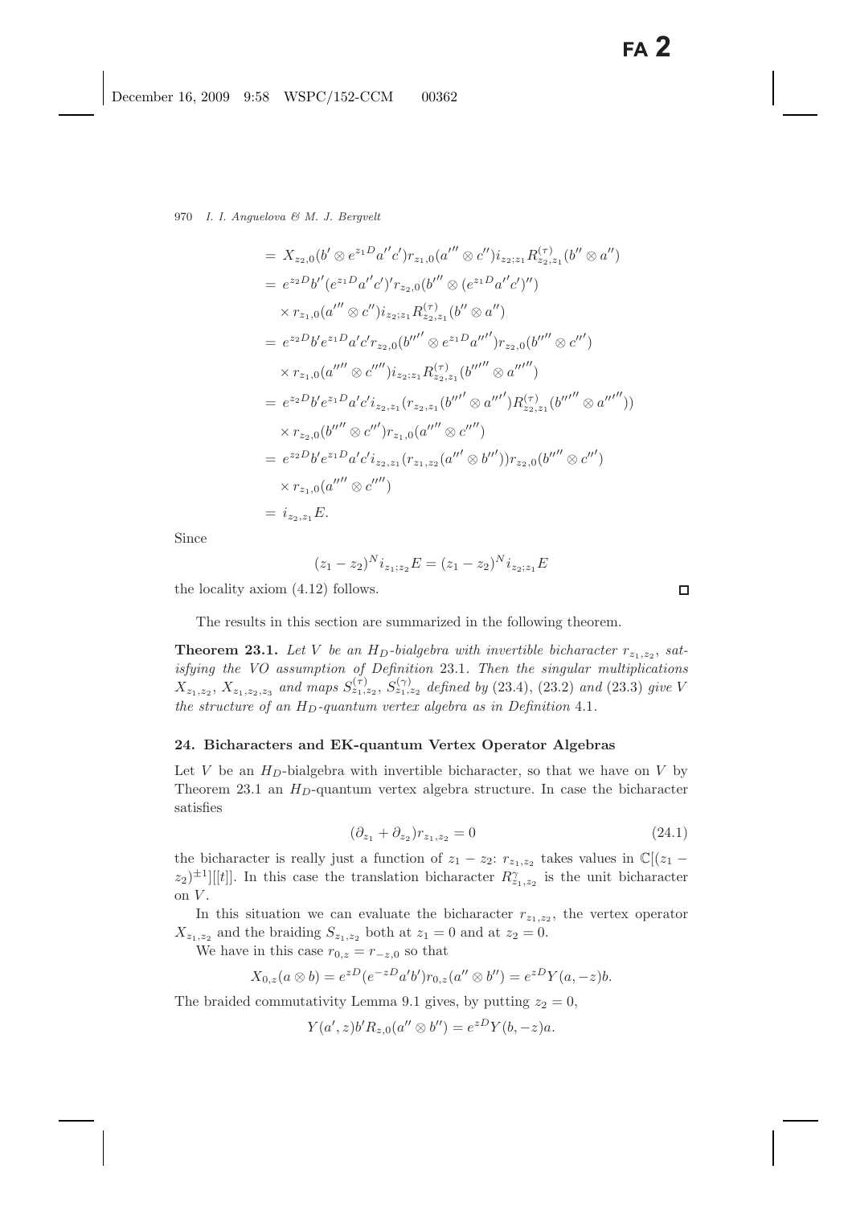$$
\begin{aligned}
&= X_{z_2,0}(b' \otimes e^{z_1 D} a'' c') r_{z_1,0}(a''' \otimes c'') i_{z_2;z_1} R^{(\tau)}_{z_2,z_1}(b'' \otimes a'') \\
&= e^{z_2 D} b' (e^{z_1 D} a'' c')' r_{z_2,0}(b''' \otimes (e^{z_1 D} a'' c')'') \\
&\quad \times r_{z_1,0}(a''' \otimes c'') i_{z_2;z_1} R^{(\tau)}_{z_2,z_1}(b'' \otimes a'') \\
&= e^{z_2 D} b' e^{z_1 D} a' c' r_{z_2,0}(b'''' \otimes e^{z_1 D} a'''') r_{z_2,0}(b''''' \otimes c''') \\
&\quad \times r_{z_1,0}(a''''' \otimes c'''') i_{z_2;z_1} R^{(\tau)}_{z_2,z_1}(b'''''' \otimes a'''''') \\
&= e^{z_2 D} b' e^{z_1 D} a' c' i_{z_2,z_1}(r_{z_2,z_1}(b'''' \otimes a'''') R^{(\tau)}_{z_2,z_1}(b''''' \otimes a''''')) \\
&\quad \times r_{z_2,0}(b''' \otimes c'') r_{z_1,0}(a''' \otimes c''') \\
&= e^{z_2 D} b' e^{z_1 D} a' c' i_{z_2,z_1}(r_{z_1,z_2}(a''' \otimes b''')) r_{z_2,0}(b''' \otimes c'') \\
&\quad \times r_{z_1,0}(a''' \otimes c''') \\
&= i_{z_2,z_1} E.
\end{aligned}
$$

Since

$$
(z_1 - z_2)^N i_{z_1;z_2} E = (z_1 - z_2)^N i_{z_2;z_1} E
$$

the locality axiom (4.12) follows. ∎

The results in this section are summarized in the following theorem.

**Theorem 23.1.** *Let $V$ be an $H_D$-bialgebra with invertible bicharacter $r_{z_1,z_2}$, satisfying the VO assumption of Definition* 23.1. *Then the singular multiplications $X_{z_1,z_2}$, $X_{z_1,z_2,z_3}$ and maps $S^{(\tau)}_{z_1,z_2}$, $S^{(\gamma)}_{z_1,z_2}$ defined by* (23.4), (23.2) *and* (23.3) *give $V$ the structure of an $H_D$-quantum vertex algebra as in Definition* 4.1.

## 24. Bicharacters and EK-quantum Vertex Operator Algebras

Let $V$ be an $H_D$-bialgebra with invertible bicharacter, so that we have on $V$ by Theorem 23.1 an $H_D$-quantum vertex algebra structure. In case the bicharacter satisfies

$$
(\partial_{z_1} + \partial_{z_2}) r_{z_1,z_2} = 0 \tag{24.1}
$$

the bicharacter is really just a function of $z_1 - z_2$: $r_{z_1,z_2}$ takes values in $\mathbb{C}[(z_1 - z_2)^{\pm 1}][[t]]$. In this case the translation bicharacter $R^{\gamma}_{z_1,z_2}$ is the unit bicharacter on $V$.

In this situation we can evaluate the bicharacter $r_{z_1,z_2}$, the vertex operator $X_{z_1,z_2}$ and the braiding $S_{z_1,z_2}$ both at $z_1 = 0$ and at $z_2 = 0$.

We have in this case $r_{0,z} = r_{-z,0}$ so that

$$
X_{0,z}(a \otimes b) = e^{zD}(e^{-zD} a' b') r_{0,z}(a'' \otimes b'') = e^{zD} Y(a, -z) b.
$$

The braided commutativity Lemma 9.1 gives, by putting $z_2 = 0$,

$$
Y(a', z) b' R_{z,0}(a'' \otimes b'') = e^{zD} Y(b, -z) a.
$$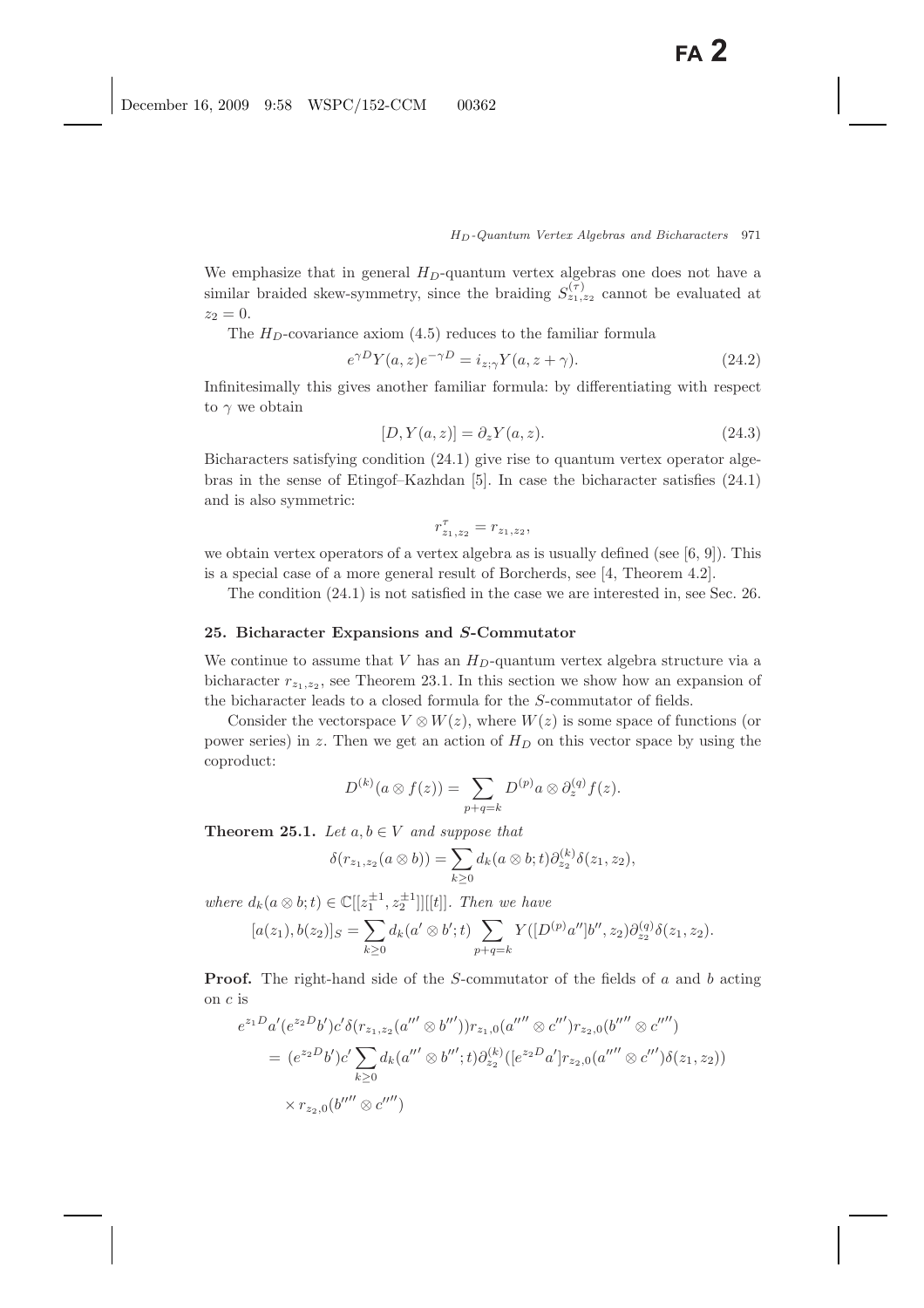We emphasize that in general $H_D$-quantum vertex algebras one does not have a similar braided skew-symmetry, since the braiding $S^{(\tau)}_{z_1,z_2}$ cannot be evaluated at $z_2 = 0$.

The $H_D$-covariance axiom (4.5) reduces to the familiar formula

$$e^{\gamma D} Y(a,z) e^{-\gamma D} = i_{z;\gamma} Y(a, z+\gamma). \tag{24.2}$$

Infinitesimally this gives another familiar formula: by differentiating with respect to $\gamma$ we obtain

$$[D, Y(a,z)] = \partial_z Y(a,z). \tag{24.3}$$

Bicharacters satisfying condition (24.1) give rise to quantum vertex operator algebras in the sense of Etingof–Kazhdan [5]. In case the bicharacter satisfies (24.1) and is also symmetric:

$$r^{\tau}_{z_1,z_2} = r_{z_1,z_2},$$

we obtain vertex operators of a vertex algebra as is usually defined (see [6, 9]). This is a special case of a more general result of Borcherds, see [4, Theorem 4.2].

The condition (24.1) is not satisfied in the case we are interested in, see Sec. 26.

## 25. Bicharacter Expansions and S-Commutator

We continue to assume that $V$ has an $H_D$-quantum vertex algebra structure via a bicharacter $r_{z_1,z_2}$, see Theorem 23.1. In this section we show how an expansion of the bicharacter leads to a closed formula for the $S$-commutator of fields.

Consider the vectorspace $V \otimes W(z)$, where $W(z)$ is some space of functions (or power series) in $z$. Then we get an action of $H_D$ on this vector space by using the coproduct:

$$D^{(k)}(a \otimes f(z)) = \sum_{p+q=k} D^{(p)} a \otimes \partial_z^{(q)} f(z).$$

**Theorem 25.1.** *Let $a, b \in V$ and suppose that*

$$\delta(r_{z_1,z_2}(a \otimes b)) = \sum_{k \geq 0} d_k(a \otimes b; t) \partial_{z_2}^{(k)} \delta(z_1, z_2),$$

*where $d_k(a \otimes b; t) \in \mathbb{C}[[z_1^{\pm 1}, z_2^{\pm 1}]][[t]]$. Then we have*

$$[a(z_1), b(z_2)]_S = \sum_{k \geq 0} d_k(a' \otimes b'; t) \sum_{p+q=k} Y([D^{(p)} a''] b'', z_2) \partial_{z_2}^{(q)} \delta(z_1, z_2).$$

**Proof.** The right-hand side of the $S$-commutator of the fields of $a$ and $b$ acting on $c$ is

$$\begin{aligned}
&e^{z_1 D} a' (e^{z_2 D} b') c' \delta(r_{z_1,z_2}(a''' \otimes b''')) r_{z_1,0}(a'''' \otimes c'') r_{z_2,0}(b'''' \otimes c''') \\
&= (e^{z_2 D} b') c' \sum_{k \geq 0} d_k(a''' \otimes b'''; t) \partial_{z_2}^{(k)} ([e^{z_2 D} a'] r_{z_2,0}(a'''' \otimes c'') \delta(z_1, z_2)) \\
&\quad \times r_{z_2,0}(b'''' \otimes c''')
\end{aligned}$$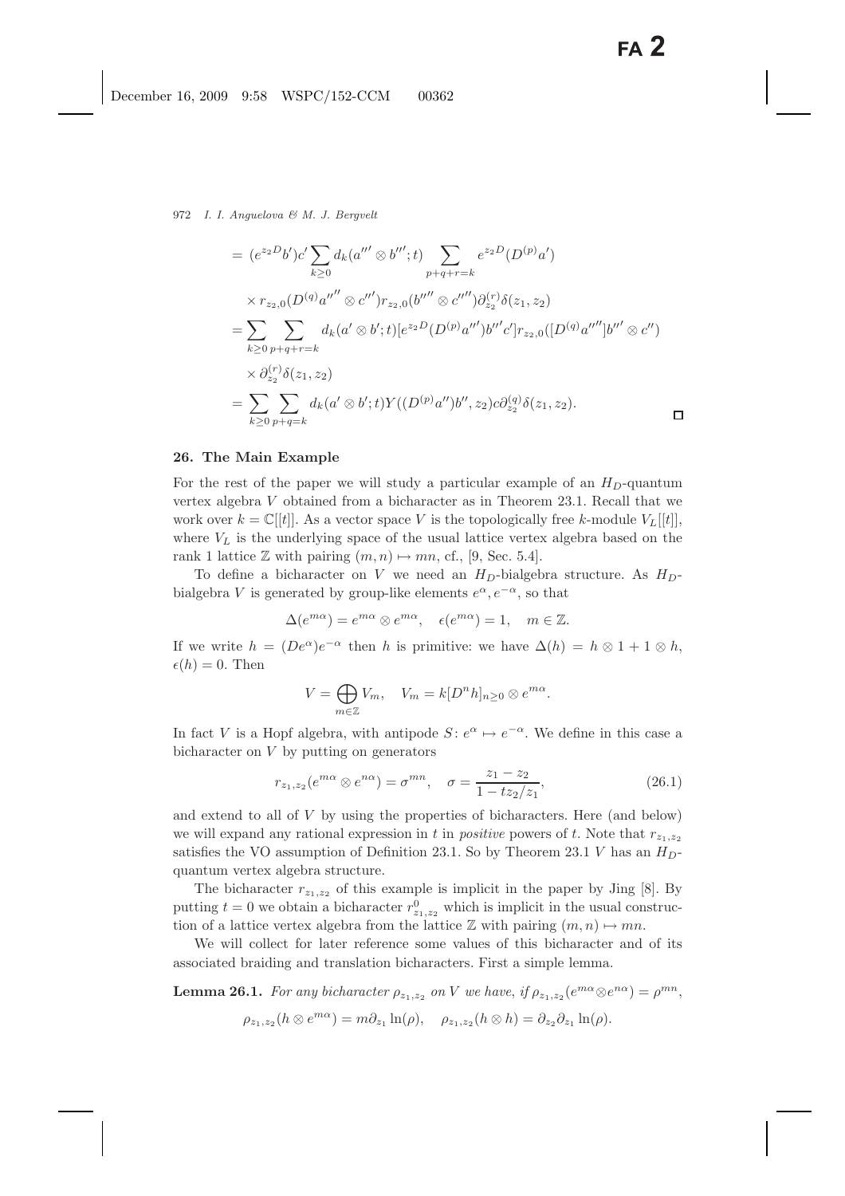$$
\begin{aligned}
&= (e^{z_2 D} b') c' \sum_{k \geq 0} d_k(a''' \otimes b'''; t) \sum_{p+q+r=k} e^{z_2 D}(D^{(p)} a') \\
&\quad \times r_{z_2,0}(D^{(q)} a'''' \otimes c''') r_{z_2,0}(b'''' \otimes c'''') \partial_{z_2}^{(r)} \delta(z_1, z_2) \\
&= \sum_{k \geq 0} \sum_{p+q+r=k} d_k(a' \otimes b'; t) [e^{z_2 D}(D^{(p)} a''') b''' c'] r_{z_2,0}([D^{(q)} a''''] b'' \otimes c'') \\
&\quad \times \partial_{z_2}^{(r)} \delta(z_1, z_2) \\
&= \sum_{k \geq 0} \sum_{p+q=k} d_k(a' \otimes b'; t) Y((D^{(p)} a'') b'', z_2) c \partial_{z_2}^{(q)} \delta(z_1, z_2).
\end{aligned}
$$

□

## 26. The Main Example

For the rest of the paper we will study a particular example of an $H_D$-quantum vertex algebra $V$ obtained from a bicharacter as in Theorem 23.1. Recall that we work over $k = \mathbb{C}[[t]]$. As a vector space $V$ is the topologically free $k$-module $V_L[[t]]$, where $V_L$ is the underlying space of the usual lattice vertex algebra based on the rank 1 lattice $\mathbb{Z}$ with pairing $(m, n) \mapsto mn$, cf., [9, Sec. 5.4].

To define a bicharacter on $V$ we need an $H_D$-bialgebra structure. As $H_D$-bialgebra $V$ is generated by group-like elements $e^{\alpha}, e^{-\alpha}$, so that

$$
\Delta(e^{m\alpha}) = e^{m\alpha} \otimes e^{m\alpha}, \quad \epsilon(e^{m\alpha}) = 1, \quad m \in \mathbb{Z}.
$$

If we write $h = (De^{\alpha}) e^{-\alpha}$ then $h$ is primitive: we have $\Delta(h) = h \otimes 1 + 1 \otimes h$, $\epsilon(h) = 0$. Then

$$
V = \bigoplus_{m \in \mathbb{Z}} V_m, \quad V_m = k[D^n h]_{n \geq 0} \otimes e^{m\alpha}.
$$

In fact $V$ is a Hopf algebra, with antipode $S \colon e^{\alpha} \mapsto e^{-\alpha}$. We define in this case a bicharacter on $V$ by putting on generators

$$
r_{z_1,z_2}(e^{m\alpha} \otimes e^{n\alpha}) = \sigma^{mn}, \quad \sigma = \frac{z_1 - z_2}{1 - tz_2/z_1}, \tag{26.1}
$$

and extend to all of $V$ by using the properties of bicharacters. Here (and below) we will expand any rational expression in $t$ in *positive* powers of $t$. Note that $r_{z_1,z_2}$ satisfies the VO assumption of Definition 23.1. So by Theorem 23.1 $V$ has an $H_D$-quantum vertex algebra structure.

The bicharacter $r_{z_1,z_2}$ of this example is implicit in the paper by Jing [8]. By putting $t = 0$ we obtain a bicharacter $r^0_{z_1,z_2}$ which is implicit in the usual construction of a lattice vertex algebra from the lattice $\mathbb{Z}$ with pairing $(m, n) \mapsto mn$.

We will collect for later reference some values of this bicharacter and of its associated braiding and translation bicharacters. First a simple lemma.

**Lemma 26.1.** *For any bicharacter $\rho_{z_1,z_2}$ on $V$ we have, if $\rho_{z_1,z_2}(e^{m\alpha} \otimes e^{n\alpha}) = \rho^{mn}$,*

$$
\rho_{z_1,z_2}(h \otimes e^{m\alpha}) = m \partial_{z_1} \ln(\rho), \quad \rho_{z_1,z_2}(h \otimes h) = \partial_{z_2} \partial_{z_1} \ln(\rho).
$$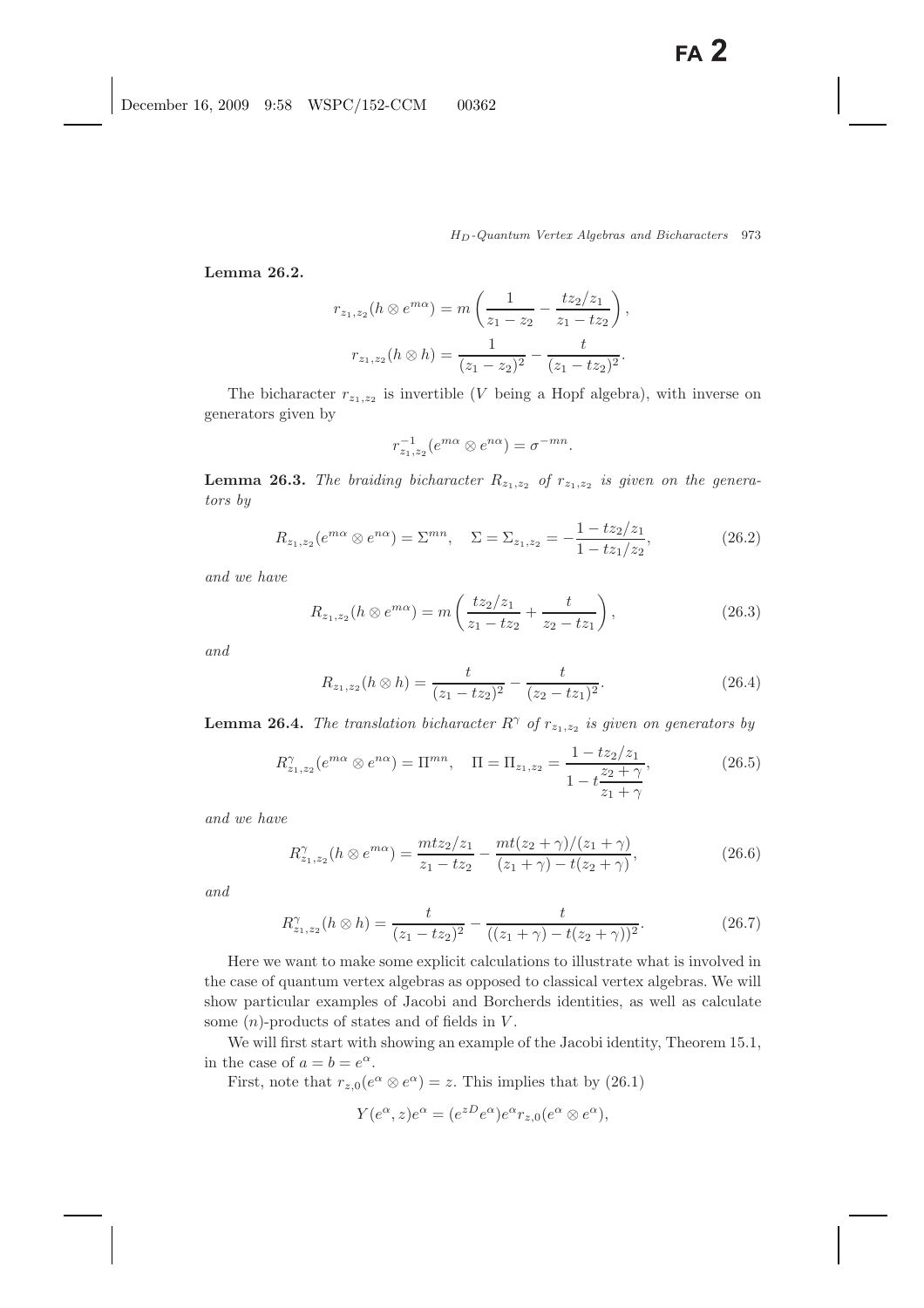**Lemma 26.2.**

$$r_{z_1,z_2}(h \otimes e^{m\alpha}) = m\left(\frac{1}{z_1 - z_2} - \frac{tz_2/z_1}{z_1 - tz_2}\right),$$

$$r_{z_1,z_2}(h \otimes h) = \frac{1}{(z_1 - z_2)^2} - \frac{t}{(z_1 - tz_2)^2}.$$

The bicharacter $r_{z_1,z_2}$ is invertible ($V$ being a Hopf algebra), with inverse on generators given by

$$r^{-1}_{z_1,z_2}(e^{m\alpha} \otimes e^{n\alpha}) = \sigma^{-mn}.$$

**Lemma 26.3.** *The braiding bicharacter $R_{z_1,z_2}$ of $r_{z_1,z_2}$ is given on the generators by*

$$R_{z_1,z_2}(e^{m\alpha} \otimes e^{n\alpha}) = \Sigma^{mn}, \quad \Sigma = \Sigma_{z_1,z_2} = -\frac{1 - tz_2/z_1}{1 - tz_1/z_2}, \tag{26.2}$$

*and we have*

$$R_{z_1,z_2}(h \otimes e^{m\alpha}) = m\left(\frac{tz_2/z_1}{z_1 - tz_2} + \frac{t}{z_2 - tz_1}\right), \tag{26.3}$$

*and*

$$R_{z_1,z_2}(h \otimes h) = \frac{t}{(z_1 - tz_2)^2} - \frac{t}{(z_2 - tz_1)^2}. \tag{26.4}$$

**Lemma 26.4.** *The translation bicharacter $R^\gamma$ of $r_{z_1,z_2}$ is given on generators by*

$$R^\gamma_{z_1,z_2}(e^{m\alpha} \otimes e^{n\alpha}) = \Pi^{mn}, \quad \Pi = \Pi_{z_1,z_2} = \frac{1 - tz_2/z_1}{1 - t\dfrac{z_2 + \gamma}{z_1 + \gamma}}, \tag{26.5}$$

*and we have*

$$R^\gamma_{z_1,z_2}(h \otimes e^{m\alpha}) = \frac{mtz_2/z_1}{z_1 - tz_2} - \frac{mt(z_2 + \gamma)/(z_1 + \gamma)}{(z_1 + \gamma) - t(z_2 + \gamma)}, \tag{26.6}$$

*and*

$$R^\gamma_{z_1,z_2}(h \otimes h) = \frac{t}{(z_1 - tz_2)^2} - \frac{t}{((z_1 + \gamma) - t(z_2 + \gamma))^2}. \tag{26.7}$$

Here we want to make some explicit calculations to illustrate what is involved in the case of quantum vertex algebras as opposed to classical vertex algebras. We will show particular examples of Jacobi and Borcherds identities, as well as calculate some $(n)$-products of states and of fields in $V$.

We will first start with showing an example of the Jacobi identity, Theorem 15.1, in the case of $a = b = e^\alpha$.

First, note that $r_{z,0}(e^\alpha \otimes e^\alpha) = z$. This implies that by (26.1)

$$Y(e^\alpha, z)e^\alpha = (e^{zD}e^\alpha)e^\alpha r_{z,0}(e^\alpha \otimes e^\alpha),$$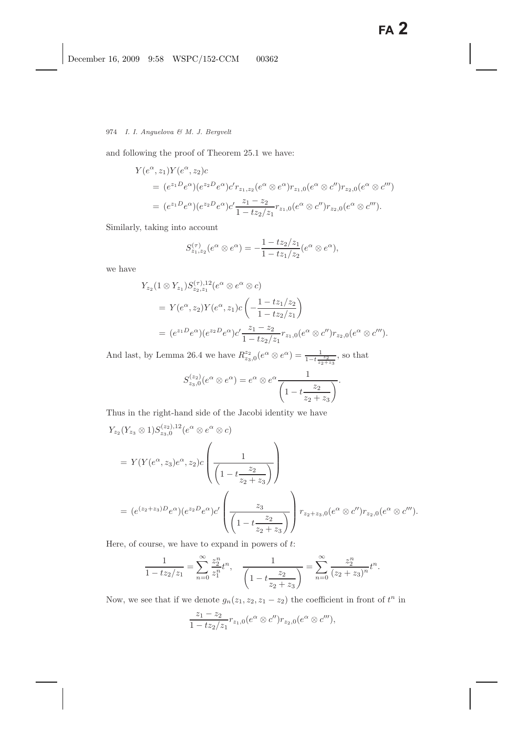and following the proof of Theorem 25.1 we have:

$$
\begin{aligned}
Y(e^\alpha, z_1)Y(e^\alpha, z_2)c
&= (e^{z_1 D}e^\alpha)(e^{z_2 D}e^\alpha)c' r_{z_1,z_2}(e^\alpha \otimes e^\alpha) r_{z_1,0}(e^\alpha \otimes c'') r_{z_2,0}(e^\alpha \otimes c''')\\
&= (e^{z_1 D}e^\alpha)(e^{z_2 D}e^\alpha)c' \frac{z_1 - z_2}{1 - tz_2/z_1} r_{z_1,0}(e^\alpha \otimes c'') r_{z_2,0}(e^\alpha \otimes c''').
\end{aligned}
$$

Similarly, taking into account

$$
S^{(\tau)}_{z_1,z_2}(e^\alpha \otimes e^\alpha) = -\frac{1 - tz_2/z_1}{1 - tz_1/z_2}(e^\alpha \otimes e^\alpha),
$$

we have

$$
\begin{aligned}
Y_{z_2}(1 \otimes Y_{z_1}) S^{(\tau),12}_{z_2,z_1}(e^\alpha \otimes e^\alpha \otimes c)
&= Y(e^\alpha, z_2)Y(e^\alpha, z_1)c \left(-\frac{1 - tz_1/z_2}{1 - tz_2/z_1}\right)\\
&= (e^{z_1 D}e^\alpha)(e^{z_2 D}e^\alpha)c' \frac{z_1 - z_2}{1 - tz_2/z_1} r_{z_1,0}(e^\alpha \otimes c'') r_{z_2,0}(e^\alpha \otimes c''').
\end{aligned}
$$

And last, by Lemma 26.4 we have $R^{z_2}_{z_3,0}(e^\alpha \otimes e^\alpha) = \frac{1}{1 - t\frac{z_2}{z_2+z_3}}$, so that

$$
S^{(z_2)}_{z_3,0}(e^\alpha \otimes e^\alpha) = e^\alpha \otimes e^\alpha \frac{1}{\left(1 - t\dfrac{z_2}{z_2 + z_3}\right)}.
$$

Thus in the right-hand side of the Jacobi identity we have

$$
\begin{aligned}
&Y_{z_2}(Y_{z_3} \otimes 1) S^{(z_2),12}_{z_3,0}(e^\alpha \otimes e^\alpha \otimes c)\\
&= Y(Y(e^\alpha, z_3)e^\alpha, z_2)c \left(\frac{1}{\left(1 - t\dfrac{z_2}{z_2 + z_3}\right)}\right)\\
&= (e^{(z_2+z_3)D}e^\alpha)(e^{z_2 D}e^\alpha)c' \left(\frac{z_3}{\left(1 - t\dfrac{z_2}{z_2 + z_3}\right)}\right) r_{z_2+z_3,0}(e^\alpha \otimes c'') r_{z_2,0}(e^\alpha \otimes c''').
\end{aligned}
$$

Here, of course, we have to expand in powers of $t$:

$$
\frac{1}{1 - tz_2/z_1} = \sum_{n=0}^{\infty} \frac{z_2^n}{z_1^n} t^n, \quad \frac{1}{\left(1 - t\dfrac{z_2}{z_2 + z_3}\right)} = \sum_{n=0}^{\infty} \frac{z_2^n}{(z_2 + z_3)^n} t^n.
$$

Now, we see that if we denote $g_n(z_1, z_2, z_1 - z_2)$ the coefficient in front of $t^n$ in

$$
\frac{z_1 - z_2}{1 - tz_2/z_1} r_{z_1,0}(e^\alpha \otimes c'') r_{z_2,0}(e^\alpha \otimes c'''),
$$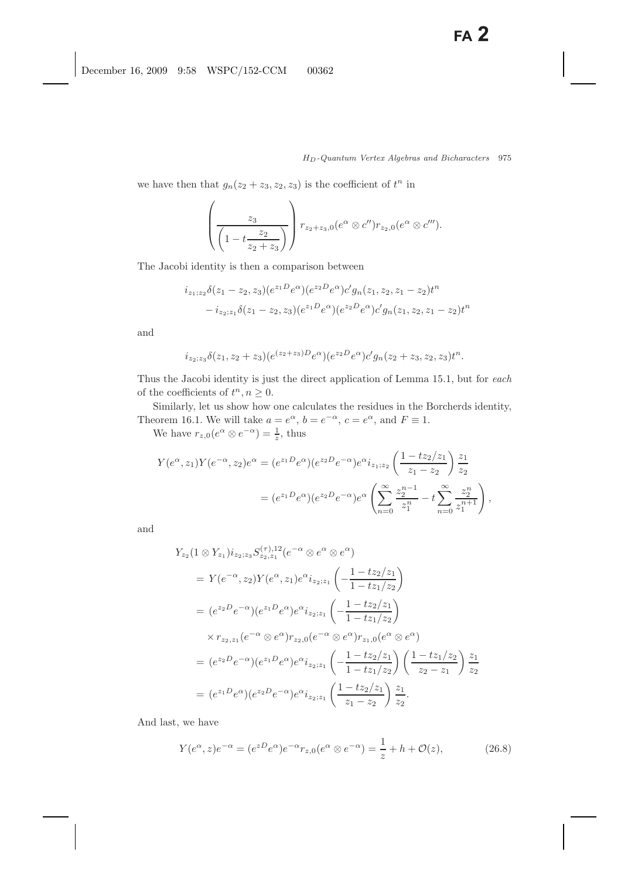we have then that $g_n(z_2+z_3, z_2, z_3)$ is the coefficient of $t^n$ in

$$\left(\frac{z_3}{\left(1-t\dfrac{z_2}{z_2+z_3}\right)}\right) r_{z_2+z_3,0}(e^\alpha \otimes c'')r_{z_2,0}(e^\alpha \otimes c''').$$

The Jacobi identity is then a comparison between

$$\begin{aligned}
&i_{z_1;z_2}\delta(z_1-z_2,z_3)(e^{z_1D}e^\alpha)(e^{z_2D}e^\alpha)c'g_n(z_1,z_2,z_1-z_2)t^n\\
&\quad - i_{z_2;z_1}\delta(z_1-z_2,z_3)(e^{z_1D}e^\alpha)(e^{z_2D}e^\alpha)c'g_n(z_1,z_2,z_1-z_2)t^n
\end{aligned}$$

and

$$i_{z_2;z_3}\delta(z_1,z_2+z_3)(e^{(z_2+z_3)D}e^\alpha)(e^{z_2D}e^\alpha)c'g_n(z_2+z_3,z_2,z_3)t^n.$$

Thus the Jacobi identity is just the direct application of Lemma 15.1, but for *each* of the coefficients of $t^n, n \geq 0$.

Similarly, let us show how one calculates the residues in the Borcherds identity, Theorem 16.1. We will take $a = e^\alpha$, $b = e^{-\alpha}$, $c = e^\alpha$, and $F \equiv 1$.

We have $r_{z,0}(e^\alpha \otimes e^{-\alpha}) = \frac{1}{z}$, thus

$$\begin{aligned}
Y(e^\alpha, z_1)Y(e^{-\alpha}, z_2)e^\alpha &= (e^{z_1D}e^\alpha)(e^{z_2D}e^{-\alpha})e^\alpha i_{z_1;z_2}\left(\frac{1-tz_2/z_1}{z_1-z_2}\right)\frac{z_1}{z_2}\\
&= (e^{z_1D}e^\alpha)(e^{z_2D}e^{-\alpha})e^\alpha\left(\sum_{n=0}^\infty \frac{z_2^{n-1}}{z_1^n} - t\sum_{n=0}^\infty \frac{z_2^n}{z_1^{n+1}}\right),
\end{aligned}$$

and

$$\begin{aligned}
&Y_{z_2}(1\otimes Y_{z_1})i_{z_2;z_3}S^{(\tau),12}_{z_2,z_1}(e^{-\alpha}\otimes e^\alpha \otimes e^\alpha)\\
&= Y(e^{-\alpha}, z_2)Y(e^\alpha, z_1)e^\alpha i_{z_2;z_1}\left(-\frac{1-tz_2/z_1}{1-tz_1/z_2}\right)\\
&= (e^{z_2D}e^{-\alpha})(e^{z_1D}e^\alpha)e^\alpha i_{z_2;z_1}\left(-\frac{1-tz_2/z_1}{1-tz_1/z_2}\right)\\
&\quad \times r_{z_2,z_1}(e^{-\alpha}\otimes e^\alpha)r_{z_2,0}(e^{-\alpha}\otimes e^\alpha)r_{z_1,0}(e^\alpha\otimes e^\alpha)\\
&= (e^{z_2D}e^{-\alpha})(e^{z_1D}e^\alpha)e^\alpha i_{z_2;z_1}\left(-\frac{1-tz_2/z_1}{1-tz_1/z_2}\right)\left(\frac{1-tz_1/z_2}{z_2-z_1}\right)\frac{z_1}{z_2}\\
&= (e^{z_1D}e^\alpha)(e^{z_2D}e^{-\alpha})e^\alpha i_{z_2;z_1}\left(\frac{1-tz_2/z_1}{z_1-z_2}\right)\frac{z_1}{z_2}.
\end{aligned}$$

And last, we have

$$Y(e^\alpha, z)e^{-\alpha} = (e^{zD}e^\alpha)e^{-\alpha}r_{z,0}(e^\alpha \otimes e^{-\alpha}) = \frac{1}{z} + h + \mathcal{O}(z), \tag{26.8}$$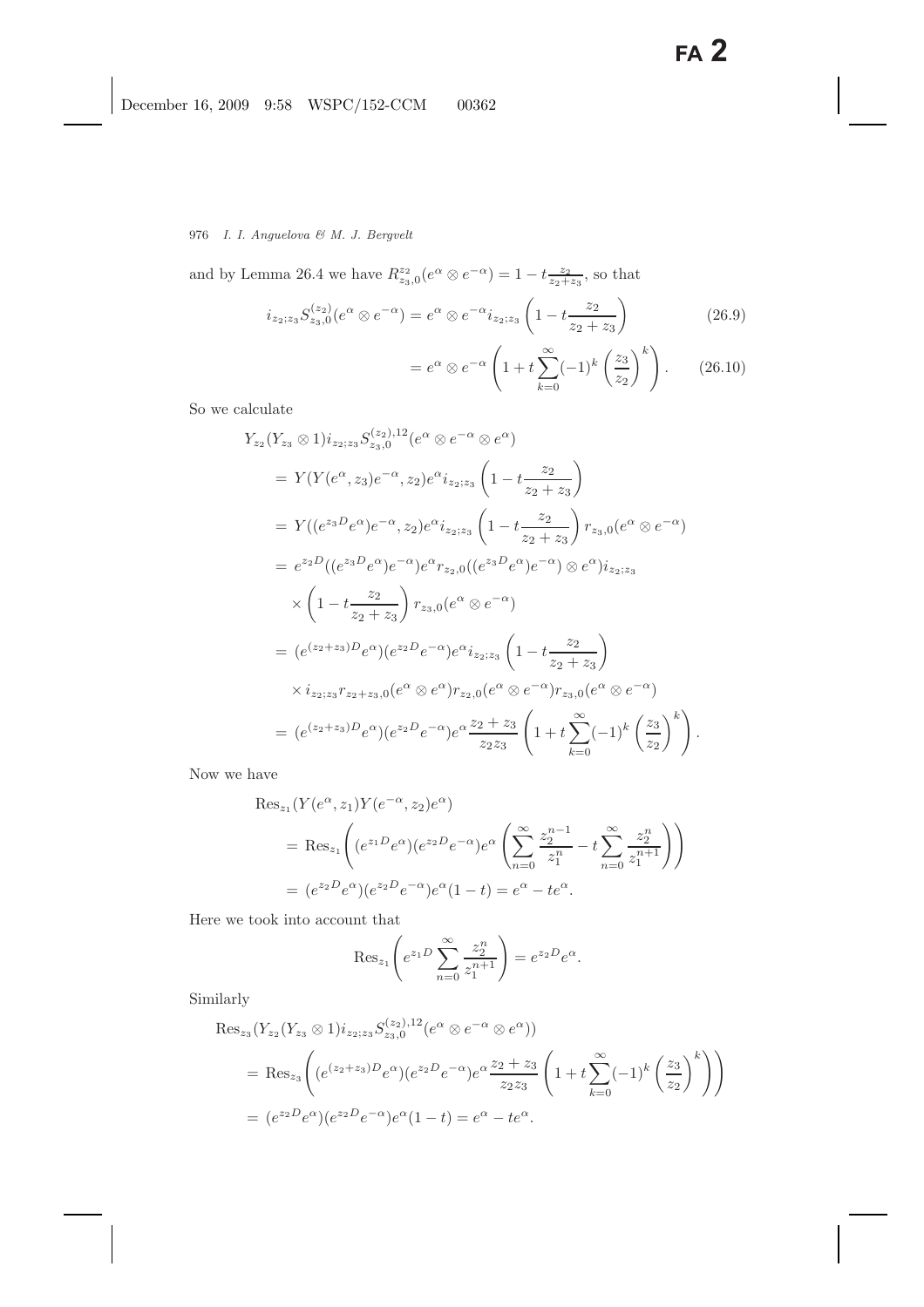and by Lemma 26.4 we have $R^{z_2}_{z_3,0}(e^\alpha \otimes e^{-\alpha}) = 1 - t\frac{z_2}{z_2+z_3}$, so that

$$
\begin{aligned}
i_{z_2;z_3} S^{(z_2)}_{z_3,0}(e^\alpha \otimes e^{-\alpha}) &= e^\alpha \otimes e^{-\alpha} i_{z_2;z_3}\left(1 - t\frac{z_2}{z_2+z_3}\right) &(26.9)\\
&= e^\alpha \otimes e^{-\alpha}\left(1 + t\sum_{k=0}^\infty (-1)^k \left(\frac{z_3}{z_2}\right)^k\right). &(26.10)
\end{aligned}
$$

So we calculate

$$
\begin{aligned}
&Y_{z_2}(Y_{z_3} \otimes 1) i_{z_2;z_3} S^{(z_2),12}_{z_3,0}(e^\alpha \otimes e^{-\alpha} \otimes e^\alpha)\\
&= Y(Y(e^\alpha, z_3)e^{-\alpha}, z_2)e^\alpha i_{z_2;z_3}\left(1 - t\frac{z_2}{z_2+z_3}\right)\\
&= Y((e^{z_3 D}e^\alpha)e^{-\alpha}, z_2)e^\alpha i_{z_2;z_3}\left(1 - t\frac{z_2}{z_2+z_3}\right) r_{z_3,0}(e^\alpha \otimes e^{-\alpha})\\
&= e^{z_2 D}((e^{z_3 D}e^\alpha)e^{-\alpha})e^\alpha r_{z_2,0}((e^{z_3 D}e^\alpha)e^{-\alpha}) \otimes e^\alpha) i_{z_2;z_3}\\
&\quad \times \left(1 - t\frac{z_2}{z_2+z_3}\right) r_{z_3,0}(e^\alpha \otimes e^{-\alpha})\\
&= (e^{(z_2+z_3)D}e^\alpha)(e^{z_2 D}e^{-\alpha})e^\alpha i_{z_2;z_3}\left(1 - t\frac{z_2}{z_2+z_3}\right)\\
&\quad \times i_{z_2;z_3} r_{z_2+z_3,0}(e^\alpha \otimes e^\alpha) r_{z_2,0}(e^\alpha \otimes e^{-\alpha}) r_{z_3,0}(e^\alpha \otimes e^{-\alpha})\\
&= (e^{(z_2+z_3)D}e^\alpha)(e^{z_2 D}e^{-\alpha})e^\alpha \frac{z_2+z_3}{z_2 z_3}\left(1 + t\sum_{k=0}^\infty (-1)^k \left(\frac{z_3}{z_2}\right)^k\right).
\end{aligned}
$$

Now we have

$$
\begin{aligned}
&\mathrm{Res}_{z_1}(Y(e^\alpha, z_1)Y(e^{-\alpha}, z_2)e^\alpha)\\
&= \mathrm{Res}_{z_1}\left((e^{z_1 D}e^\alpha)(e^{z_2 D}e^{-\alpha})e^\alpha\left(\sum_{n=0}^\infty \frac{z_2^{n-1}}{z_1^n} - t\sum_{n=0}^\infty \frac{z_2^n}{z_1^{n+1}}\right)\right)\\
&= (e^{z_2 D}e^\alpha)(e^{z_2 D}e^{-\alpha})e^\alpha(1-t) = e^\alpha - te^\alpha.
\end{aligned}
$$

Here we took into account that

$$
\mathrm{Res}_{z_1}\left(e^{z_1 D}\sum_{n=0}^\infty \frac{z_2^n}{z_1^{n+1}}\right) = e^{z_2 D}e^\alpha.
$$

Similarly

$$
\begin{aligned}
&\mathrm{Res}_{z_3}(Y_{z_2}(Y_{z_3} \otimes 1) i_{z_2;z_3} S^{(z_2),12}_{z_3,0}(e^\alpha \otimes e^{-\alpha} \otimes e^\alpha))\\
&= \mathrm{Res}_{z_3}\left((e^{(z_2+z_3)D}e^\alpha)(e^{z_2 D}e^{-\alpha})e^\alpha \frac{z_2+z_3}{z_2 z_3}\left(1 + t\sum_{k=0}^\infty (-1)^k \left(\frac{z_3}{z_2}\right)^k\right)\right)\\
&= (e^{z_2 D}e^\alpha)(e^{z_2 D}e^{-\alpha})e^\alpha(1-t) = e^\alpha - te^\alpha.
\end{aligned}
$$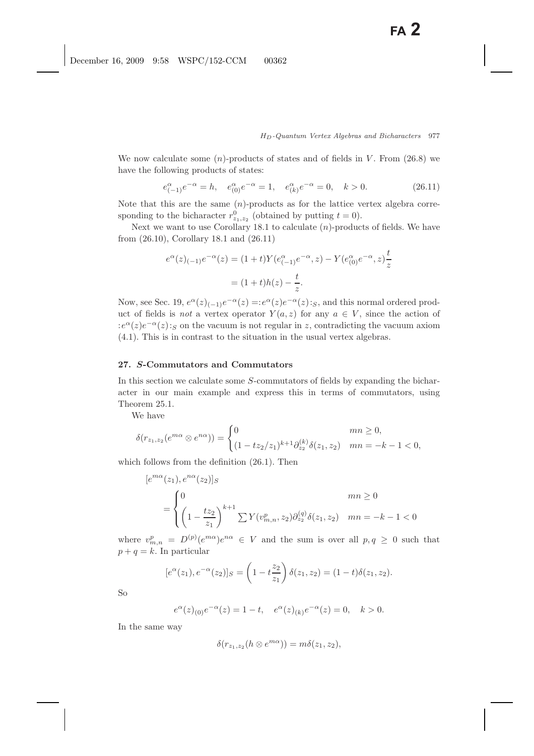We now calculate some $(n)$-products of states and of fields in $V$. From (26.8) we have the following products of states:

$$e^{\alpha}_{(-1)}e^{-\alpha} = h, \quad e^{\alpha}_{(0)}e^{-\alpha} = 1, \quad e^{\alpha}_{(k)}e^{-\alpha} = 0, \quad k > 0. \tag{26.11}$$

Note that this are the same $(n)$-products as for the lattice vertex algebra corresponding to the bicharacter $r^0_{z_1,z_2}$ (obtained by putting $t = 0$).

Next we want to use Corollary 18.1 to calculate $(n)$-products of fields. We have from (26.10), Corollary 18.1 and (26.11)

$$\begin{aligned} e^{\alpha}(z)_{(-1)}e^{-\alpha}(z) &= (1+t)Y(e^{\alpha}_{(-1)}e^{-\alpha}, z) - Y(e^{\alpha}_{(0)}e^{-\alpha}, z)\frac{t}{z} \\ &= (1+t)h(z) - \frac{t}{z}. \end{aligned}$$

Now, see Sec. 19, $e^{\alpha}(z)_{(-1)}e^{-\alpha}(z) =: e^{\alpha}(z)e^{-\alpha}(z):_S$, and this normal ordered product of fields is *not* a vertex operator $Y(a, z)$ for any $a \in V$, since the action of $:e^{\alpha}(z)e^{-\alpha}(z):_S$ on the vacuum is not regular in $z$, contradicting the vacuum axiom (4.1). This is in contrast to the situation in the usual vertex algebras.

## 27. *S*-Commutators and Commutators

In this section we calculate some $S$-commutators of fields by expanding the bicharacter in our main example and express this in terms of commutators, using Theorem 25.1.

We have

$$\delta(r_{z_1,z_2}(e^{m\alpha} \otimes e^{n\alpha})) = \begin{cases} 0 & mn \geq 0, \\ (1 - tz_2/z_1)^{k+1}\partial^{(k)}_{z_2}\delta(z_1, z_2) & mn = -k-1 < 0, \end{cases}$$

which follows from the definition (26.1). Then

$$\begin{aligned} &[e^{m\alpha}(z_1), e^{n\alpha}(z_2)]_S \\ &\quad = \begin{cases} 0 & mn \geq 0 \\ \left(1 - \dfrac{tz_2}{z_1}\right)^{k+1} \sum Y(v^p_{m,n}, z_2)\partial^{(q)}_{z_2}\delta(z_1, z_2) & mn = -k-1 < 0 \end{cases} \end{aligned}$$

where $v^p_{m,n} = D^{(p)}(e^{m\alpha})e^{n\alpha} \in V$ and the sum is over all $p, q \geq 0$ such that $p + q = k$. In particular

$$[e^{\alpha}(z_1), e^{-\alpha}(z_2)]_S = \left(1 - t\frac{z_2}{z_1}\right)\delta(z_1, z_2) = (1-t)\delta(z_1, z_2).$$

So

$$e^{\alpha}(z)_{(0)}e^{-\alpha}(z) = 1 - t, \quad e^{\alpha}(z)_{(k)}e^{-\alpha}(z) = 0, \quad k > 0.$$

In the same way

$$\delta(r_{z_1,z_2}(h \otimes e^{m\alpha})) = m\delta(z_1, z_2),$$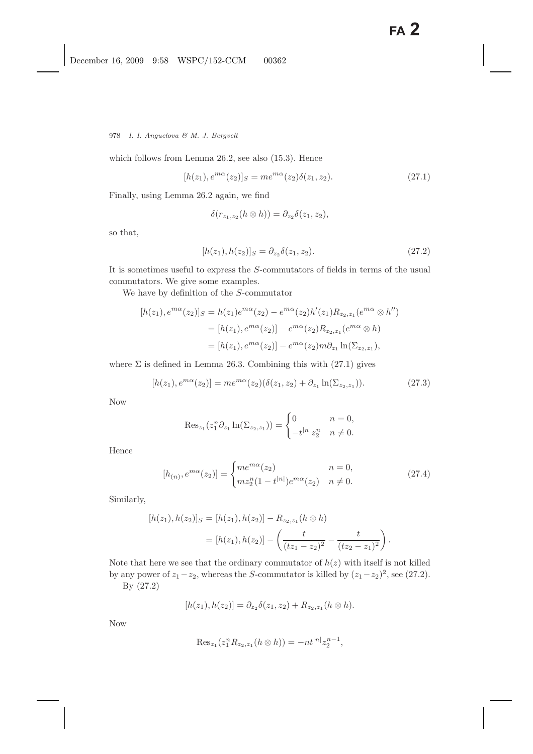which follows from Lemma 26.2, see also (15.3). Hence

$$[h(z_1), e^{m\alpha}(z_2)]_S = me^{m\alpha}(z_2)\delta(z_1, z_2). \tag{27.1}$$

Finally, using Lemma 26.2 again, we find

$$\delta(r_{z_1,z_2}(h \otimes h)) = \partial_{z_2}\delta(z_1, z_2),$$

so that,

$$[h(z_1), h(z_2)]_S = \partial_{z_2}\delta(z_1, z_2). \tag{27.2}$$

It is sometimes useful to express the $S$-commutators of fields in terms of the usual commutators. We give some examples.

We have by definition of the $S$-commutator

$$\begin{aligned}
[h(z_1), e^{m\alpha}(z_2)]_S &= h(z_1)e^{m\alpha}(z_2) - e^{m\alpha}(z_2)h'(z_1)R_{z_2,z_1}(e^{m\alpha} \otimes h'') \\
&= [h(z_1), e^{m\alpha}(z_2)] - e^{m\alpha}(z_2)R_{z_2,z_1}(e^{m\alpha} \otimes h) \\
&= [h(z_1), e^{m\alpha}(z_2)] - e^{m\alpha}(z_2)m\partial_{z_1}\ln(\Sigma_{z_2,z_1}),
\end{aligned}$$

where $\Sigma$ is defined in Lemma 26.3. Combining this with (27.1) gives

$$[h(z_1), e^{m\alpha}(z_2)] = me^{m\alpha}(z_2)(\delta(z_1, z_2) + \partial_{z_1}\ln(\Sigma_{z_2,z_1})). \tag{27.3}$$

Now

$$\mathrm{Res}_{z_1}(z_1^n\partial_{z_1}\ln(\Sigma_{z_2,z_1})) = \begin{cases} 0 & n = 0, \\ -t^{|n|}z_2^n & n \neq 0. \end{cases}$$

Hence

$$[h_{(n)}, e^{m\alpha}(z_2)] = \begin{cases} me^{m\alpha}(z_2) & n = 0, \\ mz_2^n(1 - t^{|n|})e^{m\alpha}(z_2) & n \neq 0. \end{cases} \tag{27.4}$$

Similarly,

$$\begin{aligned}
[h(z_1), h(z_2)]_S &= [h(z_1), h(z_2)] - R_{z_2,z_1}(h \otimes h) \\
&= [h(z_1), h(z_2)] - \left(\frac{t}{(tz_1 - z_2)^2} - \frac{t}{(tz_2 - z_1)^2}\right).
\end{aligned}$$

Note that here we see that the ordinary commutator of $h(z)$ with itself is not killed by any power of $z_1 - z_2$, whereas the $S$-commutator is killed by $(z_1 - z_2)^2$, see (27.2).

By (27.2)

$$[h(z_1), h(z_2)] = \partial_{z_2}\delta(z_1, z_2) + R_{z_2,z_1}(h \otimes h).$$

Now

$$\mathrm{Res}_{z_1}(z_1^n R_{z_2,z_1}(h \otimes h)) = -nt^{|n|}z_2^{n-1},$$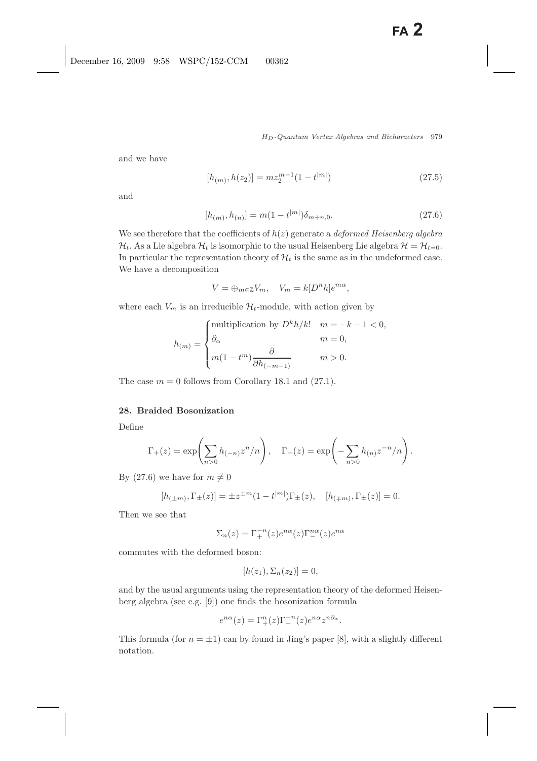and we have

$$[h_{(m)}, h(z_2)] = mz_2^{m-1}(1 - t^{|m|}) \tag{27.5}$$

and

$$[h_{(m)}, h_{(n)}] = m(1 - t^{|m|})\delta_{m+n,0}. \tag{27.6}$$

We see therefore that the coefficients of $h(z)$ generate a *deformed Heisenberg algebra* $\mathcal{H}_t$. As a Lie algebra $\mathcal{H}_t$ is isomorphic to the usual Heisenberg Lie algebra $\mathcal{H} = \mathcal{H}_{t=0}$. In particular the representation theory of $\mathcal{H}_t$ is the same as in the undeformed case. We have a decomposition

$$V = \oplus_{m\in\mathbb{Z}} V_m, \quad V_m = k[D^n h]e^{m\alpha},$$

where each $V_m$ is an irreducible $\mathcal{H}_t$-module, with action given by

$$h_{(m)} = \begin{cases} \text{multiplication by } D^k h/k! & m = -k-1 < 0, \\ \partial_\alpha & m = 0, \\ m(1-t^m)\dfrac{\partial}{\partial h_{(-m-1)}} & m > 0. \end{cases}$$

The case $m = 0$ follows from Corollary 18.1 and (27.1).

## 28. Braided Bosonization

Define

$$\Gamma_+(z) = \exp\left(\sum_{n>0} h_{(-n)} z^n/n\right), \quad \Gamma_-(z) = \exp\left(-\sum_{n>0} h_{(n)} z^{-n}/n\right).$$

By (27.6) we have for $m \neq 0$

$$[h_{(\pm m)}, \Gamma_\pm(z)] = \pm z^{\pm m}(1 - t^{|m|})\Gamma_\pm(z), \quad [h_{(\mp m)}, \Gamma_\pm(z)] = 0.$$

Then we see that

$$\Sigma_n(z) = \Gamma_+^{-n}(z) e^{n\alpha}(z) \Gamma_-^{n\alpha}(z) e^{n\alpha}$$

commutes with the deformed boson:

$$[h(z_1), \Sigma_n(z_2)] = 0,$$

and by the usual arguments using the representation theory of the deformed Heisenberg algebra (see e.g. [9]) one finds the bosonization formula

$$e^{n\alpha}(z) = \Gamma_+^n(z)\Gamma_-^{-n}(z)e^{n\alpha}z^{n\partial_\alpha}.$$

This formula (for $n = \pm 1$) can by found in Jing's paper [8], with a slightly different notation.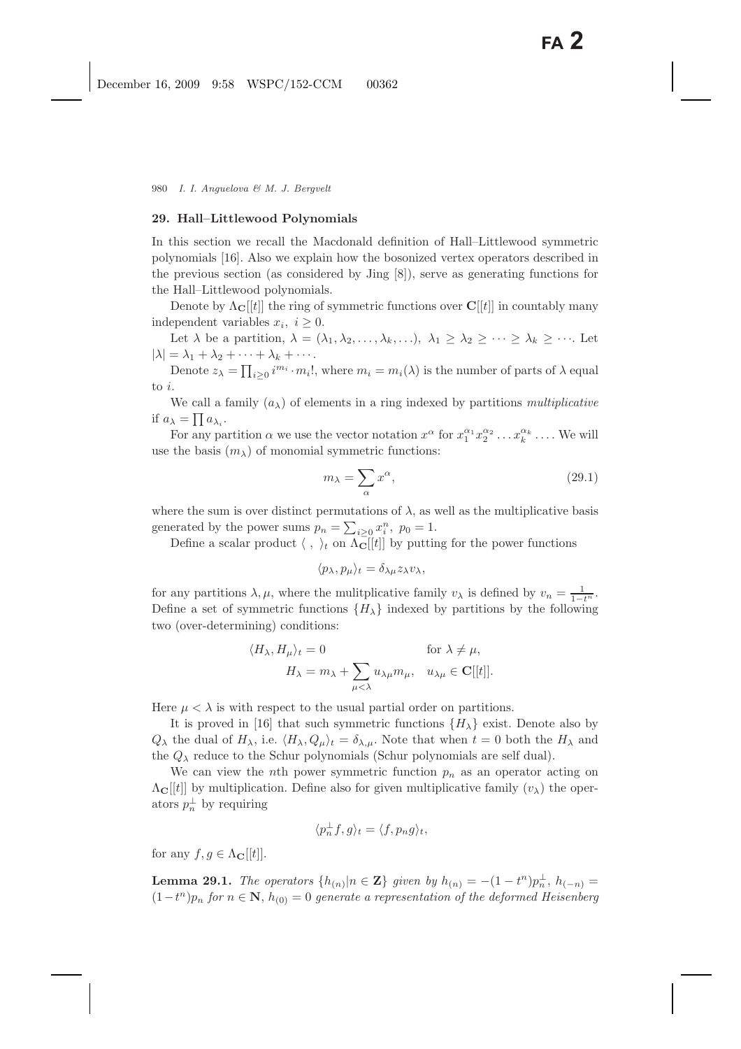## 29. Hall–Littlewood Polynomials

In this section we recall the Macdonald definition of Hall–Littlewood symmetric polynomials [16]. Also we explain how the bosonized vertex operators described in the previous section (as considered by Jing [8]), serve as generating functions for the Hall–Littlewood polynomials.

Denote by $\Lambda_{\mathbf{C}}[[t]]$ the ring of symmetric functions over $\mathbf{C}[[t]]$ in countably many independent variables $x_i,\ i \geq 0$.

Let $\lambda$ be a partition, $\lambda = (\lambda_1, \lambda_2, \ldots, \lambda_k, \ldots),\ \lambda_1 \geq \lambda_2 \geq \cdots \geq \lambda_k \geq \cdots$. Let $|\lambda| = \lambda_1 + \lambda_2 + \cdots + \lambda_k + \cdots$.

Denote $z_\lambda = \prod_{i\geq 0} i^{m_i} \cdot m_i!$, where $m_i = m_i(\lambda)$ is the number of parts of $\lambda$ equal to $i$.

We call a family $(a_\lambda)$ of elements in a ring indexed by partitions *multiplicative* if $a_\lambda = \prod a_{\lambda_i}$.

For any partition $\alpha$ we use the vector notation $x^\alpha$ for $x_1^{\alpha_1} x_2^{\alpha_2} \ldots x_k^{\alpha_k} \ldots$. We will use the basis $(m_\lambda)$ of monomial symmetric functions:

$$m_\lambda = \sum_\alpha x^\alpha, \tag{29.1}$$

where the sum is over distinct permutations of $\lambda$, as well as the multiplicative basis generated by the power sums $p_n = \sum_{i\geq 0} x_i^n,\ p_0 = 1$.

Define a scalar product $\langle\ ,\ \rangle_t$ on $\Lambda_{\mathbf{C}}[[t]]$ by putting for the power functions

$$\langle p_\lambda, p_\mu \rangle_t = \delta_{\lambda\mu} z_\lambda v_\lambda,$$

for any partitions $\lambda, \mu$, where the mulitplicative family $v_\lambda$ is defined by $v_n = \frac{1}{1-t^n}$. Define a set of symmetric functions $\{H_\lambda\}$ indexed by partitions by the following two (over-determining) conditions:

$$\langle H_\lambda, H_\mu \rangle_t = 0 \qquad \text{for } \lambda \neq \mu,$$

$$H_\lambda = m_\lambda + \sum_{\mu<\lambda} u_{\lambda\mu} m_\mu, \quad u_{\lambda\mu} \in \mathbf{C}[[t]].$$

Here $\mu < \lambda$ is with respect to the usual partial order on partitions.

It is proved in [16] that such symmetric functions $\{H_\lambda\}$ exist. Denote also by $Q_\lambda$ the dual of $H_\lambda$, i.e. $\langle H_\lambda, Q_\mu \rangle_t = \delta_{\lambda,\mu}$. Note that when $t = 0$ both the $H_\lambda$ and the $Q_\lambda$ reduce to the Schur polynomials (Schur polynomials are self dual).

We can view the $n$th power symmetric function $p_n$ as an operator acting on $\Lambda_{\mathbf{C}}[[t]]$ by multiplication. Define also for given multiplicative family $(v_\lambda)$ the operators $p_n^\perp$ by requiring

$$\langle p_n^\perp f, g \rangle_t = \langle f, p_n g \rangle_t,$$

for any $f, g \in \Lambda_{\mathbf{C}}[[t]]$.

**Lemma 29.1.** *The operators $\{h_{(n)} | n \in \mathbf{Z}\}$ given by $h_{(n)} = -(1-t^n)p_n^\perp$, $h_{(-n)} = (1-t^n)p_n$ for $n \in \mathbf{N}$, $h_{(0)} = 0$ generate a representation of the deformed Heisenberg*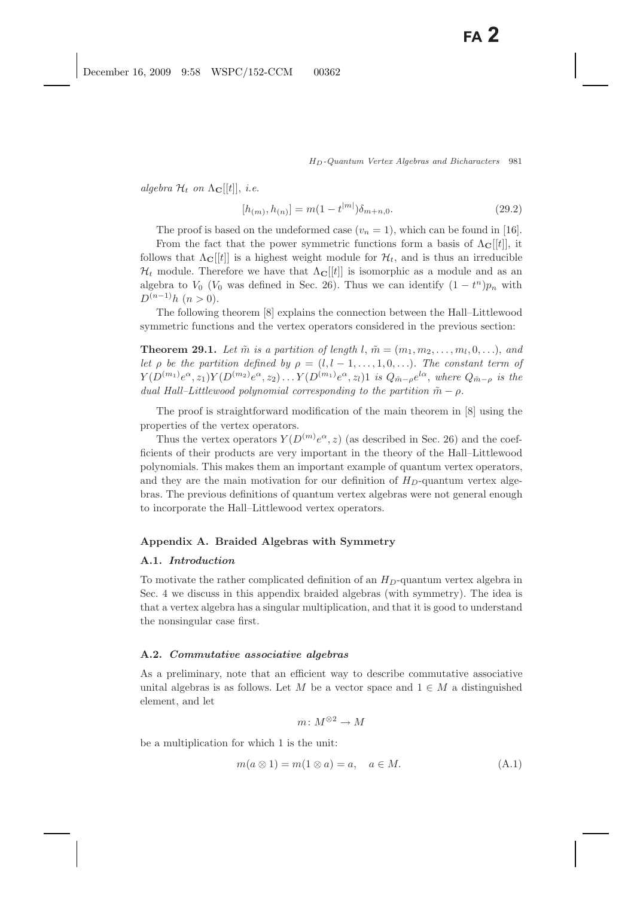*algebra* $\mathcal{H}_t$ *on* $\Lambda_{\mathbf{C}}[[t]]$, *i.e.*

$$[h_{(m)}, h_{(n)}] = m(1 - t^{|m|})\delta_{m+n,0}. \tag{29.2}$$

The proof is based on the undeformed case ($v_n = 1$), which can be found in [16].

From the fact that the power symmetric functions form a basis of $\Lambda_{\mathbf{C}}[[t]]$, it follows that $\Lambda_{\mathbf{C}}[[t]]$ is a highest weight module for $\mathcal{H}_t$, and is thus an irreducible $\mathcal{H}_t$ module. Therefore we have that $\Lambda_{\mathbf{C}}[[t]]$ is isomorphic as a module and as an algebra to $V_0$ ($V_0$ was defined in Sec. 26). Thus we can identify $(1 - t^n)p_n$ with $D^{(n-1)}h$ ($n > 0$).

The following theorem [8] explains the connection between the Hall–Littlewood symmetric functions and the vertex operators considered in the previous section:

**Theorem 29.1.** *Let* $\tilde{m}$ *is a partition of length* $l$, $\tilde{m} = (m_1, m_2, \ldots, m_l, 0, \ldots)$, *and let* $\rho$ *be the partition defined by* $\rho = (l, l-1, \ldots, 1, 0, \ldots)$. *The constant term of* $Y(D^{(m_1)}e^{\alpha}, z_1)Y(D^{(m_2)}e^{\alpha}, z_2)\ldots Y(D^{(m_1)}e^{\alpha}, z_l)1$ *is* $Q_{\tilde{m}-\rho}e^{l\alpha}$, *where* $Q_{\tilde{m}-\rho}$ *is the dual Hall–Littlewood polynomial corresponding to the partition* $\tilde{m} - \rho$.

The proof is straightforward modification of the main theorem in [8] using the properties of the vertex operators.

Thus the vertex operators $Y(D^{(m)}e^{\alpha}, z)$ (as described in Sec. 26) and the coefficients of their products are very important in the theory of the Hall–Littlewood polynomials. This makes them an important example of quantum vertex operators, and they are the main motivation for our definition of $H_D$-quantum vertex algebras. The previous definitions of quantum vertex algebras were not general enough to incorporate the Hall–Littlewood vertex operators.

## Appendix A. Braided Algebras with Symmetry

### A.1. *Introduction*

To motivate the rather complicated definition of an $H_D$-quantum vertex algebra in Sec. 4 we discuss in this appendix braided algebras (with symmetry). The idea is that a vertex algebra has a singular multiplication, and that it is good to understand the nonsingular case first.

### A.2. *Commutative associative algebras*

As a preliminary, note that an efficient way to describe commutative associative unital algebras is as follows. Let $M$ be a vector space and $1 \in M$ a distinguished element, and let

$$m\colon M^{\otimes 2} \to M$$

be a multiplication for which 1 is the unit:

$$m(a \otimes 1) = m(1 \otimes a) = a, \quad a \in M. \tag{A.1}$$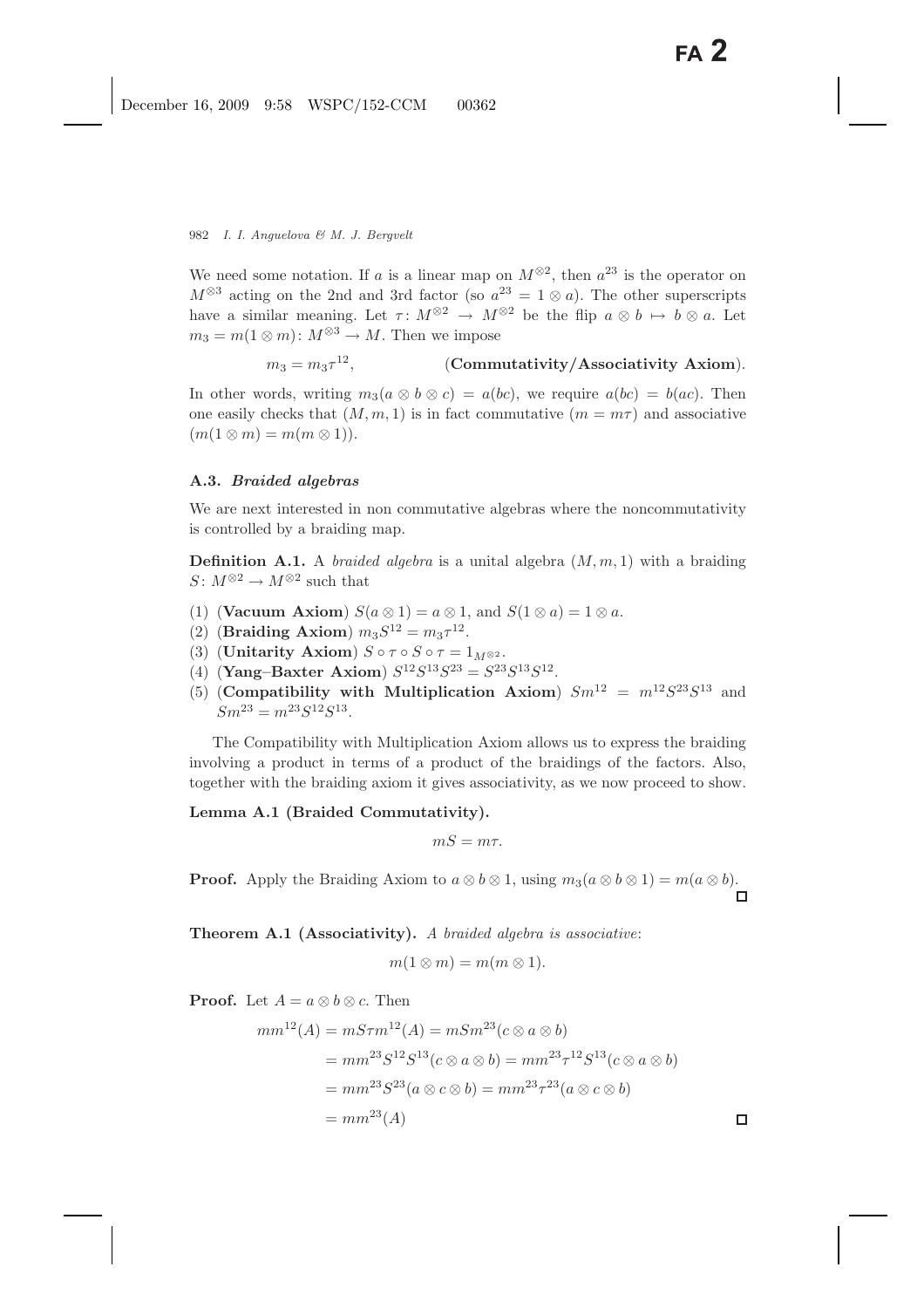We need some notation. If $a$ is a linear map on $M^{\otimes 2}$, then $a^{23}$ is the operator on $M^{\otimes 3}$ acting on the 2nd and 3rd factor (so $a^{23} = 1 \otimes a$). The other superscripts have a similar meaning. Let $\tau\colon M^{\otimes 2} \to M^{\otimes 2}$ be the flip $a \otimes b \mapsto b \otimes a$. Let $m_3 = m(1 \otimes m)\colon M^{\otimes 3} \to M$. Then we impose

$$m_3 = m_3 \tau^{12}, \qquad \textbf{(Commutativity/Associativity Axiom)}.$$

In other words, writing $m_3(a \otimes b \otimes c) = a(bc)$, we require $a(bc) = b(ac)$. Then one easily checks that $(M, m, 1)$ is in fact commutative ($m = m\tau$) and associative ($m(1 \otimes m) = m(m \otimes 1)$).

### A.3. *Braided algebras*

We are next interested in non commutative algebras where the noncommutativity is controlled by a braiding map.

**Definition A.1.** A *braided algebra* is a unital algebra $(M, m, 1)$ with a braiding $S\colon M^{\otimes 2} \to M^{\otimes 2}$ such that

1. (**Vacuum Axiom**) $S(a \otimes 1) = a \otimes 1$, and $S(1 \otimes a) = 1 \otimes a$.
2. (**Braiding Axiom**) $m_3 S^{12} = m_3 \tau^{12}$.
3. (**Unitarity Axiom**) $S \circ \tau \circ S \circ \tau = 1_{M^{\otimes 2}}$.
4. (**Yang–Baxter Axiom**) $S^{12} S^{13} S^{23} = S^{23} S^{13} S^{12}$.
5. (**Compatibility with Multiplication Axiom**) $Sm^{12} = m^{12} S^{23} S^{13}$ and $Sm^{23} = m^{23} S^{12} S^{13}$.

The Compatibility with Multiplication Axiom allows us to express the braiding involving a product in terms of a product of the braidings of the factors. Also, together with the braiding axiom it gives associativity, as we now proceed to show.

**Lemma A.1 (Braided Commutativity).**

$$mS = m\tau.$$

**Proof.** Apply the Braiding Axiom to $a \otimes b \otimes 1$, using $m_3(a \otimes b \otimes 1) = m(a \otimes b)$. □

**Theorem A.1 (Associativity).** *A braided algebra is associative*:

$$m(1 \otimes m) = m(m \otimes 1).$$

**Proof.** Let $A = a \otimes b \otimes c$. Then

$$\begin{aligned}
mm^{12}(A) &= mS\tau m^{12}(A) = mSm^{23}(c \otimes a \otimes b) \\
&= mm^{23} S^{12} S^{13}(c \otimes a \otimes b) = mm^{23} \tau^{12} S^{13}(c \otimes a \otimes b) \\
&= mm^{23} S^{23}(a \otimes c \otimes b) = mm^{23} \tau^{23}(a \otimes c \otimes b) \\
&= mm^{23}(A)
\end{aligned}$$

□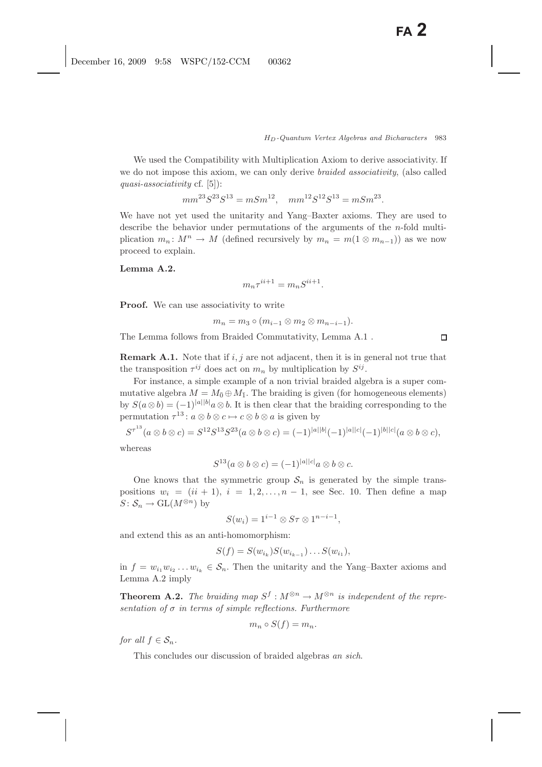We used the Compatibility with Multiplication Axiom to derive associativity. If we do not impose this axiom, we can only derive *braided associativity*, (also called *quasi-associativity* cf. [5]):

$$mm^{23}S^{23}S^{13} = mSm^{12}, \quad mm^{12}S^{12}S^{13} = mSm^{23}.$$

We have not yet used the unitarity and Yang–Baxter axioms. They are used to describe the behavior under permutations of the arguments of the $n$-fold multiplication $m_n \colon M^n \to M$ (defined recursively by $m_n = m(1 \otimes m_{n-1})$) as we now proceed to explain.

**Lemma A.2.**

$$m_n \tau^{ii+1} = m_n S^{ii+1}.$$

**Proof.** We can use associativity to write

$$m_n = m_3 \circ (m_{i-1} \otimes m_2 \otimes m_{n-i-1}).$$

The Lemma follows from Braided Commutativity, Lemma A.1 . □

**Remark A.1.** Note that if $i, j$ are not adjacent, then it is in general not true that the transposition $\tau^{ij}$ does act on $m_n$ by multiplication by $S^{ij}$.

For instance, a simple example of a non trivial braided algebra is a super commutative algebra $M = M_{\bar{0}} \oplus M_{\bar{1}}$. The braiding is given (for homogeneous elements) by $S(a \otimes b) = (-1)^{|a||b|} a \otimes b$. It is then clear that the braiding corresponding to the permutation $\tau^{13} \colon a \otimes b \otimes c \mapsto c \otimes b \otimes a$ is given by

$$S^{\tau^{13}}(a \otimes b \otimes c) = S^{12}S^{13}S^{23}(a \otimes b \otimes c) = (-1)^{|a||b|}(-1)^{|a||c|}(-1)^{|b||c|}(a \otimes b \otimes c),$$

whereas

$$S^{13}(a \otimes b \otimes c) = (-1)^{|a||c|} a \otimes b \otimes c.$$

One knows that the symmetric group $\mathcal{S}_n$ is generated by the simple transpositions $w_i = (ii+1)$, $i = 1, 2, \ldots, n-1$, see Sec. 10. Then define a map $S \colon \mathcal{S}_n \to \mathrm{GL}(M^{\otimes n})$ by

$$S(w_i) = 1^{i-1} \otimes S\tau \otimes 1^{n-i-1},$$

and extend this as an anti-homomorphism:

$$S(f) = S(w_{i_k})S(w_{i_{k-1}}) \ldots S(w_{i_1}),$$

in $f = w_{i_1} w_{i_2} \ldots w_{i_k} \in \mathcal{S}_n$. Then the unitarity and the Yang–Baxter axioms and Lemma A.2 imply

**Theorem A.2.** *The braiding map $S^f : M^{\otimes n} \to M^{\otimes n}$ is independent of the representation of $\sigma$ in terms of simple reflections. Furthermore*

$$m_n \circ S(f) = m_n.$$

*for all $f \in \mathcal{S}_n$.*

This concludes our discussion of braided algebras *an sich*.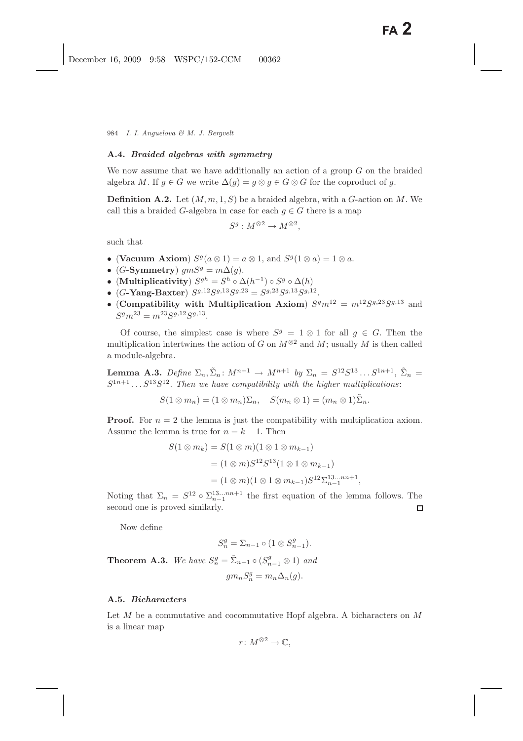### A.4. *Braided algebras with symmetry*

We now assume that we have additionally an action of a group $G$ on the braided algebra $M$. If $g \in G$ we write $\Delta(g) = g \otimes g \in G \otimes G$ for the coproduct of $g$.

**Definition A.2.** Let $(M, m, 1, S)$ be a braided algebra, with a $G$-action on $M$. We call this a braided $G$-algebra in case for each $g \in G$ there is a map

$$S^g : M^{\otimes 2} \to M^{\otimes 2},$$

such that

- (**Vacuum Axiom**) $S^g(a \otimes 1) = a \otimes 1$, and $S^g(1 \otimes a) = 1 \otimes a$.
- ($G$**-Symmetry**) $gmS^g = m\Delta(g)$.
- (**Multiplicativity**) $S^{gh} = S^h \circ \Delta(h^{-1}) \circ S^g \circ \Delta(h)$
- ($G$**-Yang-Baxter**) $S^{g,12}S^{g,13}S^{g,23} = S^{g,23}S^{g,13}S^{g,12}$.
- (**Compatibility with Multiplication Axiom**) $S^g m^{12} = m^{12}S^{g,23}S^{g,13}$ and $S^g m^{23} = m^{23}S^{g,12}S^{g,13}$.

Of course, the simplest case is where $S^g = 1 \otimes 1$ for all $g \in G$. Then the multiplication intertwines the action of $G$ on $M^{\otimes 2}$ and $M$; usually $M$ is then called a module-algebra.

**Lemma A.3.** *Define* $\Sigma_n, \tilde{\Sigma}_n : M^{n+1} \to M^{n+1}$ *by* $\Sigma_n = S^{12}S^{13} \ldots S^{1n+1}$, $\tilde{\Sigma}_n = S^{1n+1} \ldots S^{13}S^{12}$. *Then we have compatibility with the higher multiplications*:

$$S(1 \otimes m_n) = (1 \otimes m_n)\Sigma_n, \quad S(m_n \otimes 1) = (m_n \otimes 1)\tilde{\Sigma}_n.$$

**Proof.** For $n = 2$ the lemma is just the compatibility with multiplication axiom. Assume the lemma is true for $n = k - 1$. Then

$$\begin{aligned}
S(1 \otimes m_k) &= S(1 \otimes m)(1 \otimes 1 \otimes m_{k-1}) \\
&= (1 \otimes m)S^{12}S^{13}(1 \otimes 1 \otimes m_{k-1}) \\
&= (1 \otimes m)(1 \otimes 1 \otimes m_{k-1})S^{12}\Sigma_{n-1}^{13\ldots nn+1},
\end{aligned}$$

Noting that $\Sigma_n = S^{12} \circ \Sigma_{n-1}^{13\ldots nn+1}$ the first equation of the lemma follows. The second one is proved similarly. $\square$

Now define

$$S_n^g = \Sigma_{n-1} \circ (1 \otimes S_{n-1}^g).$$

**Theorem A.3.** *We have* $S_n^g = \tilde{\Sigma}_{n-1} \circ (S_{n-1}^g \otimes 1)$ *and*

$$gm_n S_n^g = m_n \Delta_n(g).$$

### A.5. *Bicharacters*

Let $M$ be a commutative and cocommutative Hopf algebra. A bicharacters on $M$ is a linear map

$$r : M^{\otimes 2} \to \mathbb{C},$$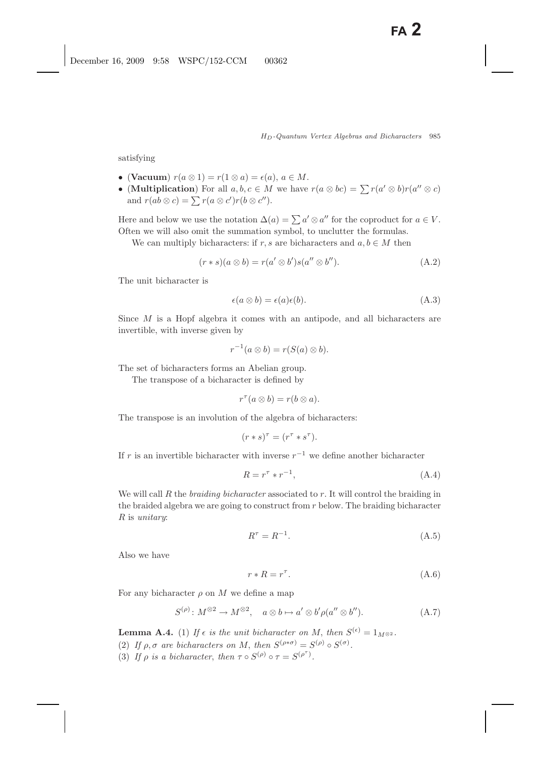satisfying

- (**Vacuum**) $r(a \otimes 1) = r(1 \otimes a) = \epsilon(a)$, $a \in M$.
- (**Multiplication**) For all $a, b, c \in M$ we have $r(a \otimes bc) = \sum r(a' \otimes b) r(a'' \otimes c)$ and $r(ab \otimes c) = \sum r(a \otimes c') r(b \otimes c'')$.

Here and below we use the notation $\Delta(a) = \sum a' \otimes a''$ for the coproduct for $a \in V$. Often we will also omit the summation symbol, to unclutter the formulas.

We can multiply bicharacters: if $r, s$ are bicharacters and $a, b \in M$ then

$$(r * s)(a \otimes b) = r(a' \otimes b') s(a'' \otimes b''). \tag{A.2}$$

The unit bicharacter is

$$\epsilon(a \otimes b) = \epsilon(a)\epsilon(b). \tag{A.3}$$

Since $M$ is a Hopf algebra it comes with an antipode, and all bicharacters are invertible, with inverse given by

$$r^{-1}(a \otimes b) = r(S(a) \otimes b).$$

The set of bicharacters forms an Abelian group.

The transpose of a bicharacter is defined by

$$r^{\tau}(a \otimes b) = r(b \otimes a).$$

The transpose is an involution of the algebra of bicharacters:

$$(r * s)^{\tau} = (r^{\tau} * s^{\tau}).$$

If $r$ is an invertible bicharacter with inverse $r^{-1}$ we define another bicharacter

$$R = r^{\tau} * r^{-1}, \tag{A.4}$$

We will call $R$ the *braiding bicharacter* associated to $r$. It will control the braiding in the braided algebra we are going to construct from $r$ below. The braiding bicharacter $R$ is *unitary*:

$$R^{\tau} = R^{-1}. \tag{A.5}$$

Also we have

$$r * R = r^{\tau}. \tag{A.6}$$

For any bicharacter $\rho$ on $M$ we define a map

$$S^{(\rho)} \colon M^{\otimes 2} \to M^{\otimes 2}, \quad a \otimes b \mapsto a' \otimes b' \rho(a'' \otimes b''). \tag{A.7}$$

**Lemma A.4.** (1) *If $\epsilon$ is the unit bicharacter on $M$, then $S^{(\epsilon)} = 1_{M^{\otimes 2}}$.*
(2) *If $\rho, \sigma$ are bicharacters on $M$, then $S^{(\rho * \sigma)} = S^{(\rho)} \circ S^{(\sigma)}$.*
(3) *If $\rho$ is a bicharacter, then $\tau \circ S^{(\rho)} \circ \tau = S^{(\rho^{\tau})}$.*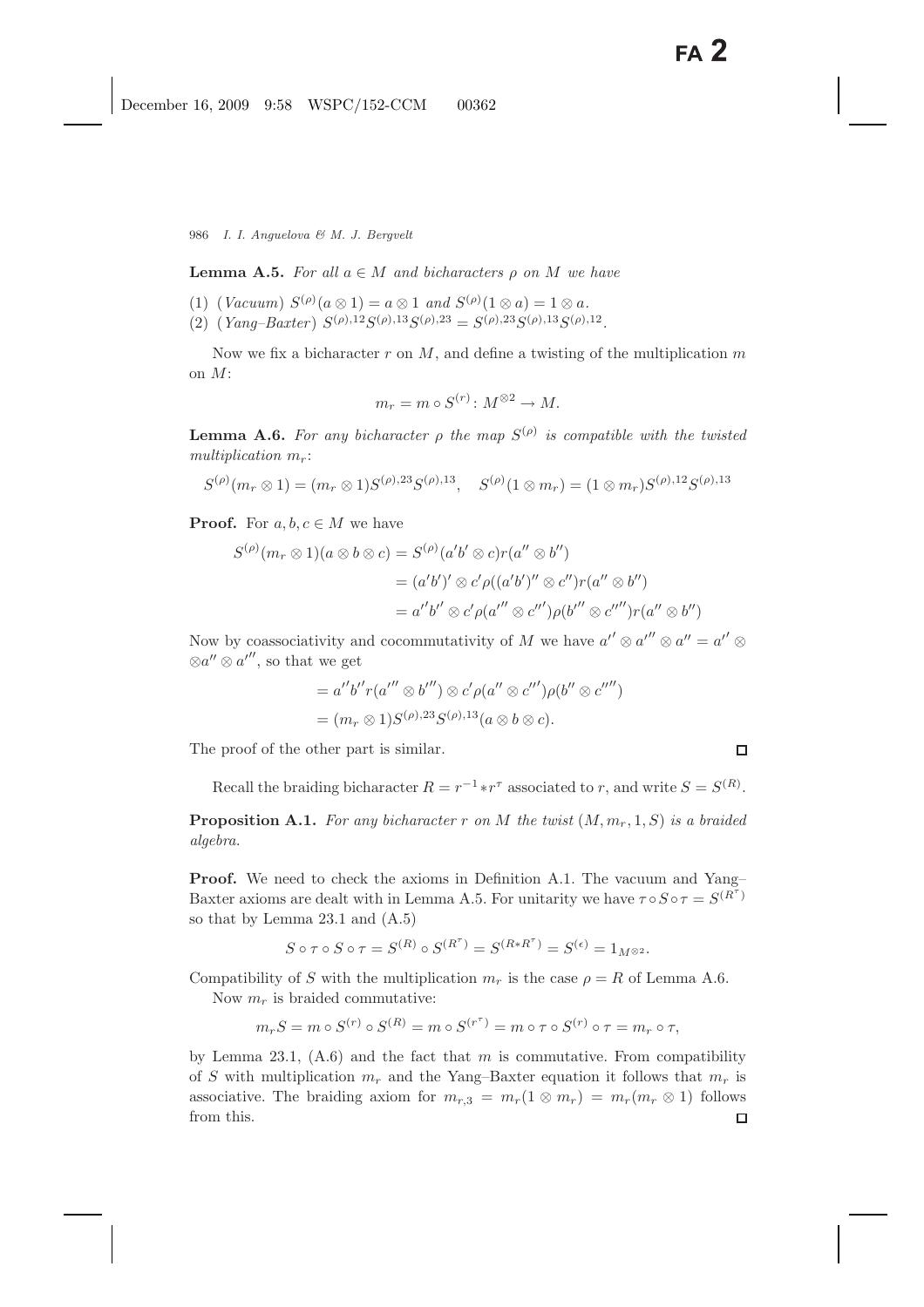**Lemma A.5.** *For all $a \in M$ and bicharacters $\rho$ on $M$ we have*

(1) (*Vacuum*) $S^{(\rho)}(a \otimes 1) = a \otimes 1$ *and* $S^{(\rho)}(1 \otimes a) = 1 \otimes a$.
(2) (*Yang–Baxter*) $S^{(\rho),12}S^{(\rho),13}S^{(\rho),23} = S^{(\rho),23}S^{(\rho),13}S^{(\rho),12}$.

Now we fix a bicharacter $r$ on $M$, and define a twisting of the multiplication $m$ on $M$:

$$m_r = m \circ S^{(r)} \colon M^{\otimes 2} \to M.$$

**Lemma A.6.** *For any bicharacter $\rho$ the map $S^{(\rho)}$ is compatible with the twisted multiplication $m_r$:*

$$S^{(\rho)}(m_r \otimes 1) = (m_r \otimes 1)S^{(\rho),23}S^{(\rho),13}, \quad S^{(\rho)}(1 \otimes m_r) = (1 \otimes m_r)S^{(\rho),12}S^{(\rho),13}$$

**Proof.** For $a, b, c \in M$ we have

$$\begin{aligned}
S^{(\rho)}(m_r \otimes 1)(a \otimes b \otimes c) &= S^{(\rho)}(a'b' \otimes c)r(a'' \otimes b'') \\
&= (a'b')' \otimes c'\rho((a'b')'' \otimes c'')r(a'' \otimes b'') \\
&= a''b'' \otimes c'\rho(a''' \otimes c''')\rho(b''' \otimes c'''')r(a'' \otimes b'')
\end{aligned}$$

Now by coassociativity and cocommutativity of $M$ we have $a'' \otimes a''' \otimes a'' = a'' \otimes \otimes a'' \otimes a'''$, so that we get

$$\begin{aligned}
&= a''b''r(a''' \otimes b''') \otimes c'\rho(a'' \otimes c''')\rho(b'' \otimes c'''') \\
&= (m_r \otimes 1)S^{(\rho),23}S^{(\rho),13}(a \otimes b \otimes c).
\end{aligned}$$

The proof of the other part is similar. $\square$

Recall the braiding bicharacter $R = r^{-1} * r^{\tau}$ associated to $r$, and write $S = S^{(R)}$.

**Proposition A.1.** *For any bicharacter $r$ on $M$ the twist $(M, m_r, 1, S)$ is a braided algebra.*

**Proof.** We need to check the axioms in Definition A.1. The vacuum and Yang–Baxter axioms are dealt with in Lemma A.5. For unitarity we have $\tau \circ S \circ \tau = S^{(R^{\tau})}$ so that by Lemma 23.1 and (A.5)

$$S \circ \tau \circ S \circ \tau = S^{(R)} \circ S^{(R^{\tau})} = S^{(R * R^{\tau})} = S^{(\epsilon)} = 1_{M^{\otimes 2}}.$$

Compatibility of $S$ with the multiplication $m_r$ is the case $\rho = R$ of Lemma A.6.

Now $m_r$ is braided commutative:

$$m_r S = m \circ S^{(r)} \circ S^{(R)} = m \circ S^{(r^{\tau})} = m \circ \tau \circ S^{(r)} \circ \tau = m_r \circ \tau,$$

by Lemma 23.1, (A.6) and the fact that $m$ is commutative. From compatibility of $S$ with multiplication $m_r$ and the Yang–Baxter equation it follows that $m_r$ is associative. The braiding axiom for $m_{r,3} = m_r(1 \otimes m_r) = m_r(m_r \otimes 1)$ follows from this. $\square$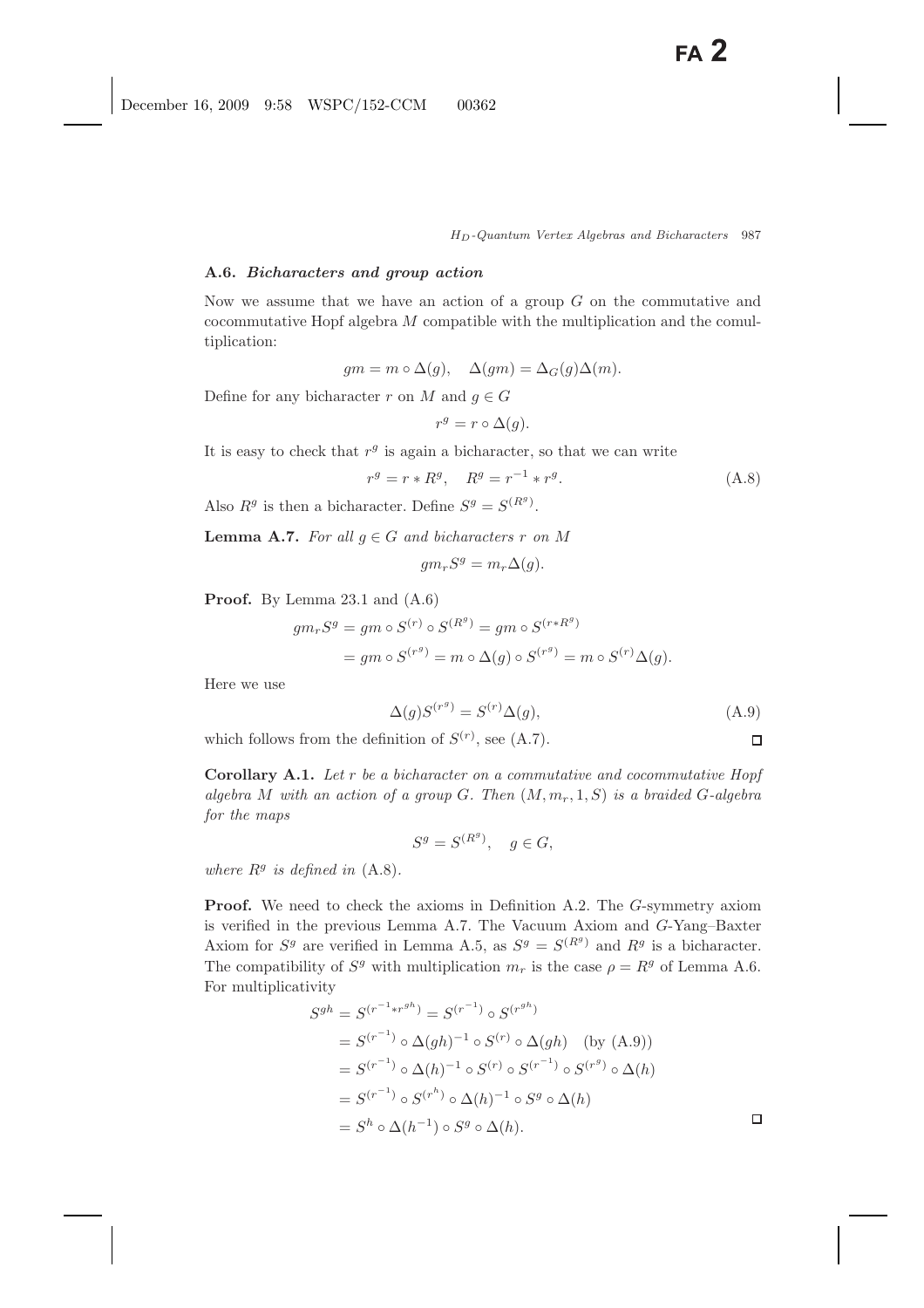### A.6. *Bicharacters and group action*

Now we assume that we have an action of a group $G$ on the commutative and cocommutative Hopf algebra $M$ compatible with the multiplication and the comultiplication:

$$gm = m \circ \Delta(g), \quad \Delta(gm) = \Delta_G(g)\Delta(m).$$

Define for any bicharacter $r$ on $M$ and $g \in G$

$$r^g = r \circ \Delta(g).$$

It is easy to check that $r^g$ is again a bicharacter, so that we can write

$$r^g = r * R^g, \quad R^g = r^{-1} * r^g. \tag{A.8}$$

Also $R^g$ is then a bicharacter. Define $S^g = S^{(R^g)}$.

**Lemma A.7.** *For all $g \in G$ and bicharacters $r$ on $M$*

$$gm_r S^g = m_r \Delta(g).$$

**Proof.** By Lemma 23.1 and (A.6)

$$\begin{aligned} gm_r S^g &= gm \circ S^{(r)} \circ S^{(R^g)} = gm \circ S^{(r*R^g)} \\ &= gm \circ S^{(r^g)} = m \circ \Delta(g) \circ S^{(r^g)} = m \circ S^{(r)} \Delta(g). \end{aligned}$$

Here we use

$$\Delta(g) S^{(r^g)} = S^{(r)} \Delta(g), \tag{A.9}$$

which follows from the definition of $S^{(r)}$, see (A.7). □

**Corollary A.1.** *Let $r$ be a bicharacter on a commutative and cocommutative Hopf algebra $M$ with an action of a group $G$. Then $(M, m_r, 1, S)$ is a braided $G$-algebra for the maps*

$$S^g = S^{(R^g)}, \quad g \in G,$$

*where $R^g$ is defined in* (A.8).

**Proof.** We need to check the axioms in Definition A.2. The $G$-symmetry axiom is verified in the previous Lemma A.7. The Vacuum Axiom and $G$-Yang–Baxter Axiom for $S^g$ are verified in Lemma A.5, as $S^g = S^{(R^g)}$ and $R^g$ is a bicharacter. The compatibility of $S^g$ with multiplication $m_r$ is the case $\rho = R^g$ of Lemma A.6. For multiplicativity

$$\begin{aligned} S^{gh} &= S^{(r^{-1} * r^{gh})} = S^{(r^{-1})} \circ S^{(r^{gh})} \\ &= S^{(r^{-1})} \circ \Delta(gh)^{-1} \circ S^{(r)} \circ \Delta(gh) \quad \text{(by (A.9))} \\ &= S^{(r^{-1})} \circ \Delta(h)^{-1} \circ S^{(r)} \circ S^{(r^{-1})} \circ S^{(r^g)} \circ \Delta(h) \\ &= S^{(r^{-1})} \circ S^{(r^h)} \circ \Delta(h)^{-1} \circ S^g \circ \Delta(h) \\ &= S^h \circ \Delta(h^{-1}) \circ S^g \circ \Delta(h). \end{aligned}$$

□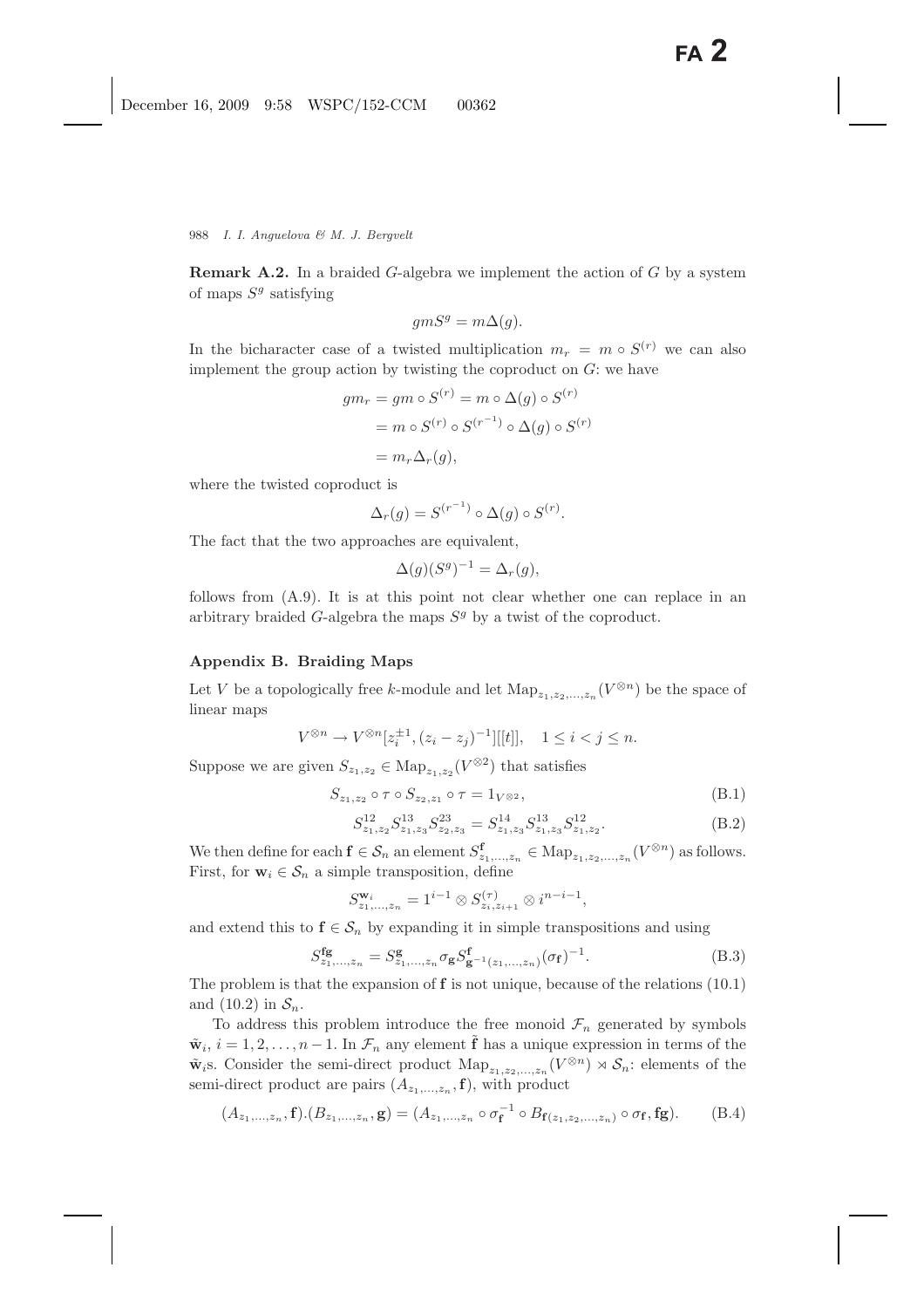**Remark A.2.** In a braided $G$-algebra we implement the action of $G$ by a system of maps $S^g$ satisfying

$$gmS^g = m\Delta(g).$$

In the bicharacter case of a twisted multiplication $m_r = m \circ S^{(r)}$ we can also implement the group action by twisting the coproduct on $G$: we have

$$\begin{aligned} gm_r = gm \circ S^{(r)} &= m \circ \Delta(g) \circ S^{(r)} \\ &= m \circ S^{(r)} \circ S^{(r^{-1})} \circ \Delta(g) \circ S^{(r)} \\ &= m_r \Delta_r(g), \end{aligned}$$

where the twisted coproduct is

$$\Delta_r(g) = S^{(r^{-1})} \circ \Delta(g) \circ S^{(r)}.$$

The fact that the two approaches are equivalent,

$$\Delta(g)(S^g)^{-1} = \Delta_r(g),$$

follows from (A.9). It is at this point not clear whether one can replace in an arbitrary braided $G$-algebra the maps $S^g$ by a twist of the coproduct.

## Appendix B. Braiding Maps

Let $V$ be a topologically free $k$-module and let $\mathrm{Map}_{z_1,z_2,\ldots,z_n}(V^{\otimes n})$ be the space of linear maps

$$V^{\otimes n} \to V^{\otimes n}[z_i^{\pm 1}, (z_i - z_j)^{-1}][[t]], \quad 1 \le i < j \le n.$$

Suppose we are given $S_{z_1,z_2} \in \mathrm{Map}_{z_1,z_2}(V^{\otimes 2})$ that satisfies

$$S_{z_1,z_2} \circ \tau \circ S_{z_2,z_1} \circ \tau = 1_{V^{\otimes 2}}, \tag{B.1}$$

$$S^{12}_{z_1,z_2} S^{13}_{z_1,z_3} S^{23}_{z_2,z_3} = S^{14}_{z_1,z_3} S^{13}_{z_1,z_3} S^{12}_{z_1,z_2}. \tag{B.2}$$

We then define for each $\mathbf{f} \in \mathcal{S}_n$ an element $S^{\mathbf{f}}_{z_1,\ldots,z_n} \in \mathrm{Map}_{z_1,z_2,\ldots,z_n}(V^{\otimes n})$ as follows. First, for $\mathbf{w}_i \in \mathcal{S}_n$ a simple transposition, define

$$S^{\mathbf{w}_i}_{z_1,\ldots,z_n} = 1^{i-1} \otimes S^{(\tau)}_{z_i,z_{i+1}} \otimes i^{n-i-1},$$

and extend this to $\mathbf{f} \in \mathcal{S}_n$ by expanding it in simple transpositions and using

$$S^{\mathbf{fg}}_{z_1,\ldots,z_n} = S^{\mathbf{g}}_{z_1,\ldots,z_n} \sigma_{\mathbf{g}} S^{\mathbf{f}}_{\mathbf{g}^{-1}(z_1,\ldots,z_n)} (\sigma_{\mathbf{f}})^{-1}. \tag{B.3}$$

The problem is that the expansion of $\mathbf{f}$ is not unique, because of the relations (10.1) and (10.2) in $\mathcal{S}_n$.

To address this problem introduce the free monoid $\mathcal{F}_n$ generated by symbols $\tilde{\mathbf{w}}_i$, $i = 1, 2, \ldots, n-1$. In $\mathcal{F}_n$ any element $\tilde{\mathbf{f}}$ has a unique expression in terms of the $\tilde{\mathbf{w}}_i$s. Consider the semi-direct product $\mathrm{Map}_{z_1,z_2,\ldots,z_n}(V^{\otimes n}) \rtimes \mathcal{S}_n$: elements of the semi-direct product are pairs $(A_{z_1,\ldots,z_n}, \mathbf{f})$, with product

$$(A_{z_1,\ldots,z_n}, \mathbf{f}).(B_{z_1,\ldots,z_n}, \mathbf{g}) = (A_{z_1,\ldots,z_n} \circ \sigma_{\mathbf{f}}^{-1} \circ B_{\mathbf{f}(z_1,z_2,\ldots,z_n)} \circ \sigma_{\mathbf{f}}, \mathbf{fg}). \tag{B.4}$$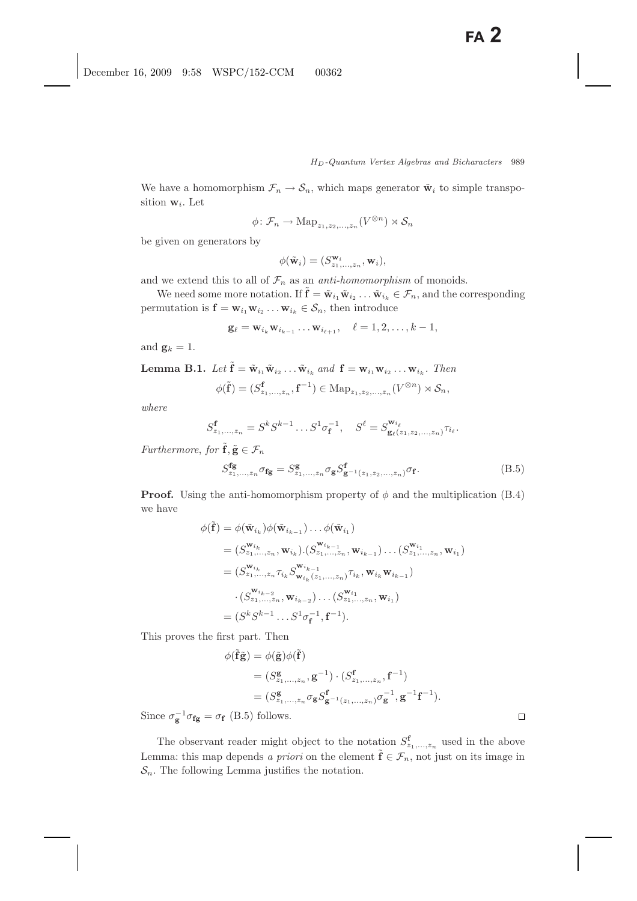We have a homomorphism $\mathcal{F}_n \to \mathcal{S}_n$, which maps generator $\tilde{\mathbf{w}}_i$ to simple transposition $\mathbf{w}_i$. Let

$$\phi\colon \mathcal{F}_n \to \mathrm{Map}_{z_1,z_2,\ldots,z_n}(V^{\otimes n}) \rtimes \mathcal{S}_n$$

be given on generators by

$$\phi(\tilde{\mathbf{w}}_i) = (S^{\mathbf{w}_i}_{z_1,\ldots,z_n}, \mathbf{w}_i),$$

and we extend this to all of $\mathcal{F}_n$ as an *anti-homomorphism* of monoids.

We need some more notation. If $\tilde{\mathbf{f}} = \tilde{\mathbf{w}}_{i_1}\tilde{\mathbf{w}}_{i_2}\ldots\tilde{\mathbf{w}}_{i_k} \in \mathcal{F}_n$, and the corresponding permutation is $\mathbf{f} = \mathbf{w}_{i_1}\mathbf{w}_{i_2}\ldots\mathbf{w}_{i_k} \in \mathcal{S}_n$, then introduce

$$\mathbf{g}_\ell = \mathbf{w}_{i_k}\mathbf{w}_{i_{k-1}}\ldots\mathbf{w}_{i_{\ell+1}}, \quad \ell = 1,2,\ldots,k-1,$$

and $\mathbf{g}_k = 1$.

**Lemma B.1.** *Let* $\tilde{\mathbf{f}} = \tilde{\mathbf{w}}_{i_1}\tilde{\mathbf{w}}_{i_2}\ldots\tilde{\mathbf{w}}_{i_k}$ *and* $\mathbf{f} = \mathbf{w}_{i_1}\mathbf{w}_{i_2}\ldots\mathbf{w}_{i_k}$. *Then*

$$\phi(\tilde{\mathbf{f}}) = (S^{\mathbf{f}}_{z_1,\ldots,z_n}, \mathbf{f}^{-1}) \in \mathrm{Map}_{z_1,z_2,\ldots,z_n}(V^{\otimes n}) \rtimes \mathcal{S}_n,$$

*where*

$$S^{\mathbf{f}}_{z_1,\ldots,z_n} = S^k S^{k-1}\ldots S^1 \sigma_{\mathbf{f}}^{-1}, \quad S^\ell = S^{\mathbf{w}_{i_\ell}}_{\mathbf{g}_\ell(z_1,z_2,\ldots,z_n)}\tau_{i_\ell}.$$

*Furthermore, for* $\tilde{\mathbf{f}}, \tilde{\mathbf{g}} \in \mathcal{F}_n$

$$S^{\mathbf{fg}}_{z_1,\ldots,z_n}\sigma_{\mathbf{fg}} = S^{\mathbf{g}}_{z_1,\ldots,z_n}\sigma_{\mathbf{g}} S^{\mathbf{f}}_{\mathbf{g}^{-1}(z_1,z_2,\ldots,z_n)}\sigma_{\mathbf{f}}. \tag{B.5}$$

**Proof.** Using the anti-homomorphism property of $\phi$ and the multiplication (B.4) we have

$$\begin{aligned}
\phi(\tilde{\mathbf{f}}) &= \phi(\tilde{\mathbf{w}}_{i_k})\phi(\tilde{\mathbf{w}}_{i_{k-1}})\ldots\phi(\tilde{\mathbf{w}}_{i_1}) \\
&= (S^{\mathbf{w}_{i_k}}_{z_1,\ldots,z_n}, \mathbf{w}_{i_k}).(S^{\mathbf{w}_{i_{k-1}}}_{z_1,\ldots,z_n}, \mathbf{w}_{i_{k-1}})\ldots(S^{\mathbf{w}_{i_1}}_{z_1,\ldots,z_n}, \mathbf{w}_{i_1}) \\
&= (S^{\mathbf{w}_{i_k}}_{z_1,\ldots,z_n}\tau_{i_k}S^{\mathbf{w}_{i_{k-1}}}_{\mathbf{w}_{i_k}(z_1,\ldots,z_n)}\tau_{i_k}, \mathbf{w}_{i_k}\mathbf{w}_{i_{k-1}}) \\
&\quad \cdot (S^{\mathbf{w}_{i_{k-2}}}_{z_1,\ldots,z_n}, \mathbf{w}_{i_{k-2}})\ldots(S^{\mathbf{w}_{i_1}}_{z_1,\ldots,z_n}, \mathbf{w}_{i_1}) \\
&= (S^k S^{k-1}\ldots S^1\sigma_{\mathbf{f}}^{-1}, \mathbf{f}^{-1}).
\end{aligned}$$

This proves the first part. Then

$$\begin{aligned}
\phi(\tilde{\mathbf{f}}\tilde{\mathbf{g}}) &= \phi(\tilde{\mathbf{g}})\phi(\tilde{\mathbf{f}}) \\
&= (S^{\mathbf{g}}_{z_1,\ldots,z_n}, \mathbf{g}^{-1}) \cdot (S^{\mathbf{f}}_{z_1,\ldots,z_n}, \mathbf{f}^{-1}) \\
&= (S^{\mathbf{g}}_{z_1,\ldots,z_n}\sigma_{\mathbf{g}}S^{\mathbf{f}}_{\mathbf{g}^{-1}(z_1,\ldots,z_n)}\sigma_{\mathbf{g}}^{-1}, \mathbf{g}^{-1}\mathbf{f}^{-1}).
\end{aligned}$$

Since $\sigma_{\mathbf{g}}^{-1}\sigma_{\mathbf{fg}} = \sigma_{\mathbf{f}}$ (B.5) follows. $\square$

The observant reader might object to the notation $S^{\mathbf{f}}_{z_1,\ldots,z_n}$ used in the above Lemma: this map depends *a priori* on the element $\tilde{\mathbf{f}} \in \mathcal{F}_n$, not just on its image in $\mathcal{S}_n$. The following Lemma justifies the notation.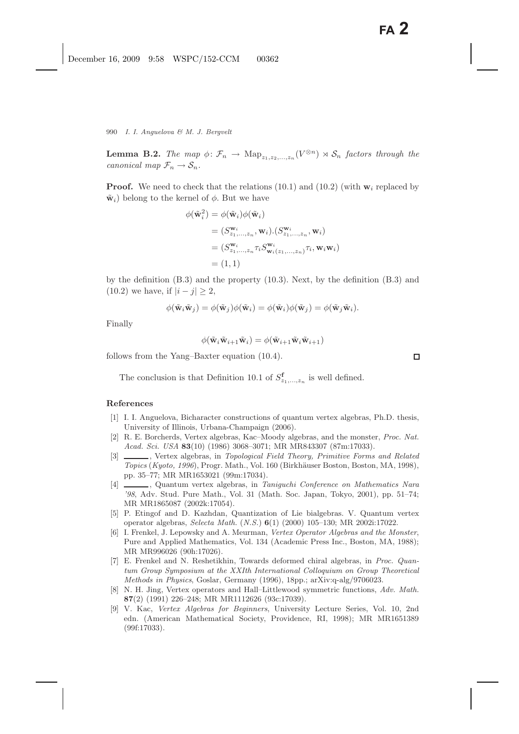**Lemma B.2.** *The map* $\phi\colon \mathcal{F}_n \to \mathrm{Map}_{z_1,z_2,\ldots,z_n}(V^{\otimes n}) \rtimes \mathcal{S}_n$ *factors through the canonical map* $\mathcal{F}_n \to \mathcal{S}_n$.

**Proof.** We need to check that the relations (10.1) and (10.2) (with $\mathbf{w}_i$ replaced by $\tilde{\mathbf{w}}_i$) belong to the kernel of $\phi$. But we have

$$
\begin{aligned}
\phi(\tilde{\mathbf{w}}_i^2) &= \phi(\tilde{\mathbf{w}}_i)\phi(\tilde{\mathbf{w}}_i)\\
&= (S^{\mathbf{w}_i}_{z_1,\ldots,z_n}, \mathbf{w}_i).(S^{\mathbf{w}_i}_{z_1,\ldots,z_n}, \mathbf{w}_i)\\
&= (S^{\mathbf{w}_i}_{z_1,\ldots,z_n}\tau_i S^{\mathbf{w}_i}_{\mathbf{w}_i(z_1,\ldots,z_n)}\tau_i, \mathbf{w}_i\mathbf{w}_i)\\
&= (1,1)
\end{aligned}
$$

by the definition (B.3) and the property (10.3). Next, by the definition (B.3) and (10.2) we have, if $|i-j| \geq 2$,

$$
\phi(\tilde{\mathbf{w}}_i\tilde{\mathbf{w}}_j) = \phi(\tilde{\mathbf{w}}_j)\phi(\tilde{\mathbf{w}}_i) = \phi(\tilde{\mathbf{w}}_i)\phi(\tilde{\mathbf{w}}_j) = \phi(\tilde{\mathbf{w}}_j\tilde{\mathbf{w}}_i).
$$

Finally

$$
\phi(\tilde{\mathbf{w}}_i\tilde{\mathbf{w}}_{i+1}\tilde{\mathbf{w}}_i) = \phi(\tilde{\mathbf{w}}_{i+1}\tilde{\mathbf{w}}_i\tilde{\mathbf{w}}_{i+1})
$$

follows from the Yang–Baxter equation (10.4). ∎

The conclusion is that Definition 10.1 of $S^{\mathbf{f}}_{z_1,\ldots,z_n}$ is well defined.

## References

[1] I. I. Anguelova, Bicharacter constructions of quantum vertex algebras, Ph.D. thesis, University of Illinois, Urbana-Champaign (2006).

[2] R. E. Borcherds, Vertex algebras, Kac–Moody algebras, and the monster, *Proc. Nat. Acad. Sci. USA* **83**(10) (1986) 3068–3071; MR MR843307 (87m:17033).

[3] ———, Vertex algebras, in *Topological Field Theory, Primitive Forms and Related Topics* (*Kyoto, 1996*), Progr. Math., Vol. 160 (Birkhäuser Boston, Boston, MA, 1998), pp. 35–77; MR MR1653021 (99m:17034).

[4] ———, Quantum vertex algebras, in *Taniguchi Conference on Mathematics Nara '98*, Adv. Stud. Pure Math., Vol. 31 (Math. Soc. Japan, Tokyo, 2001), pp. 51–74; MR MR1865087 (2002k:17054).

[5] P. Etingof and D. Kazhdan, Quantization of Lie bialgebras. V. Quantum vertex operator algebras, *Selecta Math.* (*N.S.*) **6**(1) (2000) 105–130; MR 2002i:17022.

[6] I. Frenkel, J. Lepowsky and A. Meurman, *Vertex Operator Algebras and the Monster*, Pure and Applied Mathematics, Vol. 134 (Academic Press Inc., Boston, MA, 1988); MR MR996026 (90h:17026).

[7] E. Frenkel and N. Reshetikhin, Towards deformed chiral algebras, in *Proc. Quantum Group Symposium at the XXIth International Colloquium on Group Theoretical Methods in Physics*, Goslar, Germany (1996), 18pp.; arXiv:q-alg/9706023.

[8] N. H. Jing, Vertex operators and Hall–Littlewood symmetric functions, *Adv. Math.* **87**(2) (1991) 226–248; MR MR1112626 (93c:17039).

[9] V. Kac, *Vertex Algebras for Beginners*, University Lecture Series, Vol. 10, 2nd edn. (American Mathematical Society, Providence, RI, 1998); MR MR1651389 (99f:17033).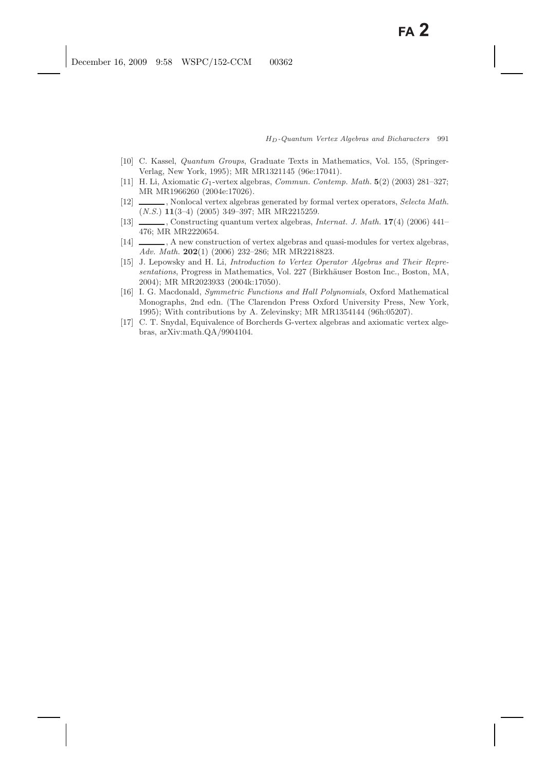[10] C. Kassel, *Quantum Groups*, Graduate Texts in Mathematics, Vol. 155, (Springer-Verlag, New York, 1995); MR MR1321145 (96e:17041).

[11] H. Li, Axiomatic $G_1$-vertex algebras, *Commun. Contemp. Math.* **5**(2) (2003) 281–327; MR MR1966260 (2004e:17026).

[12] ______, Nonlocal vertex algebras generated by formal vertex operators, *Selecta Math. (N.S.)* **11**(3–4) (2005) 349–397; MR MR2215259.

[13] ______, Constructing quantum vertex algebras, *Internat. J. Math.* **17**(4) (2006) 441–476; MR MR2220654.

[14] ______, A new construction of vertex algebras and quasi-modules for vertex algebras, *Adv. Math.* **202**(1) (2006) 232–286; MR MR2218823.

[15] J. Lepowsky and H. Li, *Introduction to Vertex Operator Algebras and Their Representations*, Progress in Mathematics, Vol. 227 (Birkhäuser Boston Inc., Boston, MA, 2004); MR MR2023933 (2004k:17050).

[16] I. G. Macdonald, *Symmetric Functions and Hall Polynomials*, Oxford Mathematical Monographs, 2nd edn. (The Clarendon Press Oxford University Press, New York, 1995); With contributions by A. Zelevinsky; MR MR1354144 (96h:05207).

[17] C. T. Snydal, Equivalence of Borcherds G-vertex algebras and axiomatic vertex algebras, arXiv:math.QA/9904104.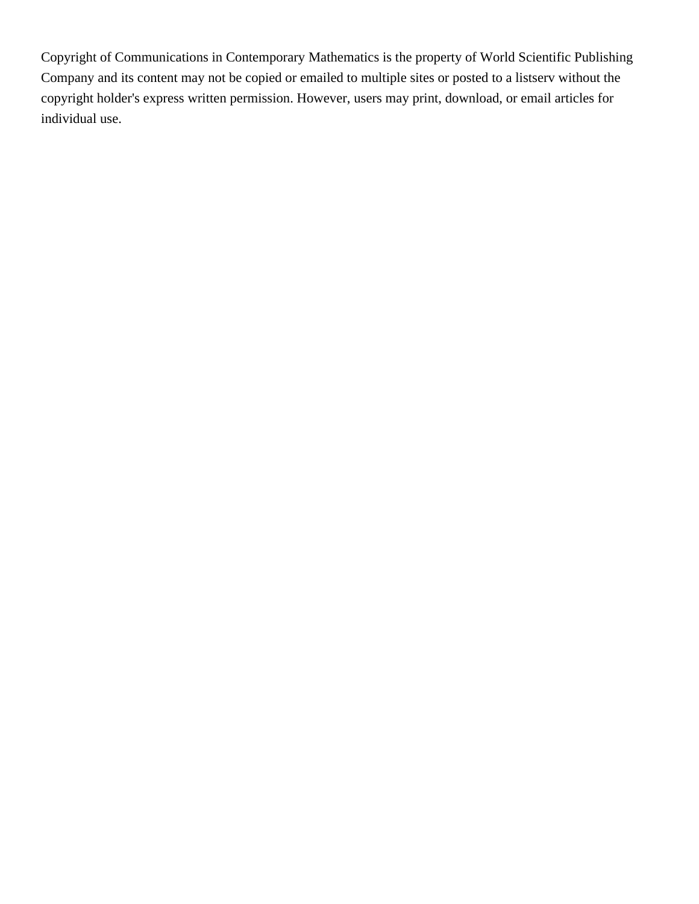Copyright of Communications in Contemporary Mathematics is the property of World Scientific Publishing Company and its content may not be copied or emailed to multiple sites or posted to a listserv without the copyright holder's express written permission. However, users may print, download, or email articles for individual use.